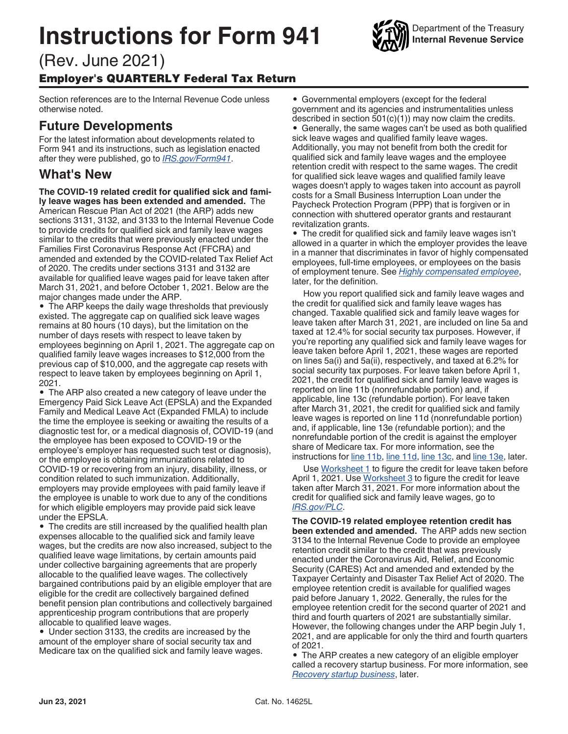# Instructions for Form 941

Department of the Treasury
**Internal Revenue Service**

(Rev. June 2021)

### Employer's QUARTERLY Federal Tax Return

Section references are to the Internal Revenue Code unless otherwise noted.

## Future Developments

For the latest information about developments related to Form 941 and its instructions, such as legislation enacted after they were published, go to *IRS.gov/Form941*.

## What's New

**The COVID-19 related credit for qualified sick and family leave wages has been extended and amended.** The American Rescue Plan Act of 2021 (the ARP) adds new sections 3131, 3132, and 3133 to the Internal Revenue Code to provide credits for qualified sick and family leave wages similar to the credits that were previously enacted under the Families First Coronavirus Response Act (FFCRA) and amended and extended by the COVID-related Tax Relief Act of 2020. The credits under sections 3131 and 3132 are available for qualified leave wages paid for leave taken after March 31, 2021, and before October 1, 2021. Below are the major changes made under the ARP.

- The ARP keeps the daily wage thresholds that previously existed. The aggregate cap on qualified sick leave wages remains at 80 hours (10 days), but the limitation on the number of days resets with respect to leave taken by employees beginning on April 1, 2021. The aggregate cap on qualified family leave wages increases to $12,000 from the previous cap of $10,000, and the aggregate cap resets with respect to leave taken by employees beginning on April 1, 2021.
- The ARP also created a new category of leave under the Emergency Paid Sick Leave Act (EPSLA) and the Expanded Family and Medical Leave Act (Expanded FMLA) to include the time the employee is seeking or awaiting the results of a diagnostic test for, or a medical diagnosis of, COVID-19 (and the employee has been exposed to COVID-19 or the employee's employer has requested such test or diagnosis), or the employee is obtaining immunizations related to COVID-19 or recovering from an injury, disability, illness, or condition related to such immunization. Additionally, employers may provide employees with paid family leave if the employee is unable to work due to any of the conditions for which eligible employers may provide paid sick leave under the EPSLA.
- The credits are still increased by the qualified health plan expenses allocable to the qualified sick and family leave wages, but the credits are now also increased, subject to the qualified leave wage limitations, by certain amounts paid under collective bargaining agreements that are properly allocable to the qualified leave wages. The collectively bargained contributions paid by an eligible employer that are eligible for the credit are collectively bargained defined benefit pension plan contributions and collectively bargained apprenticeship program contributions that are properly allocable to qualified leave wages.
- Under section 3133, the credits are increased by the amount of the employer share of social security tax and Medicare tax on the qualified sick and family leave wages.
- Governmental employers (except for the federal government and its agencies and instrumentalities unless described in section 501(c)(1)) may now claim the credits.
- Generally, the same wages can't be used as both qualified sick leave wages and qualified family leave wages. Additionally, you may not benefit from both the credit for qualified sick and family leave wages and the employee retention credit with respect to the same wages. The credit for qualified sick leave wages and qualified family leave wages doesn't apply to wages taken into account as payroll costs for a Small Business Interruption Loan under the Paycheck Protection Program (PPP) that is forgiven or in connection with shuttered operator grants and restaurant revitalization grants.
- The credit for qualified sick and family leave wages isn't allowed in a quarter in which the employer provides the leave in a manner that discriminates in favor of highly compensated employees, full-time employees, or employees on the basis of employment tenure. See *Highly compensated employee*, later, for the definition.

How you report qualified sick and family leave wages and the credit for qualified sick and family leave wages has changed. Taxable qualified sick and family leave wages for leave taken after March 31, 2021, are included on line 5a and taxed at 12.4% for social security tax purposes. However, if you're reporting any qualified sick and family leave wages for leave taken before April 1, 2021, these wages are reported on lines 5a(i) and 5a(ii), respectively, and taxed at 6.2% for social security tax purposes. For leave taken before April 1, 2021, the credit for qualified sick and family leave wages is reported on line 11b (nonrefundable portion) and, if applicable, line 13c (refundable portion). For leave taken after March 31, 2021, the credit for qualified sick and family leave wages is reported on line 11d (nonrefundable portion) and, if applicable, line 13e (refundable portion); and the nonrefundable portion of the credit is against the employer share of Medicare tax. For more information, see the instructions for line 11b, line 11d, line 13c, and line 13e, later.

Use Worksheet 1 to figure the credit for leave taken before April 1, 2021. Use Worksheet 3 to figure the credit for leave taken after March 31, 2021. For more information about the credit for qualified sick and family leave wages, go to *IRS.gov/PLC*.

**The COVID-19 related employee retention credit has been extended and amended.** The ARP adds new section 3134 to the Internal Revenue Code to provide an employee retention credit similar to the credit that was previously enacted under the Coronavirus Aid, Relief, and Economic Security (CARES) Act and amended and extended by the Taxpayer Certainty and Disaster Tax Relief Act of 2020. The employee retention credit is available for qualified wages paid before January 1, 2022. Generally, the rules for the employee retention credit for the second quarter of 2021 and third and fourth quarters of 2021 are substantially similar. However, the following changes under the ARP begin July 1, 2021, and are applicable for only the third and fourth quarters of 2021.

- The ARP creates a new category of an eligible employer called a recovery startup business. For more information, see *Recovery startup business*, later.

Jun 23, 2021 Cat. No. 14625L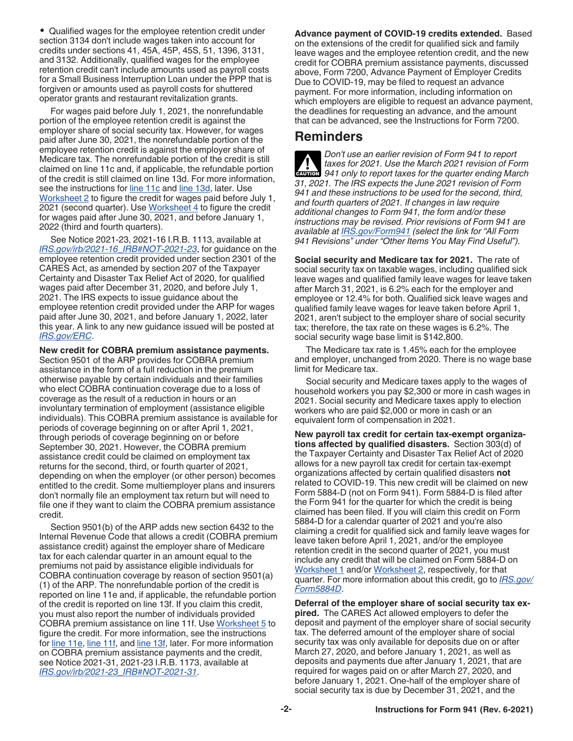- Qualified wages for the employee retention credit under section 3134 don't include wages taken into account for credits under sections 41, 45A, 45P, 45S, 51, 1396, 3131, and 3132. Additionally, qualified wages for the employee retention credit can't include amounts used as payroll costs for a Small Business Interruption Loan under the PPP that is forgiven or amounts used as payroll costs for shuttered operator grants and restaurant revitalization grants.

For wages paid before July 1, 2021, the nonrefundable portion of the employee retention credit is against the employer share of social security tax. However, for wages paid after June 30, 2021, the nonrefundable portion of the employee retention credit is against the employer share of Medicare tax. The nonrefundable portion of the credit is still claimed on line 11c and, if applicable, the refundable portion of the credit is still claimed on line 13d. For more information, see the instructions for line 11c and line 13d, later. Use Worksheet 2 to figure the credit for wages paid before July 1, 2021 (second quarter). Use Worksheet 4 to figure the credit for wages paid after June 30, 2021, and before January 1, 2022 (third and fourth quarters).

See Notice 2021-23, 2021-16 I.R.B. 1113, available at *IRS.gov/irb/2021-16_IRB#NOT-2021-23*, for guidance on the employee retention credit provided under section 2301 of the CARES Act, as amended by section 207 of the Taxpayer Certainty and Disaster Tax Relief Act of 2020, for qualified wages paid after December 31, 2020, and before July 1, 2021. The IRS expects to issue guidance about the employee retention credit provided under the ARP for wages paid after June 30, 2021, and before January 1, 2022, later this year. A link to any new guidance issued will be posted at *IRS.gov/ERC*.

**New credit for COBRA premium assistance payments.** Section 9501 of the ARP provides for COBRA premium assistance in the form of a full reduction in the premium otherwise payable by certain individuals and their families who elect COBRA continuation coverage due to a loss of coverage as the result of a reduction in hours or an involuntary termination of employment (assistance eligible individuals). This COBRA premium assistance is available for periods of coverage beginning on or after April 1, 2021, through periods of coverage beginning on or before September 30, 2021. However, the COBRA premium assistance credit could be claimed on employment tax returns for the second, third, or fourth quarter of 2021, depending on when the employer (or other person) becomes entitled to the credit. Some multiemployer plans and insurers don't normally file an employment tax return but will need to file one if they want to claim the COBRA premium assistance credit.

Section 9501(b) of the ARP adds new section 6432 to the Internal Revenue Code that allows a credit (COBRA premium assistance credit) against the employer share of Medicare tax for each calendar quarter in an amount equal to the premiums not paid by assistance eligible individuals for COBRA continuation coverage by reason of section 9501(a)(1) of the ARP. The nonrefundable portion of the credit is reported on line 11e and, if applicable, the refundable portion of the credit is reported on line 13f. If you claim this credit, you must also report the number of individuals provided COBRA premium assistance on line 11f. Use Worksheet 5 to figure the credit. For more information, see the instructions for line 11e, line 11f, and line 13f, later. For more information on COBRA premium assistance payments and the credit, see Notice 2021-31, 2021-23 I.R.B. 1173, available at *IRS.gov/irb/2021-23_IRB#NOT-2021-31*.

**Advance payment of COVID-19 credits extended.** Based on the extensions of the credit for qualified sick and family leave wages and the employee retention credit, and the new credit for COBRA premium assistance payments, discussed above, Form 7200, Advance Payment of Employer Credits Due to COVID-19, may be filed to request an advance payment. For more information, including information on which employers are eligible to request an advance payment, the deadlines for requesting an advance, and the amount that can be advanced, see the Instructions for Form 7200.

## Reminders

**CAUTION** *Don't use an earlier revision of Form 941 to report taxes for 2021. Use the March 2021 revision of Form 941 only to report taxes for the quarter ending March 31, 2021. The IRS expects the June 2021 revision of Form 941 and these instructions to be used for the second, third, and fourth quarters of 2021. If changes in law require additional changes to Form 941, the form and/or these instructions may be revised. Prior revisions of Form 941 are available at IRS.gov/Form941 (select the link for "All Form 941 Revisions" under "Other Items You May Find Useful").*

**Social security and Medicare tax for 2021.** The rate of social security tax on taxable wages, including qualified sick leave wages and qualified family leave wages for leave taken after March 31, 2021, is 6.2% each for the employer and employee or 12.4% for both. Qualified sick leave wages and qualified family leave wages for leave taken before April 1, 2021, aren't subject to the employer share of social security tax; therefore, the tax rate on these wages is 6.2%. The social security wage base limit is $142,800.

The Medicare tax rate is 1.45% each for the employee and employer, unchanged from 2020. There is no wage base limit for Medicare tax.

Social security and Medicare taxes apply to the wages of household workers you pay $2,300 or more in cash wages in 2021. Social security and Medicare taxes apply to election workers who are paid $2,000 or more in cash or an equivalent form of compensation in 2021.

**New payroll tax credit for certain tax-exempt organizations affected by qualified disasters.** Section 303(d) of the Taxpayer Certainty and Disaster Tax Relief Act of 2020 allows for a new payroll tax credit for certain tax-exempt organizations affected by certain qualified disasters **not** related to COVID-19. This new credit will be claimed on new Form 5884-D (not on Form 941). Form 5884-D is filed after the Form 941 for the quarter for which the credit is being claimed has been filed. If you will claim this credit on Form 5884-D for a calendar quarter of 2021 and you're also claiming a credit for qualified sick and family leave wages for leave taken before April 1, 2021, and/or the employee retention credit in the second quarter of 2021, you must include any credit that will be claimed on Form 5884-D on Worksheet 1 and/or Worksheet 2, respectively, for that quarter. For more information about this credit, go to *IRS.gov/Form5884D*.

**Deferral of the employer share of social security tax expired.** The CARES Act allowed employers to defer the deposit and payment of the employer share of social security tax. The deferred amount of the employer share of social security tax was only available for deposits due on or after March 27, 2020, and before January 1, 2021, as well as deposits and payments due after January 1, 2021, that are required for wages paid on or after March 27, 2020, and before January 1, 2021. One-half of the employer share of social security tax is due by December 31, 2021, and the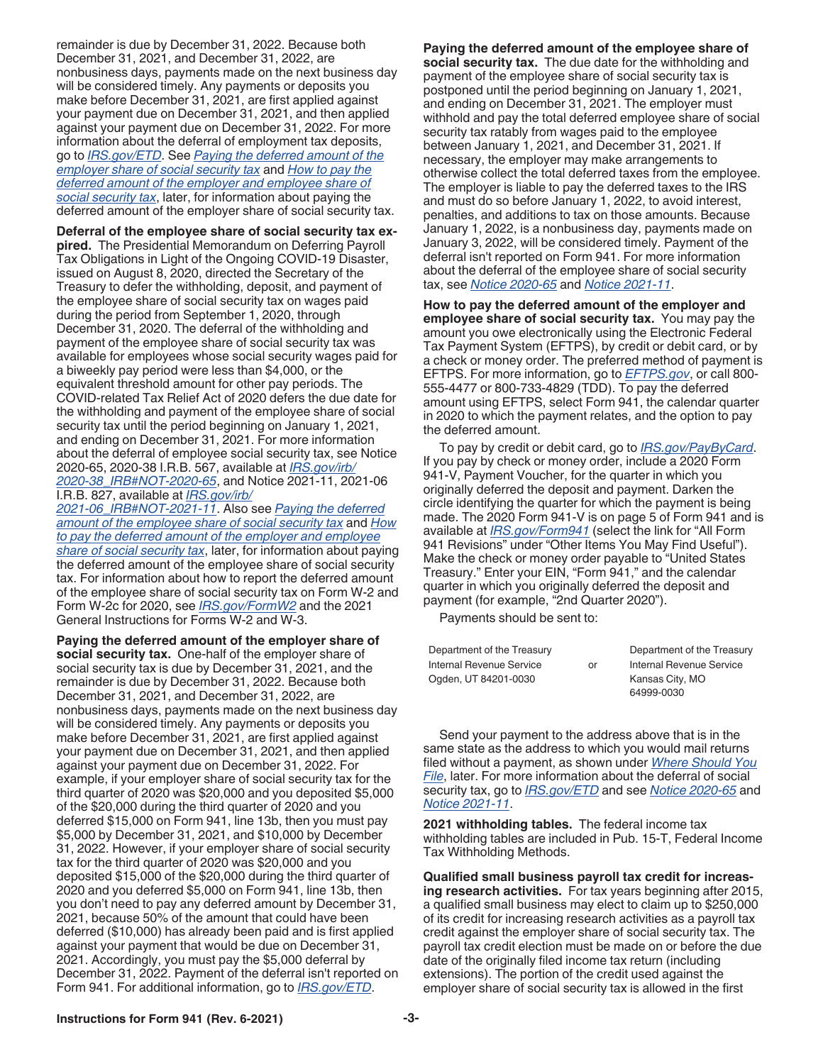remainder is due by December 31, 2022. Because both December 31, 2021, and December 31, 2022, are nonbusiness days, payments made on the next business day will be considered timely. Any payments or deposits you make before December 31, 2021, are first applied against your payment due on December 31, 2021, and then applied against your payment due on December 31, 2022. For more information about the deferral of employment tax deposits, go to *IRS.gov/ETD*. See *Paying the deferred amount of the employer share of social security tax* and *How to pay the deferred amount of the employer and employee share of social security tax*, later, for information about paying the deferred amount of the employer share of social security tax.

**Deferral of the employee share of social security tax expired.** The Presidential Memorandum on Deferring Payroll Tax Obligations in Light of the Ongoing COVID-19 Disaster, issued on August 8, 2020, directed the Secretary of the Treasury to defer the withholding, deposit, and payment of the employee share of social security tax on wages paid during the period from September 1, 2020, through December 31, 2020. The deferral of the withholding and payment of the employee share of social security tax was available for employees whose social security wages paid for a biweekly pay period were less than $4,000, or the equivalent threshold amount for other pay periods. The COVID-related Tax Relief Act of 2020 defers the due date for the withholding and payment of the employee share of social security tax until the period beginning on January 1, 2021, and ending on December 31, 2021. For more information about the deferral of employee social security tax, see Notice 2020-65, 2020-38 I.R.B. 567, available at *IRS.gov/irb/2020-38_IRB#NOT-2020-65*, and Notice 2021-11, 2021-06 I.R.B. 827, available at *IRS.gov/irb/2021-06_IRB#NOT-2021-11*. Also see *Paying the deferred amount of the employee share of social security tax* and *How to pay the deferred amount of the employer and employee share of social security tax*, later, for information about paying the deferred amount of the employee share of social security tax. For information about how to report the deferred amount of the employee share of social security tax on Form W-2 and Form W-2c for 2020, see *IRS.gov/FormW2* and the 2021 General Instructions for Forms W-2 and W-3.

**Paying the deferred amount of the employer share of social security tax.** One-half of the employer share of social security tax is due by December 31, 2021, and the remainder is due by December 31, 2022. Because both December 31, 2021, and December 31, 2022, are nonbusiness days, payments made on the next business day will be considered timely. Any payments or deposits you make before December 31, 2021, are first applied against your payment due on December 31, 2021, and then applied against your payment due on December 31, 2022. For example, if your employer share of social security tax for the third quarter of 2020 was $20,000 and you deposited $5,000 of the $20,000 during the third quarter of 2020 and you deferred $15,000 on Form 941, line 13b, then you must pay $5,000 by December 31, 2021, and $10,000 by December 31, 2022. However, if your employer share of social security tax for the third quarter of 2020 was $20,000 and you deposited $15,000 of the $20,000 during the third quarter of 2020 and you deferred $5,000 on Form 941, line 13b, then you don't need to pay any deferred amount by December 31, 2021, because 50% of the amount that could have been deferred ($10,000) has already been paid and is first applied against your payment that would be due on December 31, 2021. Accordingly, you must pay the $5,000 deferral by December 31, 2022. Payment of the deferral isn't reported on Form 941. For additional information, go to *IRS.gov/ETD*.

**Paying the deferred amount of the employee share of social security tax.** The due date for the withholding and payment of the employee share of social security tax is postponed until the period beginning on January 1, 2021, and ending on December 31, 2021. The employer must withhold and pay the total deferred employee share of social security tax ratably from wages paid to the employee between January 1, 2021, and December 31, 2021. If necessary, the employer may make arrangements to otherwise collect the total deferred taxes from the employee. The employer is liable to pay the deferred taxes to the IRS and must do so before January 1, 2022, to avoid interest, penalties, and additions to tax on those amounts. Because January 1, 2022, is a nonbusiness day, payments made on January 3, 2022, will be considered timely. Payment of the deferral isn't reported on Form 941. For more information about the deferral of the employee share of social security tax, see *Notice 2020-65* and *Notice 2021-11*.

**How to pay the deferred amount of the employer and employee share of social security tax.** You may pay the amount you owe electronically using the Electronic Federal Tax Payment System (EFTPS), by credit or debit card, or by a check or money order. The preferred method of payment is EFTPS. For more information, go to *EFTPS.gov*, or call 800-555-4477 or 800-733-4829 (TDD). To pay the deferred amount using EFTPS, select Form 941, the calendar quarter in 2020 to which the payment relates, and the option to pay the deferred amount.

To pay by credit or debit card, go to *IRS.gov/PayByCard*. If you pay by check or money order, include a 2020 Form 941-V, Payment Voucher, for the quarter in which you originally deferred the deposit and payment. Darken the circle identifying the quarter for which the payment is being made. The 2020 Form 941-V is on page 5 of Form 941 and is available at *IRS.gov/Form941* (select the link for "All Form 941 Revisions" under "Other Items You May Find Useful"). Make the check or money order payable to "United States Treasury." Enter your EIN, "Form 941," and the calendar quarter in which you originally deferred the deposit and payment (for example, "2nd Quarter 2020").

Payments should be sent to:

| | | |
|---|---|---|
| Department of the Treasury<br>Internal Revenue Service<br>Ogden, UT 84201-0030 | or | Department of the Treasury<br>Internal Revenue Service<br>Kansas City, MO<br>64999-0030 |

Send your payment to the address above that is in the same state as the address to which you would mail returns filed without a payment, as shown under *Where Should You File*, later. For more information about the deferral of social security tax, go to *IRS.gov/ETD* and see *Notice 2020-65* and *Notice 2021-11*.

**2021 withholding tables.** The federal income tax withholding tables are included in Pub. 15-T, Federal Income Tax Withholding Methods.

**Qualified small business payroll tax credit for increasing research activities.** For tax years beginning after 2015, a qualified small business may elect to claim up to $250,000 of its credit for increasing research activities as a payroll tax credit against the employer share of social security tax. The payroll tax credit election must be made on or before the due date of the originally filed income tax return (including extensions). The portion of the credit used against the employer share of social security tax is allowed in the first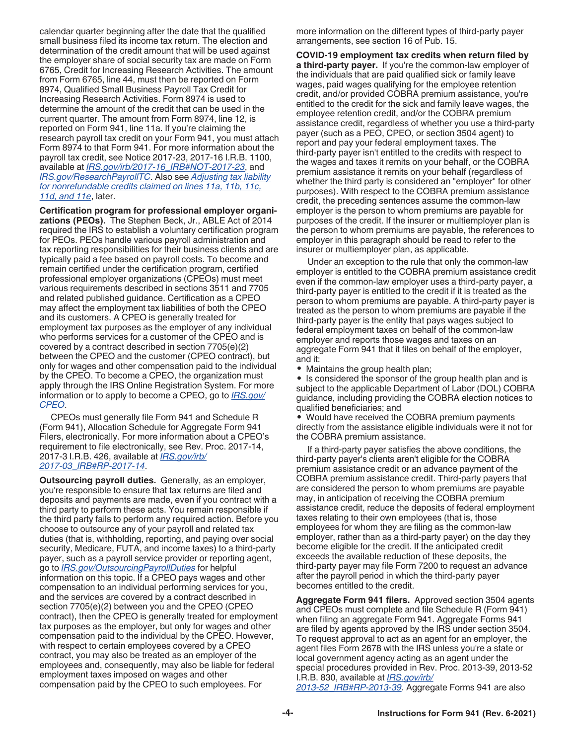calendar quarter beginning after the date that the qualified small business filed its income tax return. The election and determination of the credit amount that will be used against the employer share of social security tax are made on Form 6765, Credit for Increasing Research Activities. The amount from Form 6765, line 44, must then be reported on Form 8974, Qualified Small Business Payroll Tax Credit for Increasing Research Activities. Form 8974 is used to determine the amount of the credit that can be used in the current quarter. The amount from Form 8974, line 12, is reported on Form 941, line 11a. If you're claiming the research payroll tax credit on your Form 941, you must attach Form 8974 to that Form 941. For more information about the payroll tax credit, see Notice 2017-23, 2017-16 I.R.B. 1100, available at *IRS.gov/irb/2017-16_IRB#NOT-2017-23*, and *IRS.gov/ResearchPayrollTC*. Also see *Adjusting tax liability for nonrefundable credits claimed on lines 11a, 11b, 11c, 11d, and 11e*, later.

**Certification program for professional employer organizations (PEOs).** The Stephen Beck, Jr., ABLE Act of 2014 required the IRS to establish a voluntary certification program for PEOs. PEOs handle various payroll administration and tax reporting responsibilities for their business clients and are typically paid a fee based on payroll costs. To become and remain certified under the certification program, certified professional employer organizations (CPEOs) must meet various requirements described in sections 3511 and 7705 and related published guidance. Certification as a CPEO may affect the employment tax liabilities of both the CPEO and its customers. A CPEO is generally treated for employment tax purposes as the employer of any individual who performs services for a customer of the CPEO and is covered by a contract described in section 7705(e)(2) between the CPEO and the customer (CPEO contract), but only for wages and other compensation paid to the individual by the CPEO. To become a CPEO, the organization must apply through the IRS Online Registration System. For more information or to apply to become a CPEO, go to *IRS.gov/CPEO*.

CPEOs must generally file Form 941 and Schedule R (Form 941), Allocation Schedule for Aggregate Form 941 Filers, electronically. For more information about a CPEO's requirement to file electronically, see Rev. Proc. 2017-14, 2017-3 I.R.B. 426, available at *IRS.gov/irb/2017-03_IRB#RP-2017-14*.

**Outsourcing payroll duties.** Generally, as an employer, you're responsible to ensure that tax returns are filed and deposits and payments are made, even if you contract with a third party to perform these acts. You remain responsible if the third party fails to perform any required action. Before you choose to outsource any of your payroll and related tax duties (that is, withholding, reporting, and paying over social security, Medicare, FUTA, and income taxes) to a third-party payer, such as a payroll service provider or reporting agent, go to *IRS.gov/OutsourcingPayrollDuties* for helpful information on this topic. If a CPEO pays wages and other compensation to an individual performing services for you, and the services are covered by a contract described in section 7705(e)(2) between you and the CPEO (CPEO contract), then the CPEO is generally treated for employment tax purposes as the employer, but only for wages and other compensation paid to the individual by the CPEO. However, with respect to certain employees covered by a CPEO contract, you may also be treated as an employer of the employees and, consequently, may also be liable for federal employment taxes imposed on wages and other compensation paid by the CPEO to such employees. For more information on the different types of third-party payer arrangements, see section 16 of Pub. 15.

**COVID-19 employment tax credits when return filed by a third-party payer.** If you're the common-law employer of the individuals that are paid qualified sick or family leave wages, paid wages qualifying for the employee retention credit, and/or provided COBRA premium assistance, you're entitled to the credit for the sick and family leave wages, the employee retention credit, and/or the COBRA premium assistance credit, regardless of whether you use a third-party payer (such as a PEO, CPEO, or section 3504 agent) to report and pay your federal employment taxes. The third-party payer isn't entitled to the credits with respect to the wages and taxes it remits on your behalf, or the COBRA premium assistance it remits on your behalf (regardless of whether the third party is considered an "employer" for other purposes). With respect to the COBRA premium assistance credit, the preceding sentences assume the common-law employer is the person to whom premiums are payable for purposes of the credit. If the insurer or multiemployer plan is the person to whom premiums are payable, the references to employer in this paragraph should be read to refer to the insurer or multiemployer plan, as applicable.

Under an exception to the rule that only the common-law employer is entitled to the COBRA premium assistance credit even if the common-law employer uses a third-party payer, a third-party payer is entitled to the credit if it is treated as the person to whom premiums are payable. A third-party payer is treated as the person to whom premiums are payable if the third-party payer is the entity that pays wages subject to federal employment taxes on behalf of the common-law employer and reports those wages and taxes on an aggregate Form 941 that it files on behalf of the employer, and it:

- Maintains the group health plan;
- Is considered the sponsor of the group health plan and is subject to the applicable Department of Labor (DOL) COBRA guidance, including providing the COBRA election notices to qualified beneficiaries; and
- Would have received the COBRA premium payments directly from the assistance eligible individuals were it not for the COBRA premium assistance.

If a third-party payer satisfies the above conditions, the third-party payer's clients aren't eligible for the COBRA premium assistance credit or an advance payment of the COBRA premium assistance credit. Third-party payers that are considered the person to whom premiums are payable may, in anticipation of receiving the COBRA premium assistance credit, reduce the deposits of federal employment taxes relating to their own employees (that is, those employees for whom they are filing as the common-law employer, rather than as a third-party payer) on the day they become eligible for the credit. If the anticipated credit exceeds the available reduction of these deposits, the third-party payer may file Form 7200 to request an advance after the payroll period in which the third-party payer becomes entitled to the credit.

**Aggregate Form 941 filers.** Approved section 3504 agents and CPEOs must complete and file Schedule R (Form 941) when filing an aggregate Form 941. Aggregate Forms 941 are filed by agents approved by the IRS under section 3504. To request approval to act as an agent for an employer, the agent files Form 2678 with the IRS unless you're a state or local government agency acting as an agent under the special procedures provided in Rev. Proc. 2013-39, 2013-52 I.R.B. 830, available at *IRS.gov/irb/2013-52_IRB#RP-2013-39*. Aggregate Forms 941 are also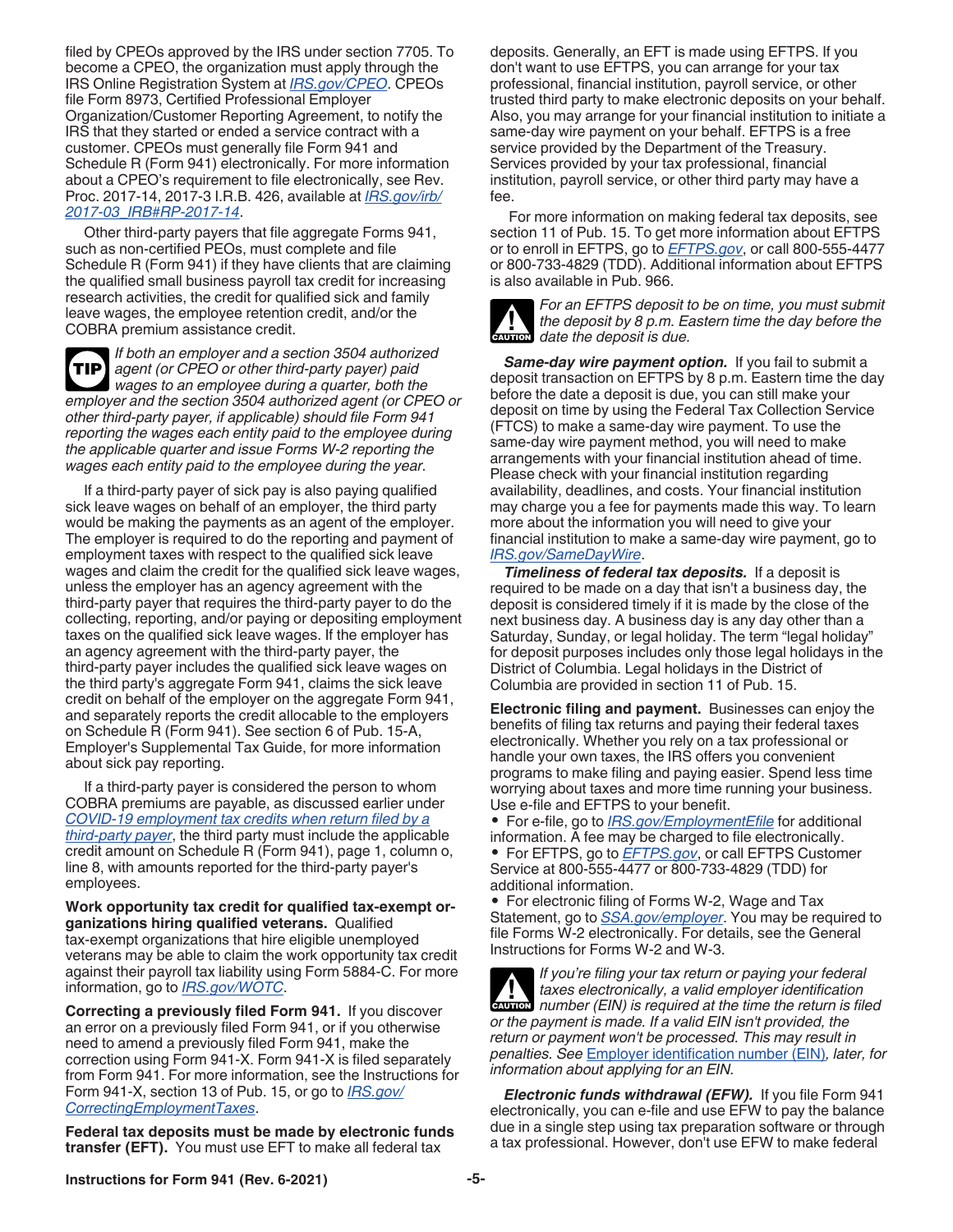filed by CPEOs approved by the IRS under section 7705. To become a CPEO, the organization must apply through the IRS Online Registration System at *IRS.gov/CPEO*. CPEOs file Form 8973, Certified Professional Employer Organization/Customer Reporting Agreement, to notify the IRS that they started or ended a service contract with a customer. CPEOs must generally file Form 941 and Schedule R (Form 941) electronically. For more information about a CPEO's requirement to file electronically, see Rev. Proc. 2017-14, 2017-3 I.R.B. 426, available at *IRS.gov/irb/2017-03_IRB#RP-2017-14*.

Other third-party payers that file aggregate Forms 941, such as non-certified PEOs, must complete and file Schedule R (Form 941) if they have clients that are claiming the qualified small business payroll tax credit for increasing research activities, the credit for qualified sick and family leave wages, the employee retention credit, and/or the COBRA premium assistance credit.

**TIP** *If both an employer and a section 3504 authorized agent (or CPEO or other third-party payer) paid wages to an employee during a quarter, both the employer and the section 3504 authorized agent (or CPEO or other third-party payer, if applicable) should file Form 941 reporting the wages each entity paid to the employee during the applicable quarter and issue Forms W-2 reporting the wages each entity paid to the employee during the year.*

If a third-party payer of sick pay is also paying qualified sick leave wages on behalf of an employer, the third party would be making the payments as an agent of the employer. The employer is required to do the reporting and payment of employment taxes with respect to the qualified sick leave wages and claim the credit for the qualified sick leave wages, unless the employer has an agency agreement with the third-party payer that requires the third-party payer to do the collecting, reporting, and/or paying or depositing employment taxes on the qualified sick leave wages. If the employer has an agency agreement with the third-party payer, the third-party payer includes the qualified sick leave wages on the third party's aggregate Form 941, claims the sick leave credit on behalf of the employer on the aggregate Form 941, and separately reports the credit allocable to the employers on Schedule R (Form 941). See section 6 of Pub. 15-A, Employer's Supplemental Tax Guide, for more information about sick pay reporting.

If a third-party payer is considered the person to whom COBRA premiums are payable, as discussed earlier under *COVID-19 employment tax credits when return filed by a third-party payer*, the third party must include the applicable credit amount on Schedule R (Form 941), page 1, column o, line 8, with amounts reported for the third-party payer's employees.

**Work opportunity tax credit for qualified tax-exempt organizations hiring qualified veterans.** Qualified tax-exempt organizations that hire eligible unemployed veterans may be able to claim the work opportunity tax credit against their payroll tax liability using Form 5884-C. For more information, go to *IRS.gov/WOTC*.

**Correcting a previously filed Form 941.** If you discover an error on a previously filed Form 941, or if you otherwise need to amend a previously filed Form 941, make the correction using Form 941-X. Form 941-X is filed separately from Form 941. For more information, see the Instructions for Form 941-X, section 13 of Pub. 15, or go to *IRS.gov/CorrectingEmploymentTaxes*.

**Federal tax deposits must be made by electronic funds transfer (EFT).** You must use EFT to make all federal tax deposits. Generally, an EFT is made using EFTPS. If you don't want to use EFTPS, you can arrange for your tax professional, financial institution, payroll service, or other trusted third party to make electronic deposits on your behalf. Also, you may arrange for your financial institution to initiate a same-day wire payment on your behalf. EFTPS is a free service provided by the Department of the Treasury. Services provided by your tax professional, financial institution, payroll service, or other third party may have a fee.

For more information on making federal tax deposits, see section 11 of Pub. 15. To get more information about EFTPS or to enroll in EFTPS, go to *EFTPS.gov*, or call 800-555-4477 or 800-733-4829 (TDD). Additional information about EFTPS is also available in Pub. 966.

**CAUTION** *For an EFTPS deposit to be on time, you must submit the deposit by 8 p.m. Eastern time the day before the date the deposit is due.*

***Same-day wire payment option.*** If you fail to submit a deposit transaction on EFTPS by 8 p.m. Eastern time the day before the date a deposit is due, you can still make your deposit on time by using the Federal Tax Collection Service (FTCS) to make a same-day wire payment. To use the same-day wire payment method, you will need to make arrangements with your financial institution ahead of time. Please check with your financial institution regarding availability, deadlines, and costs. Your financial institution may charge you a fee for payments made this way. To learn more about the information you will need to give your financial institution to make a same-day wire payment, go to *IRS.gov/SameDayWire*.

***Timeliness of federal tax deposits.*** If a deposit is required to be made on a day that isn't a business day, the deposit is considered timely if it is made by the close of the next business day. A business day is any day other than a Saturday, Sunday, or legal holiday. The term "legal holiday" for deposit purposes includes only those legal holidays in the District of Columbia. Legal holidays in the District of Columbia are provided in section 11 of Pub. 15.

**Electronic filing and payment.** Businesses can enjoy the benefits of filing tax returns and paying their federal taxes electronically. Whether you rely on a tax professional or handle your own taxes, the IRS offers you convenient programs to make filing and paying easier. Spend less time worrying about taxes and more time running your business. Use e-file and EFTPS to your benefit.

- For e-file, go to *IRS.gov/EmploymentEfile* for additional information. A fee may be charged to file electronically.
- For EFTPS, go to *EFTPS.gov*, or call EFTPS Customer Service at 800-555-4477 or 800-733-4829 (TDD) for additional information.
- For electronic filing of Forms W-2, Wage and Tax Statement, go to *SSA.gov/employer*. You may be required to file Forms W-2 electronically. For details, see the General Instructions for Forms W-2 and W-3.

**CAUTION** *If you're filing your tax return or paying your federal taxes electronically, a valid employer identification number (EIN) is required at the time the return is filed or the payment is made. If a valid EIN isn't provided, the return or payment won't be processed. This may result in penalties. See* Employer identification number (EIN)*, later, for information about applying for an EIN.*

***Electronic funds withdrawal (EFW).*** If you file Form 941 electronically, you can e-file and use EFW to pay the balance due in a single step using tax preparation software or through a tax professional. However, don't use EFW to make federal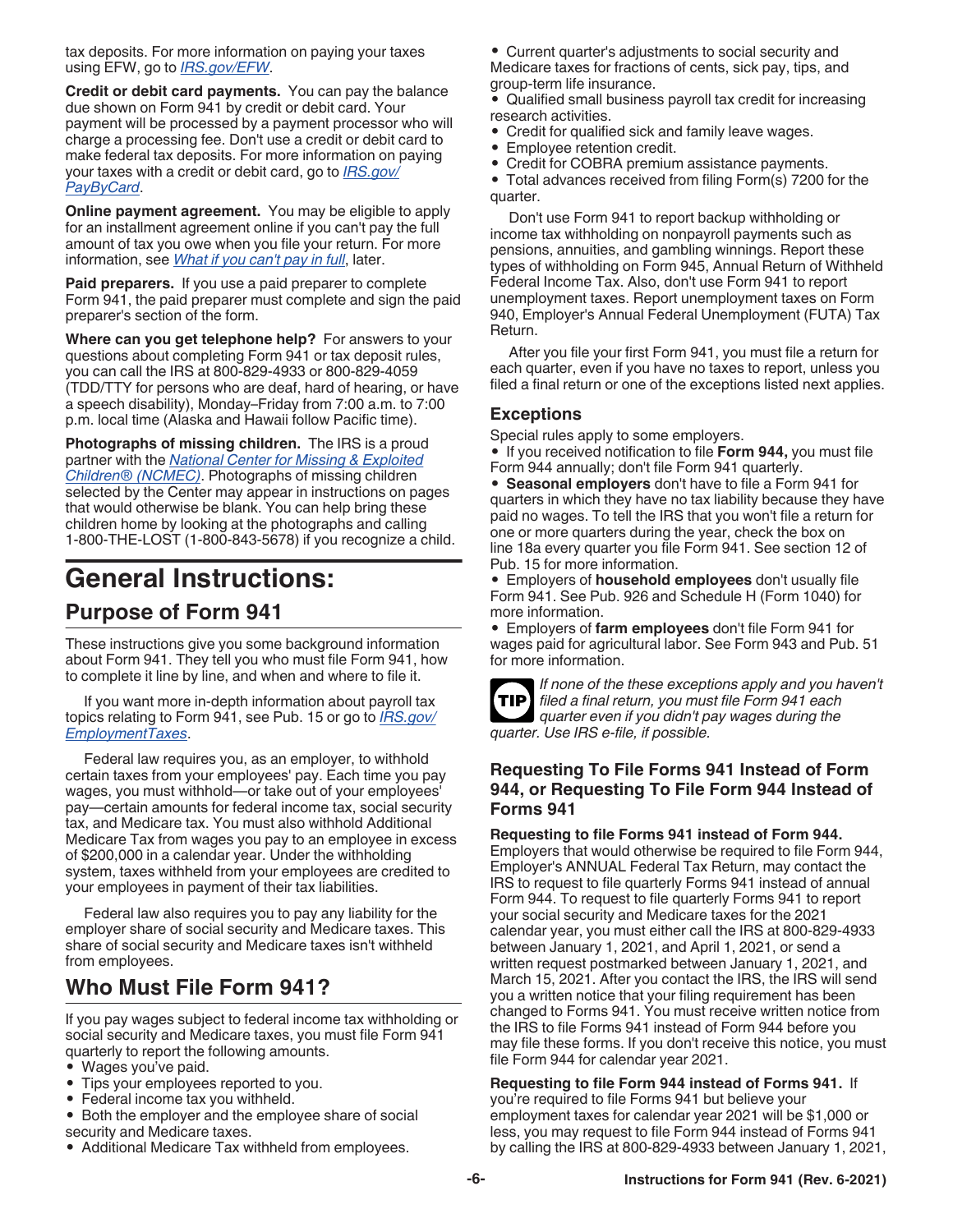tax deposits. For more information on paying your taxes using EFW, go to *IRS.gov/EFW*.

**Credit or debit card payments.** You can pay the balance due shown on Form 941 by credit or debit card. Your payment will be processed by a payment processor who will charge a processing fee. Don't use a credit or debit card to make federal tax deposits. For more information on paying your taxes with a credit or debit card, go to *IRS.gov/PayByCard*.

**Online payment agreement.** You may be eligible to apply for an installment agreement online if you can't pay the full amount of tax you owe when you file your return. For more information, see *What if you can't pay in full*, later.

**Paid preparers.** If you use a paid preparer to complete Form 941, the paid preparer must complete and sign the paid preparer's section of the form.

**Where can you get telephone help?** For answers to your questions about completing Form 941 or tax deposit rules, you can call the IRS at 800-829-4933 or 800-829-4059 (TDD/TTY for persons who are deaf, hard of hearing, or have a speech disability), Monday–Friday from 7:00 a.m. to 7:00 p.m. local time (Alaska and Hawaii follow Pacific time).

**Photographs of missing children.** The IRS is a proud partner with the *National Center for Missing & Exploited Children® (NCMEC)*. Photographs of missing children selected by the Center may appear in instructions on pages that would otherwise be blank. You can help bring these children home by looking at the photographs and calling 1-800-THE-LOST (1-800-843-5678) if you recognize a child.

# General Instructions:

## Purpose of Form 941

These instructions give you some background information about Form 941. They tell you who must file Form 941, how to complete it line by line, and when and where to file it.

If you want more in-depth information about payroll tax topics relating to Form 941, see Pub. 15 or go to *IRS.gov/EmploymentTaxes*.

Federal law requires you, as an employer, to withhold certain taxes from your employees' pay. Each time you pay wages, you must withhold—or take out of your employees' pay—certain amounts for federal income tax, social security tax, and Medicare tax. You must also withhold Additional Medicare Tax from wages you pay to an employee in excess of $200,000 in a calendar year. Under the withholding system, taxes withheld from your employees are credited to your employees in payment of their tax liabilities.

Federal law also requires you to pay any liability for the employer share of social security and Medicare taxes. This share of social security and Medicare taxes isn't withheld from employees.

## Who Must File Form 941?

If you pay wages subject to federal income tax withholding or social security and Medicare taxes, you must file Form 941 quarterly to report the following amounts.

- Wages you've paid.
- Tips your employees reported to you.
- Federal income tax you withheld.
- Both the employer and the employee share of social security and Medicare taxes.
- Additional Medicare Tax withheld from employees.
- Current quarter's adjustments to social security and Medicare taxes for fractions of cents, sick pay, tips, and group-term life insurance.
- Qualified small business payroll tax credit for increasing research activities.
- Credit for qualified sick and family leave wages.
- Employee retention credit.
- Credit for COBRA premium assistance payments.
- Total advances received from filing Form(s) 7200 for the quarter.

Don't use Form 941 to report backup withholding or income tax withholding on nonpayroll payments such as pensions, annuities, and gambling winnings. Report these types of withholding on Form 945, Annual Return of Withheld Federal Income Tax. Also, don't use Form 941 to report unemployment taxes. Report unemployment taxes on Form 940, Employer's Annual Federal Unemployment (FUTA) Tax Return.

After you file your first Form 941, you must file a return for each quarter, even if you have no taxes to report, unless you filed a final return or one of the exceptions listed next applies.

### Exceptions

Special rules apply to some employers.

- If you received notification to file **Form 944,** you must file Form 944 annually; don't file Form 941 quarterly.
- **Seasonal employers** don't have to file a Form 941 for quarters in which they have no tax liability because they have paid no wages. To tell the IRS that you won't file a return for one or more quarters during the year, check the box on line 18a every quarter you file Form 941. See section 12 of Pub. 15 for more information.
- Employers of **household employees** don't usually file Form 941. See Pub. 926 and Schedule H (Form 1040) for more information.
- Employers of **farm employees** don't file Form 941 for wages paid for agricultural labor. See Form 943 and Pub. 51 for more information.

**TIP** *If none of the these exceptions apply and you haven't filed a final return, you must file Form 941 each quarter even if you didn't pay wages during the quarter. Use IRS e-file, if possible.*

### Requesting To File Forms 941 Instead of Form 944, or Requesting To File Form 944 Instead of Forms 941

**Requesting to file Forms 941 instead of Form 944.** Employers that would otherwise be required to file Form 944, Employer's ANNUAL Federal Tax Return, may contact the IRS to request to file quarterly Forms 941 instead of annual Form 944. To request to file quarterly Forms 941 to report your social security and Medicare taxes for the 2021 calendar year, you must either call the IRS at 800-829-4933 between January 1, 2021, and April 1, 2021, or send a written request postmarked between January 1, 2021, and March 15, 2021. After you contact the IRS, the IRS will send you a written notice that your filing requirement has been changed to Forms 941. You must receive written notice from the IRS to file Forms 941 instead of Form 944 before you may file these forms. If you don't receive this notice, you must file Form 944 for calendar year 2021.

**Requesting to file Form 944 instead of Forms 941.** If you're required to file Forms 941 but believe your employment taxes for calendar year 2021 will be $1,000 or less, you may request to file Form 944 instead of Forms 941 by calling the IRS at 800-829-4933 between January 1, 2021,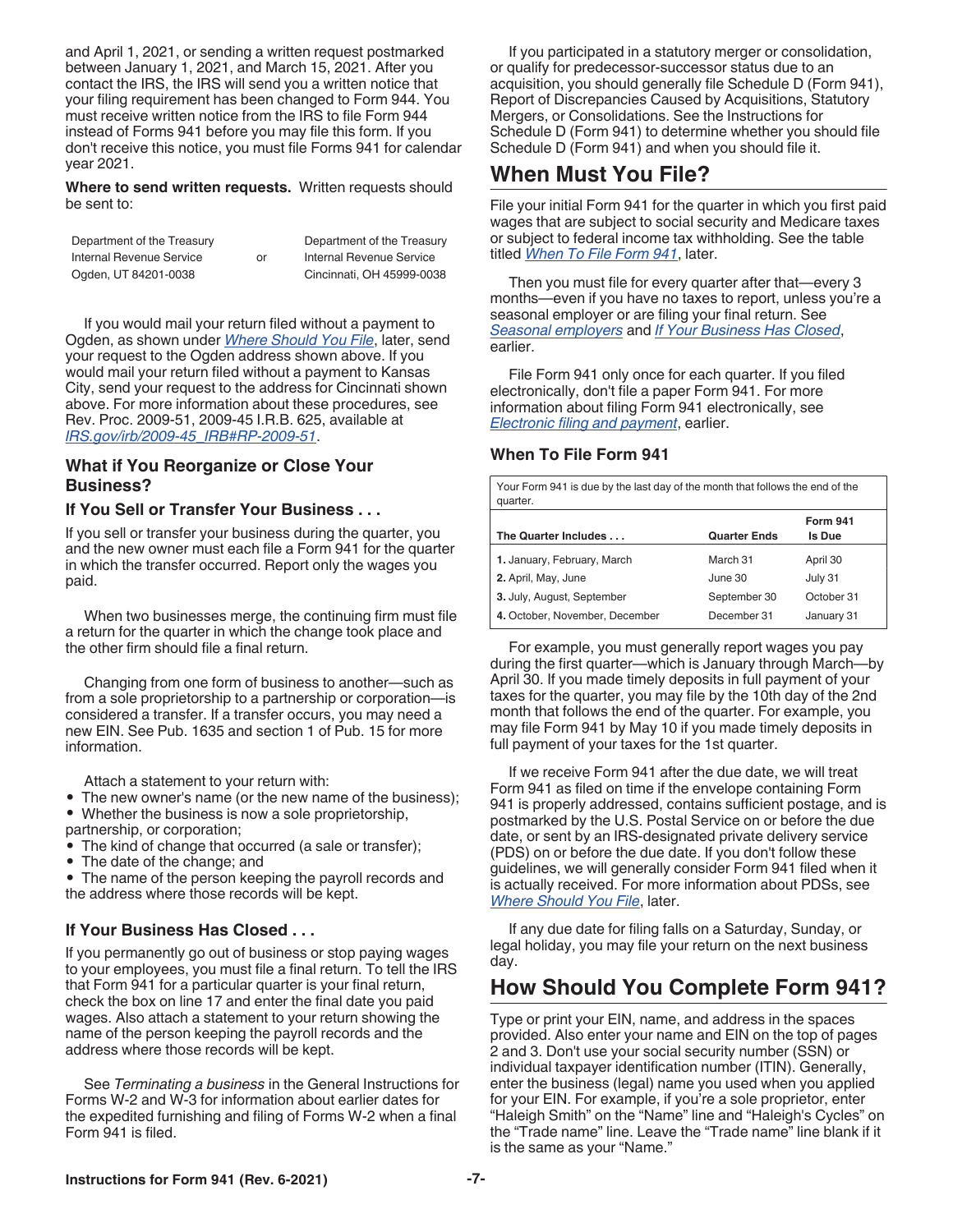and April 1, 2021, or sending a written request postmarked between January 1, 2021, and March 15, 2021. After you contact the IRS, the IRS will send you a written notice that your filing requirement has been changed to Form 944. You must receive written notice from the IRS to file Form 944 instead of Forms 941 before you may file this form. If you don't receive this notice, you must file Forms 941 for calendar year 2021.

**Where to send written requests.** Written requests should be sent to:

| Department of the Treasury<br>Internal Revenue Service<br>Ogden, UT 84201-0038 | or | Department of the Treasury<br>Internal Revenue Service<br>Cincinnati, OH 45999-0038 |
|---|---|---|

If you would mail your return filed without a payment to Ogden, as shown under *Where Should You File*, later, send your request to the Ogden address shown above. If you would mail your return filed without a payment to Kansas City, send your request to the address for Cincinnati shown above. For more information about these procedures, see Rev. Proc. 2009-51, 2009-45 I.R.B. 625, available at *IRS.gov/irb/2009-45_IRB#RP-2009-51*.

### What if You Reorganize or Close Your Business?

#### If You Sell or Transfer Your Business . . .

If you sell or transfer your business during the quarter, you and the new owner must each file a Form 941 for the quarter in which the transfer occurred. Report only the wages you paid.

When two businesses merge, the continuing firm must file a return for the quarter in which the change took place and the other firm should file a final return.

Changing from one form of business to another—such as from a sole proprietorship to a partnership or corporation—is considered a transfer. If a transfer occurs, you may need a new EIN. See Pub. 1635 and section 1 of Pub. 15 for more information.

Attach a statement to your return with:

- The new owner's name (or the new name of the business);
- Whether the business is now a sole proprietorship, partnership, or corporation;
- The kind of change that occurred (a sale or transfer);
- The date of the change; and
- The name of the person keeping the payroll records and the address where those records will be kept.

#### If Your Business Has Closed . . .

If you permanently go out of business or stop paying wages to your employees, you must file a final return. To tell the IRS that Form 941 for a particular quarter is your final return, check the box on line 17 and enter the final date you paid wages. Also attach a statement to your return showing the name of the person keeping the payroll records and the address where those records will be kept.

See *Terminating a business* in the General Instructions for Forms W-2 and W-3 for information about earlier dates for the expedited furnishing and filing of Forms W-2 when a final Form 941 is filed.

If you participated in a statutory merger or consolidation, or qualify for predecessor-successor status due to an acquisition, you should generally file Schedule D (Form 941), Report of Discrepancies Caused by Acquisitions, Statutory Mergers, or Consolidations. See the Instructions for Schedule D (Form 941) to determine whether you should file Schedule D (Form 941) and when you should file it.

## When Must You File?

File your initial Form 941 for the quarter in which you first paid wages that are subject to social security and Medicare taxes or subject to federal income tax withholding. See the table titled *When To File Form 941*, later.

Then you must file for every quarter after that—every 3 months—even if you have no taxes to report, unless you're a seasonal employer or are filing your final return. See *Seasonal employers* and *If Your Business Has Closed*, earlier.

File Form 941 only once for each quarter. If you filed electronically, don't file a paper Form 941. For more information about filing Form 941 electronically, see *Electronic filing and payment*, earlier.

### When To File Form 941

Your Form 941 is due by the last day of the month that follows the end of the quarter.

| The Quarter Includes . . . | Quarter Ends | Form 941 Is Due |
|---|---|---|
| **1.** January, February, March | March 31 | April 30 |
| **2.** April, May, June | June 30 | July 31 |
| **3.** July, August, September | September 30 | October 31 |
| **4.** October, November, December | December 31 | January 31 |

For example, you must generally report wages you pay during the first quarter—which is January through March—by April 30. If you made timely deposits in full payment of your taxes for the quarter, you may file by the 10th day of the 2nd month that follows the end of the quarter. For example, you may file Form 941 by May 10 if you made timely deposits in full payment of your taxes for the 1st quarter.

If we receive Form 941 after the due date, we will treat Form 941 as filed on time if the envelope containing Form 941 is properly addressed, contains sufficient postage, and is postmarked by the U.S. Postal Service on or before the due date, or sent by an IRS-designated private delivery service (PDS) on or before the due date. If you don't follow these guidelines, we will generally consider Form 941 filed when it is actually received. For more information about PDSs, see *Where Should You File*, later.

If any due date for filing falls on a Saturday, Sunday, or legal holiday, you may file your return on the next business day.

## How Should You Complete Form 941?

Type or print your EIN, name, and address in the spaces provided. Also enter your name and EIN on the top of pages 2 and 3. Don't use your social security number (SSN) or individual taxpayer identification number (ITIN). Generally, enter the business (legal) name you used when you applied for your EIN. For example, if you're a sole proprietor, enter "Haleigh Smith" on the "Name" line and "Haleigh's Cycles" on the "Trade name" line. Leave the "Trade name" line blank if it is the same as your "Name."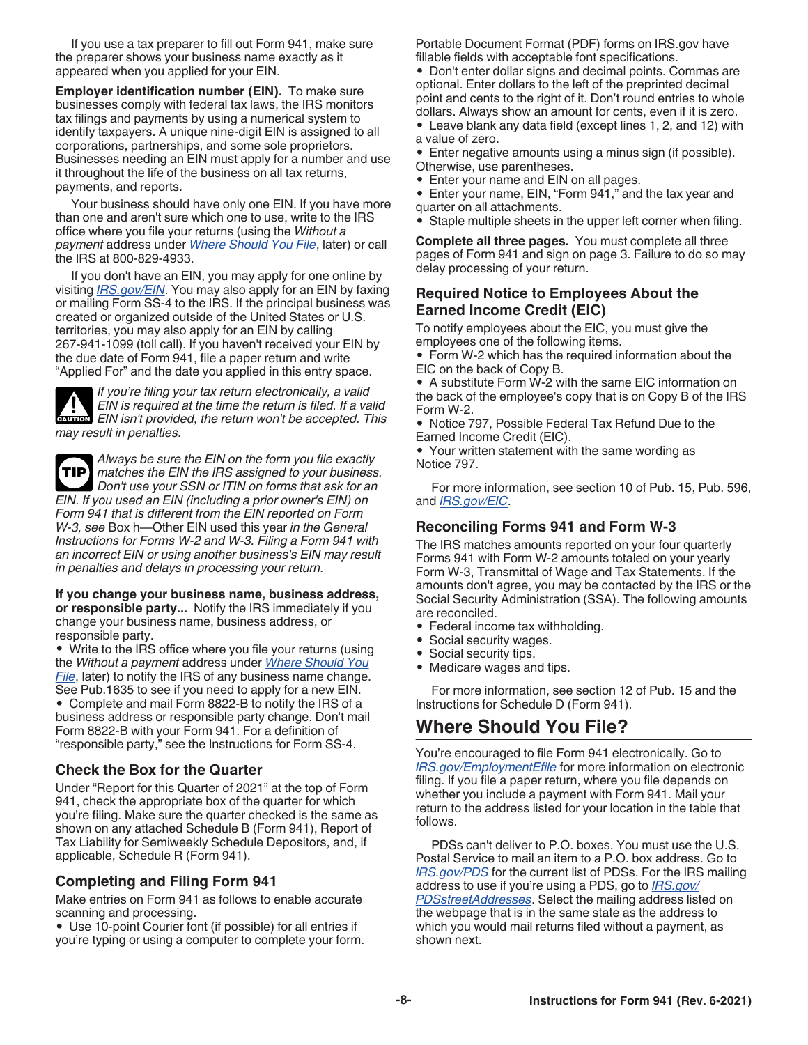If you use a tax preparer to fill out Form 941, make sure the preparer shows your business name exactly as it appeared when you applied for your EIN.

**Employer identification number (EIN).** To make sure businesses comply with federal tax laws, the IRS monitors tax filings and payments by using a numerical system to identify taxpayers. A unique nine-digit EIN is assigned to all corporations, partnerships, and some sole proprietors. Businesses needing an EIN must apply for a number and use it throughout the life of the business on all tax returns, payments, and reports.

Your business should have only one EIN. If you have more than one and aren't sure which one to use, write to the IRS office where you file your returns (using the *Without a payment* address under *Where Should You File*, later) or call the IRS at 800-829-4933.

If you don't have an EIN, you may apply for one online by visiting *IRS.gov/EIN*. You may also apply for an EIN by faxing or mailing Form SS-4 to the IRS. If the principal business was created or organized outside of the United States or U.S. territories, you may also apply for an EIN by calling 267-941-1099 (toll call). If you haven't received your EIN by the due date of Form 941, file a paper return and write "Applied For" and the date you applied in this entry space.

**CAUTION** *If you're filing your tax return electronically, a valid EIN is required at the time the return is filed. If a valid EIN isn't provided, the return won't be accepted. This may result in penalties.*

**TIP** *Always be sure the EIN on the form you file exactly matches the EIN the IRS assigned to your business. Don't use your SSN or ITIN on forms that ask for an EIN. If you used an EIN (including a prior owner's EIN) on Form 941 that is different from the EIN reported on Form W-3, see* Box h—Other EIN used this year *in the General Instructions for Forms W-2 and W-3. Filing a Form 941 with an incorrect EIN or using another business's EIN may result in penalties and delays in processing your return.*

**If you change your business name, business address, or responsible party...** Notify the IRS immediately if you change your business name, business address, or responsible party.

- Write to the IRS office where you file your returns (using the *Without a payment* address under *Where Should You File*, later) to notify the IRS of any business name change. See Pub.1635 to see if you need to apply for a new EIN.
- Complete and mail Form 8822-B to notify the IRS of a business address or responsible party change. Don't mail Form 8822-B with your Form 941. For a definition of "responsible party," see the Instructions for Form SS-4.

### Check the Box for the Quarter

Under "Report for this Quarter of 2021" at the top of Form 941, check the appropriate box of the quarter for which you're filing. Make sure the quarter checked is the same as shown on any attached Schedule B (Form 941), Report of Tax Liability for Semiweekly Schedule Depositors, and, if applicable, Schedule R (Form 941).

### Completing and Filing Form 941

Make entries on Form 941 as follows to enable accurate scanning and processing.

- Use 10-point Courier font (if possible) for all entries if you're typing or using a computer to complete your form. Portable Document Format (PDF) forms on IRS.gov have fillable fields with acceptable font specifications.
- Don't enter dollar signs and decimal points. Commas are optional. Enter dollars to the left of the preprinted decimal point and cents to the right of it. Don't round entries to whole dollars. Always show an amount for cents, even if it is zero.
- Leave blank any data field (except lines 1, 2, and 12) with a value of zero.
- Enter negative amounts using a minus sign (if possible). Otherwise, use parentheses.
- Enter your name and EIN on all pages.
- Enter your name, EIN, "Form 941," and the tax year and quarter on all attachments.
- Staple multiple sheets in the upper left corner when filing.

**Complete all three pages.** You must complete all three pages of Form 941 and sign on page 3. Failure to do so may delay processing of your return.

### Required Notice to Employees About the Earned Income Credit (EIC)

To notify employees about the EIC, you must give the employees one of the following items.

- Form W-2 which has the required information about the EIC on the back of Copy B.
- A substitute Form W-2 with the same EIC information on the back of the employee's copy that is on Copy B of the IRS Form W-2.
- Notice 797, Possible Federal Tax Refund Due to the Earned Income Credit (EIC).
- Your written statement with the same wording as Notice 797.

For more information, see section 10 of Pub. 15, Pub. 596, and *IRS.gov/EIC*.

### Reconciling Forms 941 and Form W-3

The IRS matches amounts reported on your four quarterly Forms 941 with Form W-2 amounts totaled on your yearly Form W-3, Transmittal of Wage and Tax Statements. If the amounts don't agree, you may be contacted by the IRS or the Social Security Administration (SSA). The following amounts are reconciled.

- Federal income tax withholding.
- Social security wages.
- Social security tips.
- Medicare wages and tips.

For more information, see section 12 of Pub. 15 and the Instructions for Schedule D (Form 941).

## Where Should You File?

You're encouraged to file Form 941 electronically. Go to *IRS.gov/EmploymentEfile* for more information on electronic filing. If you file a paper return, where you file depends on whether you include a payment with Form 941. Mail your return to the address listed for your location in the table that follows.

PDSs can't deliver to P.O. boxes. You must use the U.S. Postal Service to mail an item to a P.O. box address. Go to *IRS.gov/PDS* for the current list of PDSs. For the IRS mailing address to use if you're using a PDS, go to *IRS.gov/PDSstreetAddresses*. Select the mailing address listed on the webpage that is in the same state as the address to which you would mail returns filed without a payment, as shown next.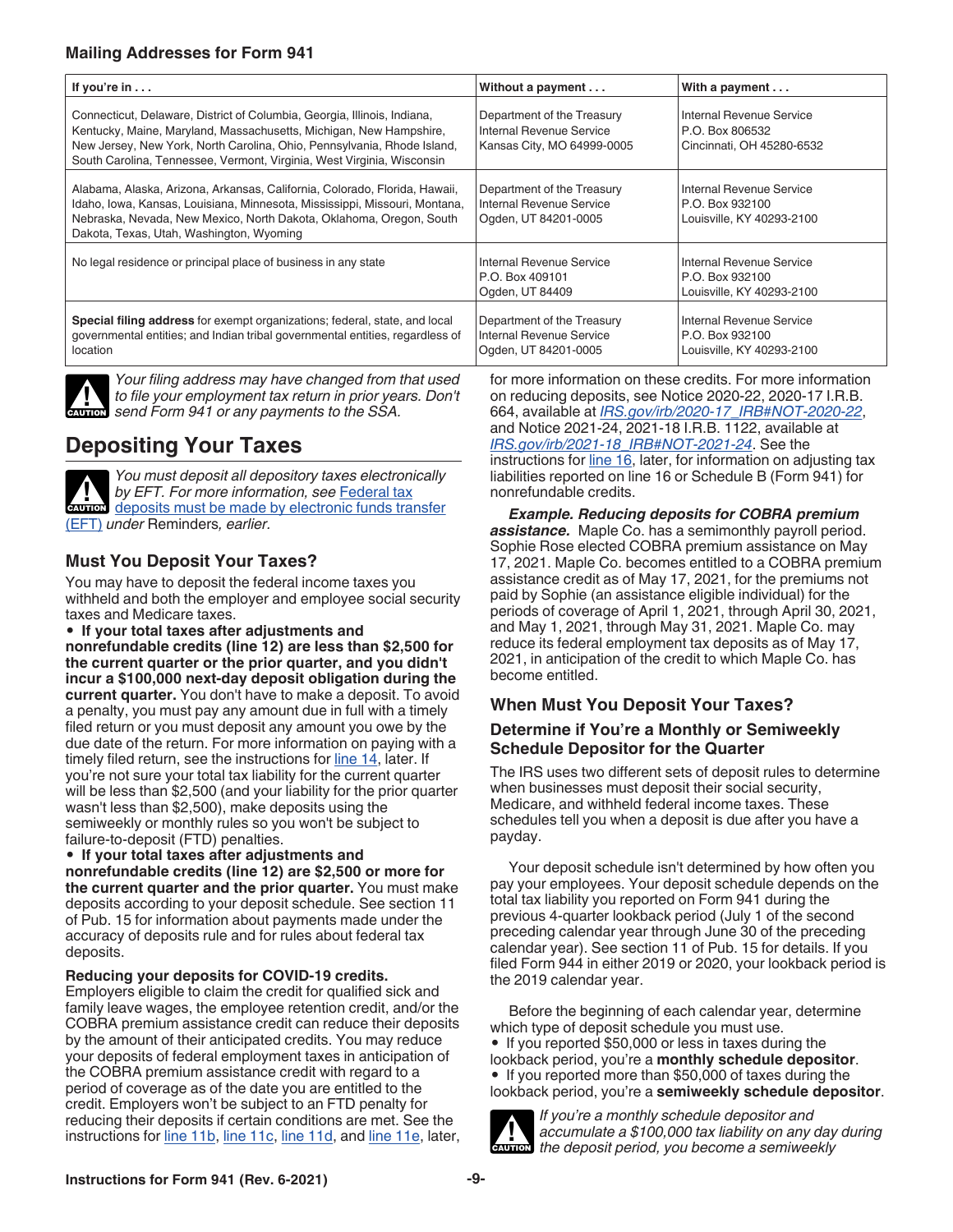**Mailing Addresses for Form 941**

| If you're in . . . | Without a payment . . . | With a payment . . . |
| --- | --- | --- |
| Connecticut, Delaware, District of Columbia, Georgia, Illinois, Indiana, Kentucky, Maine, Maryland, Massachusetts, Michigan, New Hampshire, New Jersey, New York, North Carolina, Ohio, Pennsylvania, Rhode Island, South Carolina, Tennessee, Vermont, Virginia, West Virginia, Wisconsin | Department of the Treasury<br>Internal Revenue Service<br>Kansas City, MO 64999-0005 | Internal Revenue Service<br>P.O. Box 806532<br>Cincinnati, OH 45280-6532 |
| Alabama, Alaska, Arizona, Arkansas, California, Colorado, Florida, Hawaii, Idaho, Iowa, Kansas, Louisiana, Minnesota, Mississippi, Missouri, Montana, Nebraska, Nevada, New Mexico, North Dakota, Oklahoma, Oregon, South Dakota, Texas, Utah, Washington, Wyoming | Department of the Treasury<br>Internal Revenue Service<br>Ogden, UT 84201-0005 | Internal Revenue Service<br>P.O. Box 932100<br>Louisville, KY 40293-2100 |
| No legal residence or principal place of business in any state | Internal Revenue Service<br>P.O. Box 409101<br>Ogden, UT 84409 | Internal Revenue Service<br>P.O. Box 932100<br>Louisville, KY 40293-2100 |
| **Special filing address** for exempt organizations; federal, state, and local governmental entities; and Indian tribal governmental entities, regardless of location | Department of the Treasury<br>Internal Revenue Service<br>Ogden, UT 84201-0005 | Internal Revenue Service<br>P.O. Box 932100<br>Louisville, KY 40293-2100 |

CAUTION: *Your filing address may have changed from that used to file your employment tax return in prior years. Don't send Form 941 or any payments to the SSA.*

## Depositing Your Taxes

CAUTION: *You must deposit all depository taxes electronically by EFT. For more information, see* Federal tax deposits must be made by electronic funds transfer (EFT) *under* Reminders*, earlier.*

### Must You Deposit Your Taxes?

You may have to deposit the federal income taxes you withheld and both the employer and employee social security taxes and Medicare taxes.

- **If your total taxes after adjustments and nonrefundable credits (line 12) are less than $2,500 for the current quarter or the prior quarter, and you didn't incur a $100,000 next-day deposit obligation during the current quarter.** You don't have to make a deposit. To avoid a penalty, you must pay any amount due in full with a timely filed return or you must deposit any amount you owe by the due date of the return. For more information on paying with a timely filed return, see the instructions for line 14, later. If you're not sure your total tax liability for the current quarter will be less than $2,500 (and your liability for the prior quarter wasn't less than $2,500), make deposits using the semiweekly or monthly rules so you won't be subject to failure-to-deposit (FTD) penalties.
- **If your total taxes after adjustments and nonrefundable credits (line 12) are $2,500 or more for the current quarter and the prior quarter.** You must make deposits according to your deposit schedule. See section 11 of Pub. 15 for information about payments made under the accuracy of deposits rule and for rules about federal tax deposits.

**Reducing your deposits for COVID-19 credits.** Employers eligible to claim the credit for qualified sick and family leave wages, the employee retention credit, and/or the COBRA premium assistance credit can reduce their deposits by the amount of their anticipated credits. You may reduce your deposits of federal employment taxes in anticipation of the COBRA premium assistance credit with regard to a period of coverage as of the date you are entitled to the credit. Employers won't be subject to an FTD penalty for reducing their deposits if certain conditions are met. See the instructions for line 11b, line 11c, line 11d, and line 11e, later, for more information on these credits. For more information on reducing deposits, see Notice 2020-22, 2020-17 I.R.B. 664, available at *IRS.gov/irb/2020-17_IRB#NOT-2020-22*, and Notice 2021-24, 2021-18 I.R.B. 1122, available at *IRS.gov/irb/2021-18_IRB#NOT-2021-24*. See the instructions for line 16, later, for information on adjusting tax liabilities reported on line 16 or Schedule B (Form 941) for nonrefundable credits.

***Example. Reducing deposits for COBRA premium assistance.*** Maple Co. has a semimonthly payroll period. Sophie Rose elected COBRA premium assistance on May 17, 2021. Maple Co. becomes entitled to a COBRA premium assistance credit as of May 17, 2021, for the premiums not paid by Sophie (an assistance eligible individual) for the periods of coverage of April 1, 2021, through April 30, 2021, and May 1, 2021, through May 31, 2021. Maple Co. may reduce its federal employment tax deposits as of May 17, 2021, in anticipation of the credit to which Maple Co. has become entitled.

### When Must You Deposit Your Taxes?

#### Determine if You're a Monthly or Semiweekly Schedule Depositor for the Quarter

The IRS uses two different sets of deposit rules to determine when businesses must deposit their social security, Medicare, and withheld federal income taxes. These schedules tell you when a deposit is due after you have a payday.

Your deposit schedule isn't determined by how often you pay your employees. Your deposit schedule depends on the total tax liability you reported on Form 941 during the previous 4-quarter lookback period (July 1 of the second preceding calendar year through June 30 of the preceding calendar year). See section 11 of Pub. 15 for details. If you filed Form 944 in either 2019 or 2020, your lookback period is the 2019 calendar year.

Before the beginning of each calendar year, determine which type of deposit schedule you must use.

- If you reported $50,000 or less in taxes during the lookback period, you're a **monthly schedule depositor**.
- If you reported more than $50,000 of taxes during the lookback period, you're a **semiweekly schedule depositor**.

CAUTION: *If you're a monthly schedule depositor and accumulate a $100,000 tax liability on any day during the deposit period, you become a semiweekly*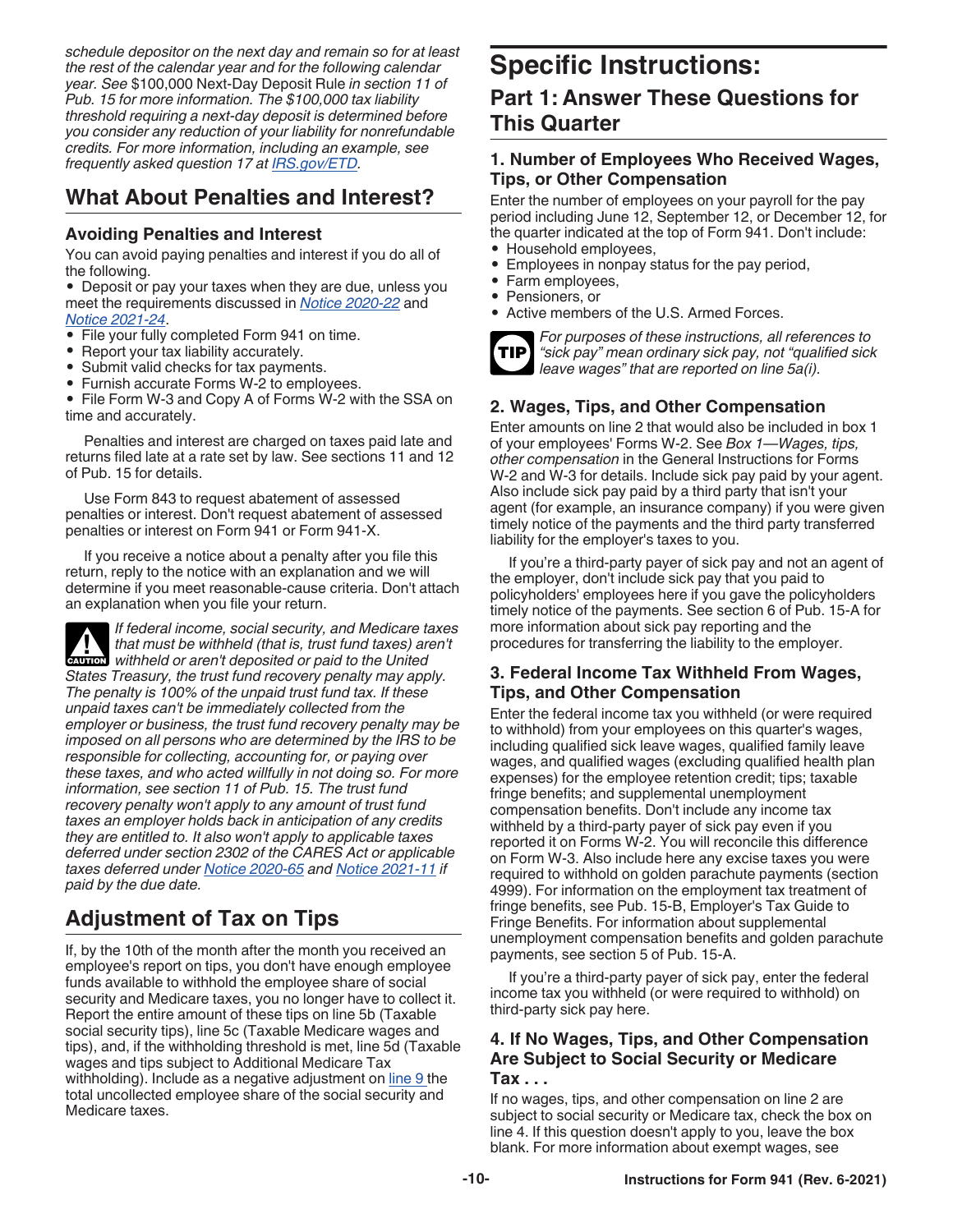*schedule depositor on the next day and remain so for at least the rest of the calendar year and for the following calendar year. See* $100,000 Next-Day Deposit Rule *in section 11 of Pub. 15 for more information. The $100,000 tax liability threshold requiring a next-day deposit is determined before you consider any reduction of your liability for nonrefundable credits. For more information, including an example, see frequently asked question 17 at IRS.gov/ETD.*

## What About Penalties and Interest?

### Avoiding Penalties and Interest

You can avoid paying penalties and interest if you do all of the following.

- Deposit or pay your taxes when they are due, unless you meet the requirements discussed in *Notice 2020-22* and *Notice 2021-24*.
- File your fully completed Form 941 on time.
- Report your tax liability accurately.
- Submit valid checks for tax payments.
- Furnish accurate Forms W-2 to employees.
- File Form W-3 and Copy A of Forms W-2 with the SSA on time and accurately.

Penalties and interest are charged on taxes paid late and returns filed late at a rate set by law. See sections 11 and 12 of Pub. 15 for details.

Use Form 843 to request abatement of assessed penalties or interest. Don't request abatement of assessed penalties or interest on Form 941 or Form 941-X.

If you receive a notice about a penalty after you file this return, reply to the notice with an explanation and we will determine if you meet reasonable-cause criteria. Don't attach an explanation when you file your return.

**CAUTION** *If federal income, social security, and Medicare taxes that must be withheld (that is, trust fund taxes) aren't withheld or aren't deposited or paid to the United States Treasury, the trust fund recovery penalty may apply. The penalty is 100% of the unpaid trust fund tax. If these unpaid taxes can't be immediately collected from the employer or business, the trust fund recovery penalty may be imposed on all persons who are determined by the IRS to be responsible for collecting, accounting for, or paying over these taxes, and who acted willfully in not doing so. For more information, see section 11 of Pub. 15. The trust fund recovery penalty won't apply to any amount of trust fund taxes an employer holds back in anticipation of any credits they are entitled to. It also won't apply to applicable taxes deferred under section 2302 of the CARES Act or applicable taxes deferred under Notice 2020-65 and Notice 2021-11 if paid by the due date.*

## Adjustment of Tax on Tips

If, by the 10th of the month after the month you received an employee's report on tips, you don't have enough employee funds available to withhold the employee share of social security and Medicare taxes, you no longer have to collect it. Report the entire amount of these tips on line 5b (Taxable social security tips), line 5c (Taxable Medicare wages and tips), and, if the withholding threshold is met, line 5d (Taxable wages and tips subject to Additional Medicare Tax withholding). Include as a negative adjustment on line 9 the total uncollected employee share of the social security and Medicare taxes.

# Specific Instructions:

## Part 1: Answer These Questions for This Quarter

### 1. Number of Employees Who Received Wages, Tips, or Other Compensation

Enter the number of employees on your payroll for the pay period including June 12, September 12, or December 12, for the quarter indicated at the top of Form 941. Don't include:

- Household employees,
- Employees in nonpay status for the pay period,
- Farm employees,
- Pensioners, or
- Active members of the U.S. Armed Forces.

**TIP** *For purposes of these instructions, all references to "sick pay" mean ordinary sick pay, not "qualified sick leave wages" that are reported on line 5a(i).*

### 2. Wages, Tips, and Other Compensation

Enter amounts on line 2 that would also be included in box 1 of your employees' Forms W-2. See *Box 1—Wages, tips, other compensation* in the General Instructions for Forms W-2 and W-3 for details. Include sick pay paid by your agent. Also include sick pay paid by a third party that isn't your agent (for example, an insurance company) if you were given timely notice of the payments and the third party transferred liability for the employer's taxes to you.

If you're a third-party payer of sick pay and not an agent of the employer, don't include sick pay that you paid to policyholders' employees here if you gave the policyholders timely notice of the payments. See section 6 of Pub. 15-A for more information about sick pay reporting and the procedures for transferring the liability to the employer.

### 3. Federal Income Tax Withheld From Wages, Tips, and Other Compensation

Enter the federal income tax you withheld (or were required to withhold) from your employees on this quarter's wages, including qualified sick leave wages, qualified family leave wages, and qualified wages (excluding qualified health plan expenses) for the employee retention credit; tips; taxable fringe benefits; and supplemental unemployment compensation benefits. Don't include any income tax withheld by a third-party payer of sick pay even if you reported it on Forms W-2. You will reconcile this difference on Form W-3. Also include here any excise taxes you were required to withhold on golden parachute payments (section 4999). For information on the employment tax treatment of fringe benefits, see Pub. 15-B, Employer's Tax Guide to Fringe Benefits. For information about supplemental unemployment compensation benefits and golden parachute payments, see section 5 of Pub. 15-A.

If you're a third-party payer of sick pay, enter the federal income tax you withheld (or were required to withhold) on third-party sick pay here.

### 4. If No Wages, Tips, and Other Compensation Are Subject to Social Security or Medicare Tax . . .

If no wages, tips, and other compensation on line 2 are subject to social security or Medicare tax, check the box on line 4. If this question doesn't apply to you, leave the box blank. For more information about exempt wages, see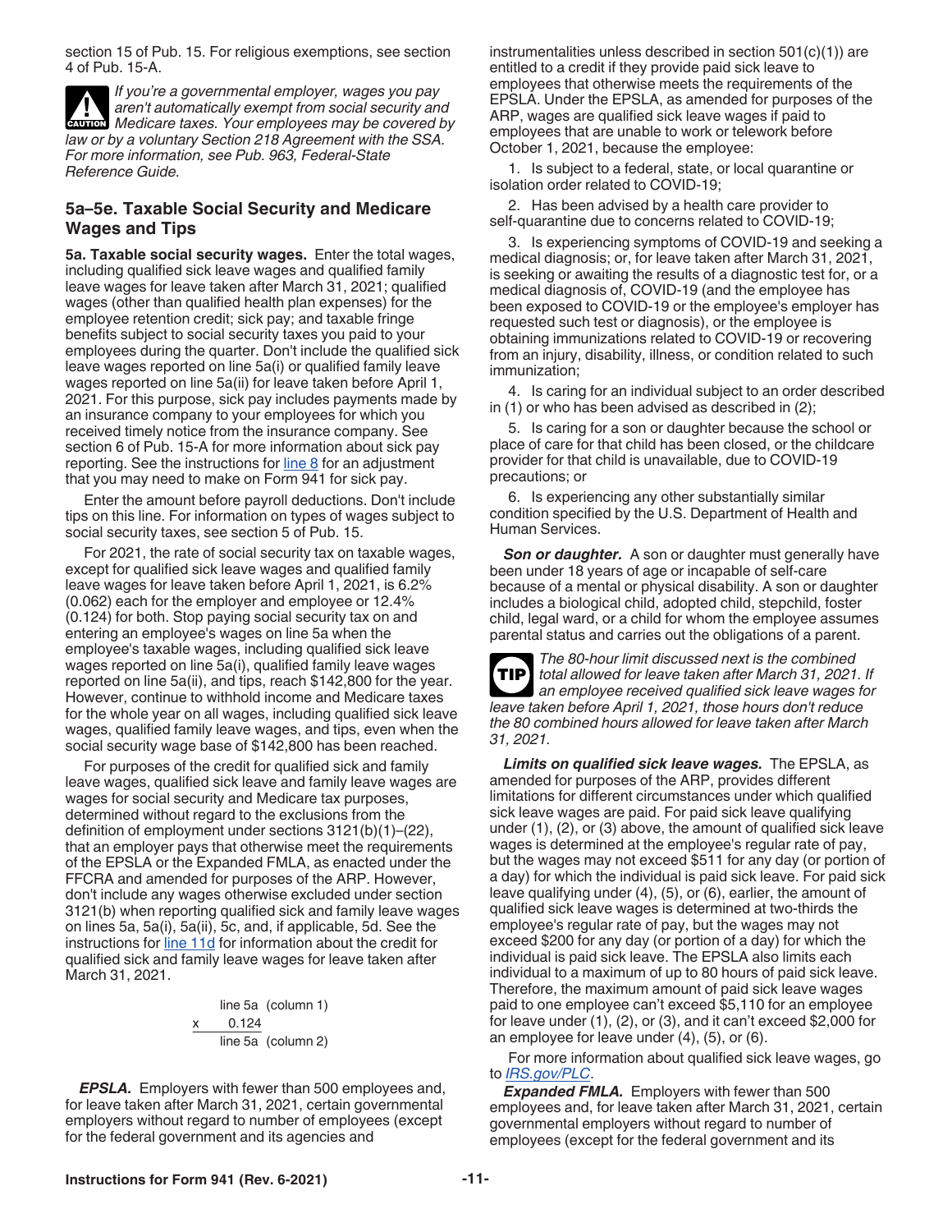section 15 of Pub. 15. For religious exemptions, see section 4 of Pub. 15-A.

**CAUTION** *If you're a governmental employer, wages you pay aren't automatically exempt from social security and Medicare taxes. Your employees may be covered by law or by a voluntary Section 218 Agreement with the SSA. For more information, see Pub. 963, Federal-State Reference Guide.*

## 5a–5e. Taxable Social Security and Medicare Wages and Tips

**5a. Taxable social security wages.** Enter the total wages, including qualified sick leave wages and qualified family leave wages for leave taken after March 31, 2021; qualified wages (other than qualified health plan expenses) for the employee retention credit; sick pay; and taxable fringe benefits subject to social security taxes you paid to your employees during the quarter. Don't include the qualified sick leave wages reported on line 5a(i) or qualified family leave wages reported on line 5a(ii) for leave taken before April 1, 2021. For this purpose, sick pay includes payments made by an insurance company to your employees for which you received timely notice from the insurance company. See section 6 of Pub. 15-A for more information about sick pay reporting. See the instructions for line 8 for an adjustment that you may need to make on Form 941 for sick pay.

Enter the amount before payroll deductions. Don't include tips on this line. For information on types of wages subject to social security taxes, see section 5 of Pub. 15.

For 2021, the rate of social security tax on taxable wages, except for qualified sick leave wages and qualified family leave wages for leave taken before April 1, 2021, is 6.2% (0.062) each for the employer and employee or 12.4% (0.124) for both. Stop paying social security tax on and entering an employee's wages on line 5a when the employee's taxable wages, including qualified sick leave wages reported on line 5a(i), qualified family leave wages reported on line 5a(ii), and tips, reach $142,800 for the year. However, continue to withhold income and Medicare taxes for the whole year on all wages, including qualified sick leave wages, qualified family leave wages, and tips, even when the social security wage base of $142,800 has been reached.

For purposes of the credit for qualified sick and family leave wages, qualified sick leave and family leave wages are wages for social security and Medicare tax purposes, determined without regard to the exclusions from the definition of employment under sections 3121(b)(1)–(22), that an employer pays that otherwise meet the requirements of the EPSLA or the Expanded FMLA, as enacted under the FFCRA and amended for purposes of the ARP. However, don't include any wages otherwise excluded under section 3121(b) when reporting qualified sick and family leave wages on lines 5a, 5a(i), 5a(ii), 5c, and, if applicable, 5d. See the instructions for line 11d for information about the credit for qualified sick and family leave wages for leave taken after March 31, 2021.

```
     line 5a  (column 1)
x      0.124
     line 5a  (column 2)
```

***EPSLA.*** Employers with fewer than 500 employees and, for leave taken after March 31, 2021, certain governmental employers without regard to number of employees (except for the federal government and its agencies and instrumentalities unless described in section 501(c)(1)) are entitled to a credit if they provide paid sick leave to employees that otherwise meets the requirements of the EPSLA. Under the EPSLA, as amended for purposes of the ARP, wages are qualified sick leave wages if paid to employees that are unable to work or telework before October 1, 2021, because the employee:

1. Is subject to a federal, state, or local quarantine or isolation order related to COVID-19;
2. Has been advised by a health care provider to self-quarantine due to concerns related to COVID-19;
3. Is experiencing symptoms of COVID-19 and seeking a medical diagnosis; or, for leave taken after March 31, 2021, is seeking or awaiting the results of a diagnostic test for, or a medical diagnosis of, COVID-19 (and the employee has been exposed to COVID-19 or the employee's employer has requested such test or diagnosis), or the employee is obtaining immunizations related to COVID-19 or recovering from an injury, disability, illness, or condition related to such immunization;
4. Is caring for an individual subject to an order described in (1) or who has been advised as described in (2);
5. Is caring for a son or daughter because the school or place of care for that child has been closed, or the childcare provider for that child is unavailable, due to COVID-19 precautions; or
6. Is experiencing any other substantially similar condition specified by the U.S. Department of Health and Human Services.

***Son or daughter.*** A son or daughter must generally have been under 18 years of age or incapable of self-care because of a mental or physical disability. A son or daughter includes a biological child, adopted child, stepchild, foster child, legal ward, or a child for whom the employee assumes parental status and carries out the obligations of a parent.

**TIP** *The 80-hour limit discussed next is the combined total allowed for leave taken after March 31, 2021. If an employee received qualified sick leave wages for leave taken before April 1, 2021, those hours don't reduce the 80 combined hours allowed for leave taken after March 31, 2021.*

***Limits on qualified sick leave wages.*** The EPSLA, as amended for purposes of the ARP, provides different limitations for different circumstances under which qualified sick leave wages are paid. For paid sick leave qualifying under (1), (2), or (3) above, the amount of qualified sick leave wages is determined at the employee's regular rate of pay, but the wages may not exceed $511 for any day (or portion of a day) for which the individual is paid sick leave. For paid sick leave qualifying under (4), (5), or (6), earlier, the amount of qualified sick leave wages is determined at two-thirds the employee's regular rate of pay, but the wages may not exceed $200 for any day (or portion of a day) for which the individual is paid sick leave. The EPSLA also limits each individual to a maximum of up to 80 hours of paid sick leave. Therefore, the maximum amount of paid sick leave wages paid to one employee can't exceed $5,110 for an employee for leave under (1), (2), or (3), and it can't exceed $2,000 for an employee for leave under (4), (5), or (6).

For more information about qualified sick leave wages, go to *IRS.gov/PLC*.

***Expanded FMLA.*** Employers with fewer than 500 employees and, for leave taken after March 31, 2021, certain governmental employers without regard to number of employees (except for the federal government and its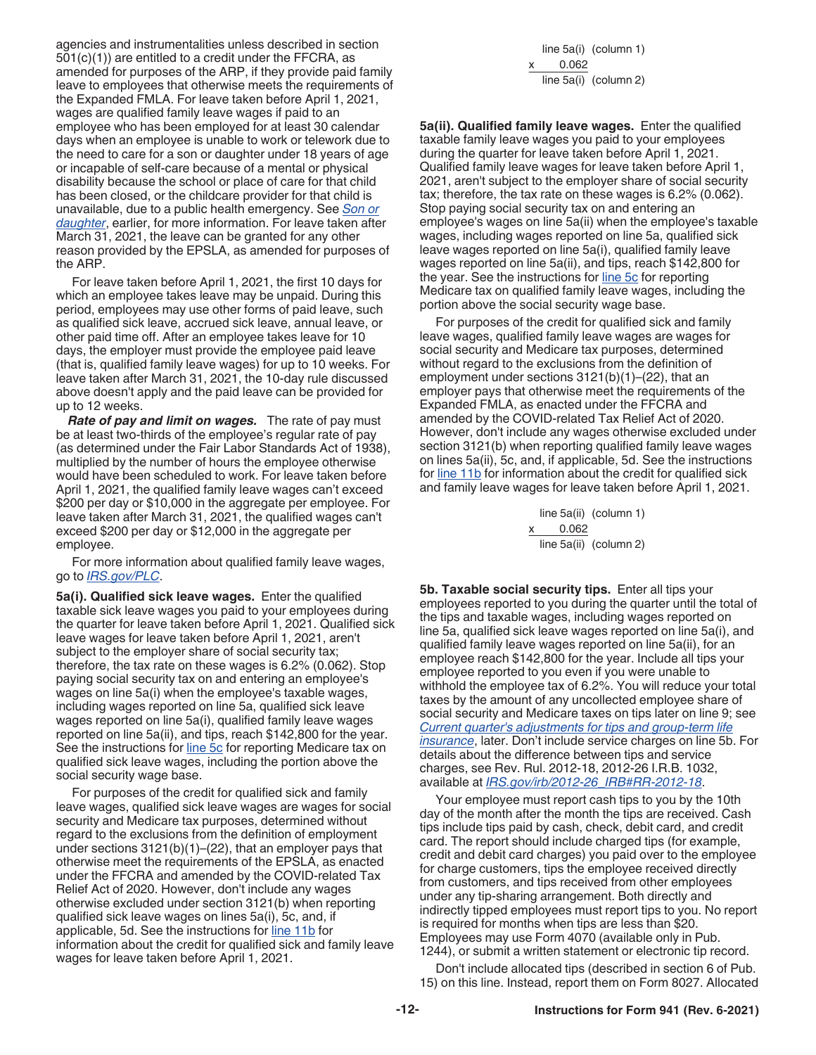agencies and instrumentalities unless described in section 501(c)(1)) are entitled to a credit under the FFCRA, as amended for purposes of the ARP, if they provide paid family leave to employees that otherwise meets the requirements of the Expanded FMLA. For leave taken before April 1, 2021, wages are qualified family leave wages if paid to an employee who has been employed for at least 30 calendar days when an employee is unable to work or telework due to the need to care for a son or daughter under 18 years of age or incapable of self-care because of a mental or physical disability because the school or place of care for that child has been closed, or the childcare provider for that child is unavailable, due to a public health emergency. See *Son or daughter*, earlier, for more information. For leave taken after March 31, 2021, the leave can be granted for any other reason provided by the EPSLA, as amended for purposes of the ARP.

For leave taken before April 1, 2021, the first 10 days for which an employee takes leave may be unpaid. During this period, employees may use other forms of paid leave, such as qualified sick leave, accrued sick leave, annual leave, or other paid time off. After an employee takes leave for 10 days, the employer must provide the employee paid leave (that is, qualified family leave wages) for up to 10 weeks. For leave taken after March 31, 2021, the 10-day rule discussed above doesn't apply and the paid leave can be provided for up to 12 weeks.

***Rate of pay and limit on wages.*** The rate of pay must be at least two-thirds of the employee's regular rate of pay (as determined under the Fair Labor Standards Act of 1938), multiplied by the number of hours the employee otherwise would have been scheduled to work. For leave taken before April 1, 2021, the qualified family leave wages can't exceed $200 per day or $10,000 in the aggregate per employee. For leave taken after March 31, 2021, the qualified wages can't exceed $200 per day or $12,000 in the aggregate per employee.

For more information about qualified family leave wages, go to *IRS.gov/PLC*.

**5a(i). Qualified sick leave wages.** Enter the qualified taxable sick leave wages you paid to your employees during the quarter for leave taken before April 1, 2021. Qualified sick leave wages for leave taken before April 1, 2021, aren't subject to the employer share of social security tax; therefore, the tax rate on these wages is 6.2% (0.062). Stop paying social security tax on and entering an employee's wages on line 5a(i) when the employee's taxable wages, including wages reported on line 5a, qualified sick leave wages reported on line 5a(i), qualified family leave wages reported on line 5a(ii), and tips, reach $142,800 for the year. See the instructions for line 5c for reporting Medicare tax on qualified sick leave wages, including the portion above the social security wage base.

For purposes of the credit for qualified sick and family leave wages, qualified sick leave wages are wages for social security and Medicare tax purposes, determined without regard to the exclusions from the definition of employment under sections 3121(b)(1)–(22), that an employer pays that otherwise meet the requirements of the EPSLA, as enacted under the FFCRA and amended by the COVID-related Tax Relief Act of 2020. However, don't include any wages otherwise excluded under section 3121(b) when reporting qualified sick leave wages on lines 5a(i), 5c, and, if applicable, 5d. See the instructions for line 11b for information about the credit for qualified sick and family leave wages for leave taken before April 1, 2021.

```
  line 5a(i)  (column 1)
x     0.062
  line 5a(i)  (column 2)
```

**5a(ii). Qualified family leave wages.** Enter the qualified taxable family leave wages you paid to your employees during the quarter for leave taken before April 1, 2021. Qualified family leave wages for leave taken before April 1, 2021, aren't subject to the employer share of social security tax; therefore, the tax rate on these wages is 6.2% (0.062). Stop paying social security tax on and entering an employee's wages on line 5a(ii) when the employee's taxable wages, including wages reported on line 5a, qualified sick leave wages reported on line 5a(i), qualified family leave wages reported on line 5a(ii), and tips, reach $142,800 for the year. See the instructions for line 5c for reporting Medicare tax on qualified family leave wages, including the portion above the social security wage base.

For purposes of the credit for qualified sick and family leave wages, qualified family leave wages are wages for social security and Medicare tax purposes, determined without regard to the exclusions from the definition of employment under sections 3121(b)(1)–(22), that an employer pays that otherwise meet the requirements of the Expanded FMLA, as enacted under the FFCRA and amended by the COVID-related Tax Relief Act of 2020. However, don't include any wages otherwise excluded under section 3121(b) when reporting qualified family leave wages on lines 5a(ii), 5c, and, if applicable, 5d. See the instructions for line 11b for information about the credit for qualified sick and family leave wages for leave taken before April 1, 2021.

```
  line 5a(ii)  (column 1)
x     0.062
  line 5a(ii)  (column 2)
```

**5b. Taxable social security tips.** Enter all tips your employees reported to you during the quarter until the total of the tips and taxable wages, including wages reported on line 5a, qualified sick leave wages reported on line 5a(i), and qualified family leave wages reported on line 5a(ii), for an employee reach $142,800 for the year. Include all tips your employee reported to you even if you were unable to withhold the employee tax of 6.2%. You will reduce your total taxes by the amount of any uncollected employee share of social security and Medicare taxes on tips later on line 9; see *Current quarter's adjustments for tips and group-term life insurance*, later. Don't include service charges on line 5b. For details about the difference between tips and service charges, see Rev. Rul. 2012-18, 2012-26 I.R.B. 1032, available at *IRS.gov/irb/2012-26_IRB#RR-2012-18*.

Your employee must report cash tips to you by the 10th day of the month after the month the tips are received. Cash tips include tips paid by cash, check, debit card, and credit card. The report should include charged tips (for example, credit and debit card charges) you paid over to the employee for charge customers, tips the employee received directly from customers, and tips received from other employees under any tip-sharing arrangement. Both directly and indirectly tipped employees must report tips to you. No report is required for months when tips are less than $20. Employees may use Form 4070 (available only in Pub. 1244), or submit a written statement or electronic tip record.

Don't include allocated tips (described in section 6 of Pub. 15) on this line. Instead, report them on Form 8027. Allocated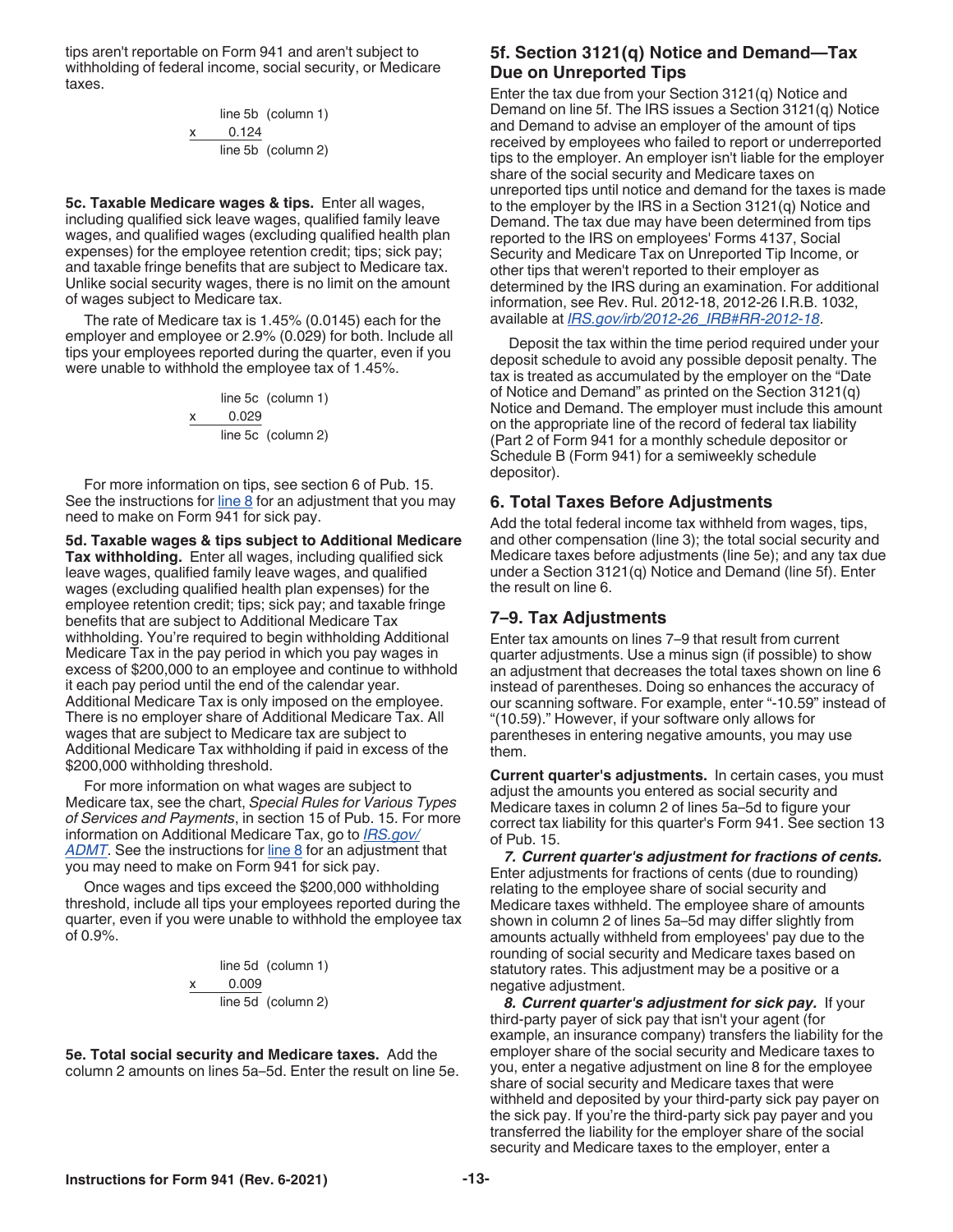tips aren't reportable on Form 941 and aren't subject to withholding of federal income, social security, or Medicare taxes.

```
    line 5b  (column 1)
x     0.124
    line 5b  (column 2)
```

**5c. Taxable Medicare wages & tips.** Enter all wages, including qualified sick leave wages, qualified family leave wages, and qualified wages (excluding qualified health plan expenses) for the employee retention credit; tips; sick pay; and taxable fringe benefits that are subject to Medicare tax. Unlike social security wages, there is no limit on the amount of wages subject to Medicare tax.

The rate of Medicare tax is 1.45% (0.0145) each for the employer and employee or 2.9% (0.029) for both. Include all tips your employees reported during the quarter, even if you were unable to withhold the employee tax of 1.45%.

```
    line 5c  (column 1)
x     0.029
    line 5c  (column 2)
```

For more information on tips, see section 6 of Pub. 15. See the instructions for line 8 for an adjustment that you may need to make on Form 941 for sick pay.

**5d. Taxable wages & tips subject to Additional Medicare Tax withholding.** Enter all wages, including qualified sick leave wages, qualified family leave wages, and qualified wages (excluding qualified health plan expenses) for the employee retention credit; tips; sick pay; and taxable fringe benefits that are subject to Additional Medicare Tax withholding. You're required to begin withholding Additional Medicare Tax in the pay period in which you pay wages in excess of $200,000 to an employee and continue to withhold it each pay period until the end of the calendar year. Additional Medicare Tax is only imposed on the employee. There is no employer share of Additional Medicare Tax. All wages that are subject to Medicare tax are subject to Additional Medicare Tax withholding if paid in excess of the $200,000 withholding threshold.

For more information on what wages are subject to Medicare tax, see the chart, *Special Rules for Various Types of Services and Payments*, in section 15 of Pub. 15. For more information on Additional Medicare Tax, go to *IRS.gov/ADMT*. See the instructions for line 8 for an adjustment that you may need to make on Form 941 for sick pay.

Once wages and tips exceed the $200,000 withholding threshold, include all tips your employees reported during the quarter, even if you were unable to withhold the employee tax of 0.9%.

```
    line 5d  (column 1)
x     0.009
    line 5d  (column 2)
```

**5e. Total social security and Medicare taxes.** Add the column 2 amounts on lines 5a–5d. Enter the result on line 5e.

## 5f. Section 3121(q) Notice and Demand—Tax Due on Unreported Tips

Enter the tax due from your Section 3121(q) Notice and Demand on line 5f. The IRS issues a Section 3121(q) Notice and Demand to advise an employer of the amount of tips received by employees who failed to report or underreported tips to the employer. An employer isn't liable for the employer share of the social security and Medicare taxes on unreported tips until notice and demand for the taxes is made to the employer by the IRS in a Section 3121(q) Notice and Demand. The tax due may have been determined from tips reported to the IRS on employees' Forms 4137, Social Security and Medicare Tax on Unreported Tip Income, or other tips that weren't reported to their employer as determined by the IRS during an examination. For additional information, see Rev. Rul. 2012-18, 2012-26 I.R.B. 1032, available at *IRS.gov/irb/2012-26_IRB#RR-2012-18*.

Deposit the tax within the time period required under your deposit schedule to avoid any possible deposit penalty. The tax is treated as accumulated by the employer on the "Date of Notice and Demand" as printed on the Section 3121(q) Notice and Demand. The employer must include this amount on the appropriate line of the record of federal tax liability (Part 2 of Form 941 for a monthly schedule depositor or Schedule B (Form 941) for a semiweekly schedule depositor).

## 6. Total Taxes Before Adjustments

Add the total federal income tax withheld from wages, tips, and other compensation (line 3); the total social security and Medicare taxes before adjustments (line 5e); and any tax due under a Section 3121(q) Notice and Demand (line 5f). Enter the result on line 6.

## 7–9. Tax Adjustments

Enter tax amounts on lines 7–9 that result from current quarter adjustments. Use a minus sign (if possible) to show an adjustment that decreases the total taxes shown on line 6 instead of parentheses. Doing so enhances the accuracy of our scanning software. For example, enter "-10.59" instead of "(10.59)." However, if your software only allows for parentheses in entering negative amounts, you may use them.

**Current quarter's adjustments.** In certain cases, you must adjust the amounts you entered as social security and Medicare taxes in column 2 of lines 5a–5d to figure your correct tax liability for this quarter's Form 941. See section 13 of Pub. 15.

***7. Current quarter's adjustment for fractions of cents.*** Enter adjustments for fractions of cents (due to rounding) relating to the employee share of social security and Medicare taxes withheld. The employee share of amounts shown in column 2 of lines 5a–5d may differ slightly from amounts actually withheld from employees' pay due to the rounding of social security and Medicare taxes based on statutory rates. This adjustment may be a positive or a negative adjustment.

***8. Current quarter's adjustment for sick pay.*** If your third-party payer of sick pay that isn't your agent (for example, an insurance company) transfers the liability for the employer share of the social security and Medicare taxes to you, enter a negative adjustment on line 8 for the employee share of social security and Medicare taxes that were withheld and deposited by your third-party sick pay payer on the sick pay. If you're the third-party sick pay payer and you transferred the liability for the employer share of the social security and Medicare taxes to the employer, enter a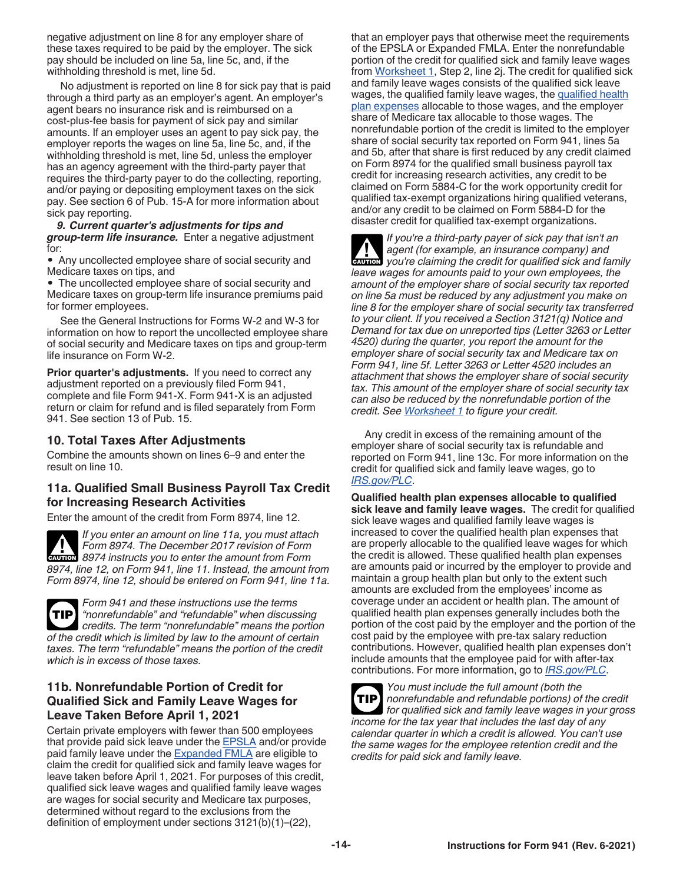negative adjustment on line 8 for any employer share of these taxes required to be paid by the employer. The sick pay should be included on line 5a, line 5c, and, if the withholding threshold is met, line 5d.

No adjustment is reported on line 8 for sick pay that is paid through a third party as an employer's agent. An employer's agent bears no insurance risk and is reimbursed on a cost-plus-fee basis for payment of sick pay and similar amounts. If an employer uses an agent to pay sick pay, the employer reports the wages on line 5a, line 5c, and, if the withholding threshold is met, line 5d, unless the employer has an agency agreement with the third-party payer that requires the third-party payer to do the collecting, reporting, and/or paying or depositing employment taxes on the sick pay. See section 6 of Pub. 15-A for more information about sick pay reporting.

***9. Current quarter's adjustments for tips and group-term life insurance.*** Enter a negative adjustment for:

- Any uncollected employee share of social security and Medicare taxes on tips, and
- The uncollected employee share of social security and Medicare taxes on group-term life insurance premiums paid for former employees.

See the General Instructions for Forms W-2 and W-3 for information on how to report the uncollected employee share of social security and Medicare taxes on tips and group-term life insurance on Form W-2.

**Prior quarter's adjustments.** If you need to correct any adjustment reported on a previously filed Form 941, complete and file Form 941-X. Form 941-X is an adjusted return or claim for refund and is filed separately from Form 941. See section 13 of Pub. 15.

## 10. Total Taxes After Adjustments

Combine the amounts shown on lines 6–9 and enter the result on line 10.

## 11a. Qualified Small Business Payroll Tax Credit for Increasing Research Activities

Enter the amount of the credit from Form 8974, line 12.

**CAUTION** *If you enter an amount on line 11a, you must attach Form 8974. The December 2017 revision of Form 8974 instructs you to enter the amount from Form 8974, line 12, on Form 941, line 11. Instead, the amount from Form 8974, line 12, should be entered on Form 941, line 11a.*

**TIP** *Form 941 and these instructions use the terms "nonrefundable" and "refundable" when discussing credits. The term "nonrefundable" means the portion of the credit which is limited by law to the amount of certain taxes. The term "refundable" means the portion of the credit which is in excess of those taxes.*

## 11b. Nonrefundable Portion of Credit for Qualified Sick and Family Leave Wages for Leave Taken Before April 1, 2021

Certain private employers with fewer than 500 employees that provide paid sick leave under the EPSLA and/or provide paid family leave under the Expanded FMLA are eligible to claim the credit for qualified sick and family leave wages for leave taken before April 1, 2021. For purposes of this credit, qualified sick leave wages and qualified family leave wages are wages for social security and Medicare tax purposes, determined without regard to the exclusions from the definition of employment under sections 3121(b)(1)–(22), that an employer pays that otherwise meet the requirements of the EPSLA or Expanded FMLA. Enter the nonrefundable portion of the credit for qualified sick and family leave wages from Worksheet 1, Step 2, line 2j. The credit for qualified sick and family leave wages consists of the qualified sick leave wages, the qualified family leave wages, the qualified health plan expenses allocable to those wages, and the employer share of Medicare tax allocable to those wages. The nonrefundable portion of the credit is limited to the employer share of social security tax reported on Form 941, lines 5a and 5b, after that share is first reduced by any credit claimed on Form 8974 for the qualified small business payroll tax credit for increasing research activities, any credit to be claimed on Form 5884-C for the work opportunity credit for qualified tax-exempt organizations hiring qualified veterans, and/or any credit to be claimed on Form 5884-D for the disaster credit for qualified tax-exempt organizations.

**CAUTION** *If you're a third-party payer of sick pay that isn't an agent (for example, an insurance company) and you're claiming the credit for qualified sick and family leave wages for amounts paid to your own employees, the amount of the employer share of social security tax reported on line 5a must be reduced by any adjustment you make on line 8 for the employer share of social security tax transferred to your client. If you received a Section 3121(q) Notice and Demand for tax due on unreported tips (Letter 3263 or Letter 4520) during the quarter, you report the amount for the employer share of social security tax and Medicare tax on Form 941, line 5f. Letter 3263 or Letter 4520 includes an attachment that shows the employer share of social security tax. This amount of the employer share of social security tax can also be reduced by the nonrefundable portion of the credit. See Worksheet 1 to figure your credit.*

Any credit in excess of the remaining amount of the employer share of social security tax is refundable and reported on Form 941, line 13c. For more information on the credit for qualified sick and family leave wages, go to *IRS.gov/PLC*.

**Qualified health plan expenses allocable to qualified sick leave and family leave wages.** The credit for qualified sick leave wages and qualified family leave wages is increased to cover the qualified health plan expenses that are properly allocable to the qualified leave wages for which the credit is allowed. These qualified health plan expenses are amounts paid or incurred by the employer to provide and maintain a group health plan but only to the extent such amounts are excluded from the employees' income as coverage under an accident or health plan. The amount of qualified health plan expenses generally includes both the portion of the cost paid by the employer and the portion of the cost paid by the employee with pre-tax salary reduction contributions. However, qualified health plan expenses don't include amounts that the employee paid for with after-tax contributions. For more information, go to *IRS.gov/PLC*.

**TIP** *You must include the full amount (both the nonrefundable and refundable portions) of the credit for qualified sick and family leave wages in your gross income for the tax year that includes the last day of any calendar quarter in which a credit is allowed. You can't use the same wages for the employee retention credit and the credits for paid sick and family leave.*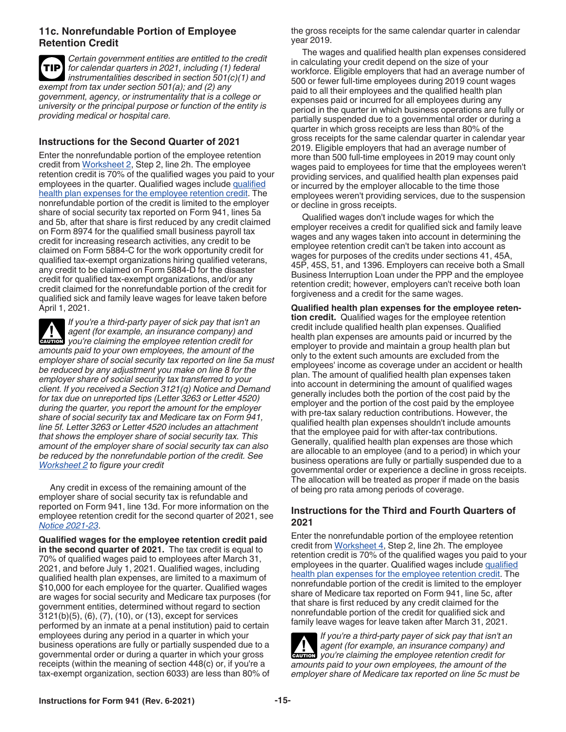### 11c. Nonrefundable Portion of Employee Retention Credit

**TIP** *Certain government entities are entitled to the credit for calendar quarters in 2021, including (1) federal instrumentalities described in section 501(c)(1) and exempt from tax under section 501(a); and (2) any government, agency, or instrumentality that is a college or university or the principal purpose or function of the entity is providing medical or hospital care.*

#### Instructions for the Second Quarter of 2021

Enter the nonrefundable portion of the employee retention credit from Worksheet 2, Step 2, line 2h. The employee retention credit is 70% of the qualified wages you paid to your employees in the quarter. Qualified wages include qualified health plan expenses for the employee retention credit. The nonrefundable portion of the credit is limited to the employer share of social security tax reported on Form 941, lines 5a and 5b, after that share is first reduced by any credit claimed on Form 8974 for the qualified small business payroll tax credit for increasing research activities, any credit to be claimed on Form 5884-C for the work opportunity credit for qualified tax-exempt organizations hiring qualified veterans, any credit to be claimed on Form 5884-D for the disaster credit for qualified tax-exempt organizations, and/or any credit claimed for the nonrefundable portion of the credit for qualified sick and family leave wages for leave taken before April 1, 2021.

**CAUTION** *If you're a third-party payer of sick pay that isn't an agent (for example, an insurance company) and you're claiming the employee retention credit for amounts paid to your own employees, the amount of the employer share of social security tax reported on line 5a must be reduced by any adjustment you make on line 8 for the employer share of social security tax transferred to your client. If you received a Section 3121(q) Notice and Demand for tax due on unreported tips (Letter 3263 or Letter 4520) during the quarter, you report the amount for the employer share of social security tax and Medicare tax on Form 941, line 5f. Letter 3263 or Letter 4520 includes an attachment that shows the employer share of social security tax. This amount of the employer share of social security tax can also be reduced by the nonrefundable portion of the credit. See Worksheet 2 to figure your credit*

Any credit in excess of the remaining amount of the employer share of social security tax is refundable and reported on Form 941, line 13d. For more information on the employee retention credit for the second quarter of 2021, see *Notice 2021-23*.

**Qualified wages for the employee retention credit paid in the second quarter of 2021.** The tax credit is equal to 70% of qualified wages paid to employees after March 31, 2021, and before July 1, 2021. Qualified wages, including qualified health plan expenses, are limited to a maximum of $10,000 for each employee for the quarter. Qualified wages are wages for social security and Medicare tax purposes (for government entities, determined without regard to section 3121(b)(5), (6), (7), (10), or (13), except for services performed by an inmate at a penal institution) paid to certain employees during any period in a quarter in which your business operations are fully or partially suspended due to a governmental order or during a quarter in which your gross receipts (within the meaning of section 448(c) or, if you're a tax-exempt organization, section 6033) are less than 80% of the gross receipts for the same calendar quarter in calendar year 2019.

The wages and qualified health plan expenses considered in calculating your credit depend on the size of your workforce. Eligible employers that had an average number of 500 or fewer full-time employees during 2019 count wages paid to all their employees and the qualified health plan expenses paid or incurred for all employees during any period in the quarter in which business operations are fully or partially suspended due to a governmental order or during a quarter in which gross receipts are less than 80% of the gross receipts for the same calendar quarter in calendar year 2019. Eligible employers that had an average number of more than 500 full-time employees in 2019 may count only wages paid to employees for time that the employees weren't providing services, and qualified health plan expenses paid or incurred by the employer allocable to the time those employees weren't providing services, due to the suspension or decline in gross receipts.

Qualified wages don't include wages for which the employer receives a credit for qualified sick and family leave wages and any wages taken into account in determining the employee retention credit can't be taken into account as wages for purposes of the credits under sections 41, 45A, 45P, 45S, 51, and 1396. Employers can receive both a Small Business Interruption Loan under the PPP and the employee retention credit; however, employers can't receive both loan forgiveness and a credit for the same wages.

**Qualified health plan expenses for the employee retention credit.** Qualified wages for the employee retention credit include qualified health plan expenses. Qualified health plan expenses are amounts paid or incurred by the employer to provide and maintain a group health plan but only to the extent such amounts are excluded from the employees' income as coverage under an accident or health plan. The amount of qualified health plan expenses taken into account in determining the amount of qualified wages generally includes both the portion of the cost paid by the employer and the portion of the cost paid by the employee with pre-tax salary reduction contributions. However, the qualified health plan expenses shouldn't include amounts that the employee paid for with after-tax contributions. Generally, qualified health plan expenses are those which are allocable to an employee (and to a period) in which your business operations are fully or partially suspended due to a governmental order or experience a decline in gross receipts. The allocation will be treated as proper if made on the basis of being pro rata among periods of coverage.

#### Instructions for the Third and Fourth Quarters of 2021

Enter the nonrefundable portion of the employee retention credit from Worksheet 4, Step 2, line 2h. The employee retention credit is 70% of the qualified wages you paid to your employees in the quarter. Qualified wages include qualified health plan expenses for the employee retention credit. The nonrefundable portion of the credit is limited to the employer share of Medicare tax reported on Form 941, line 5c, after that share is first reduced by any credit claimed for the nonrefundable portion of the credit for qualified sick and family leave wages for leave taken after March 31, 2021.

**CAUTION** *If you're a third-party payer of sick pay that isn't an agent (for example, an insurance company) and you're claiming the employee retention credit for amounts paid to your own employees, the amount of the employer share of Medicare tax reported on line 5c must be*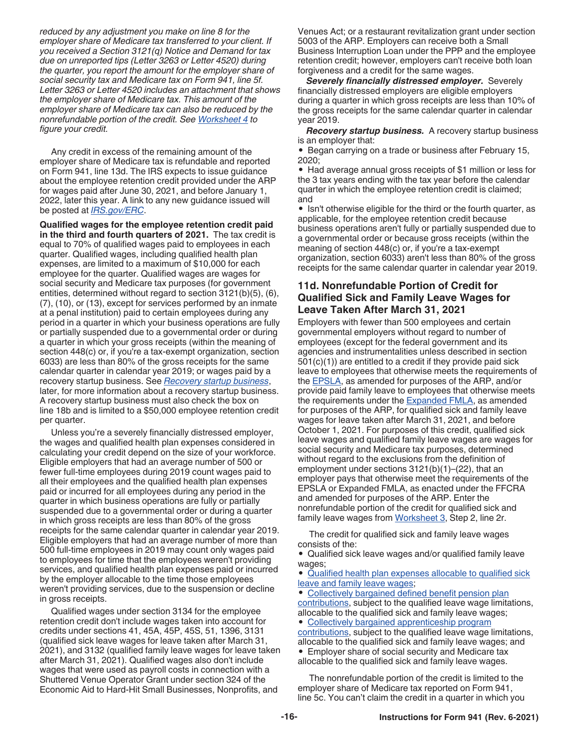*reduced by any adjustment you make on line 8 for the employer share of Medicare tax transferred to your client. If you received a Section 3121(q) Notice and Demand for tax due on unreported tips (Letter 3263 or Letter 4520) during the quarter, you report the amount for the employer share of social security tax and Medicare tax on Form 941, line 5f. Letter 3263 or Letter 4520 includes an attachment that shows the employer share of Medicare tax. This amount of the employer share of Medicare tax can also be reduced by the nonrefundable portion of the credit. See Worksheet 4 to figure your credit.*

Any credit in excess of the remaining amount of the employer share of Medicare tax is refundable and reported on Form 941, line 13d. The IRS expects to issue guidance about the employee retention credit provided under the ARP for wages paid after June 30, 2021, and before January 1, 2022, later this year. A link to any new guidance issued will be posted at *IRS.gov/ERC*.

**Qualified wages for the employee retention credit paid in the third and fourth quarters of 2021.** The tax credit is equal to 70% of qualified wages paid to employees in each quarter. Qualified wages, including qualified health plan expenses, are limited to a maximum of $10,000 for each employee for the quarter. Qualified wages are wages for social security and Medicare tax purposes (for government entities, determined without regard to section 3121(b)(5), (6), (7), (10), or (13), except for services performed by an inmate at a penal institution) paid to certain employees during any period in a quarter in which your business operations are fully or partially suspended due to a governmental order or during a quarter in which your gross receipts (within the meaning of section 448(c) or, if you're a tax-exempt organization, section 6033) are less than 80% of the gross receipts for the same calendar quarter in calendar year 2019; or wages paid by a recovery startup business. See *Recovery startup business*, later, for more information about a recovery startup business. A recovery startup business must also check the box on line 18b and is limited to a $50,000 employee retention credit per quarter.

Unless you're a severely financially distressed employer, the wages and qualified health plan expenses considered in calculating your credit depend on the size of your workforce. Eligible employers that had an average number of 500 or fewer full-time employees during 2019 count wages paid to all their employees and the qualified health plan expenses paid or incurred for all employees during any period in the quarter in which business operations are fully or partially suspended due to a governmental order or during a quarter in which gross receipts are less than 80% of the gross receipts for the same calendar quarter in calendar year 2019. Eligible employers that had an average number of more than 500 full-time employees in 2019 may count only wages paid to employees for time that the employees weren't providing services, and qualified health plan expenses paid or incurred by the employer allocable to the time those employees weren't providing services, due to the suspension or decline in gross receipts.

Qualified wages under section 3134 for the employee retention credit don't include wages taken into account for credits under sections 41, 45A, 45P, 45S, 51, 1396, 3131 (qualified sick leave wages for leave taken after March 31, 2021), and 3132 (qualified family leave wages for leave taken after March 31, 2021). Qualified wages also don't include wages that were used as payroll costs in connection with a Shuttered Venue Operator Grant under section 324 of the Economic Aid to Hard-Hit Small Businesses, Nonprofits, and Venues Act; or a restaurant revitalization grant under section 5003 of the ARP. Employers can receive both a Small Business Interruption Loan under the PPP and the employee retention credit; however, employers can't receive both loan forgiveness and a credit for the same wages.

***Severely financially distressed employer.*** Severely financially distressed employers are eligible employers during a quarter in which gross receipts are less than 10% of the gross receipts for the same calendar quarter in calendar year 2019.

***Recovery startup business.*** A recovery startup business is an employer that:

- Began carrying on a trade or business after February 15, 2020;
- Had average annual gross receipts of $1 million or less for the 3 tax years ending with the tax year before the calendar quarter in which the employee retention credit is claimed; and
- Isn't otherwise eligible for the third or the fourth quarter, as applicable, for the employee retention credit because business operations aren't fully or partially suspended due to a governmental order or because gross receipts (within the meaning of section 448(c) or, if you're a tax-exempt organization, section 6033) aren't less than 80% of the gross receipts for the same calendar quarter in calendar year 2019.

## 11d. Nonrefundable Portion of Credit for Qualified Sick and Family Leave Wages for Leave Taken After March 31, 2021

Employers with fewer than 500 employees and certain governmental employers without regard to number of employees (except for the federal government and its agencies and instrumentalities unless described in section 501(c)(1)) are entitled to a credit if they provide paid sick leave to employees that otherwise meets the requirements of the EPSLA, as amended for purposes of the ARP, and/or provide paid family leave to employees that otherwise meets the requirements under the Expanded FMLA, as amended for purposes of the ARP, for qualified sick and family leave wages for leave taken after March 31, 2021, and before October 1, 2021. For purposes of this credit, qualified sick leave wages and qualified family leave wages are wages for social security and Medicare tax purposes, determined without regard to the exclusions from the definition of employment under sections 3121(b)(1)–(22), that an employer pays that otherwise meet the requirements of the EPSLA or Expanded FMLA, as enacted under the FFCRA and amended for purposes of the ARP. Enter the nonrefundable portion of the credit for qualified sick and family leave wages from Worksheet 3, Step 2, line 2r.

The credit for qualified sick and family leave wages consists of the:

- Qualified sick leave wages and/or qualified family leave wages;
- Qualified health plan expenses allocable to qualified sick leave and family leave wages;
- Collectively bargained defined benefit pension plan contributions, subject to the qualified leave wage limitations, allocable to the qualified sick and family leave wages;
- Collectively bargained apprenticeship program contributions, subject to the qualified leave wage limitations, allocable to the qualified sick and family leave wages; and
- Employer share of social security and Medicare tax allocable to the qualified sick and family leave wages.

The nonrefundable portion of the credit is limited to the employer share of Medicare tax reported on Form 941, line 5c. You can't claim the credit in a quarter in which you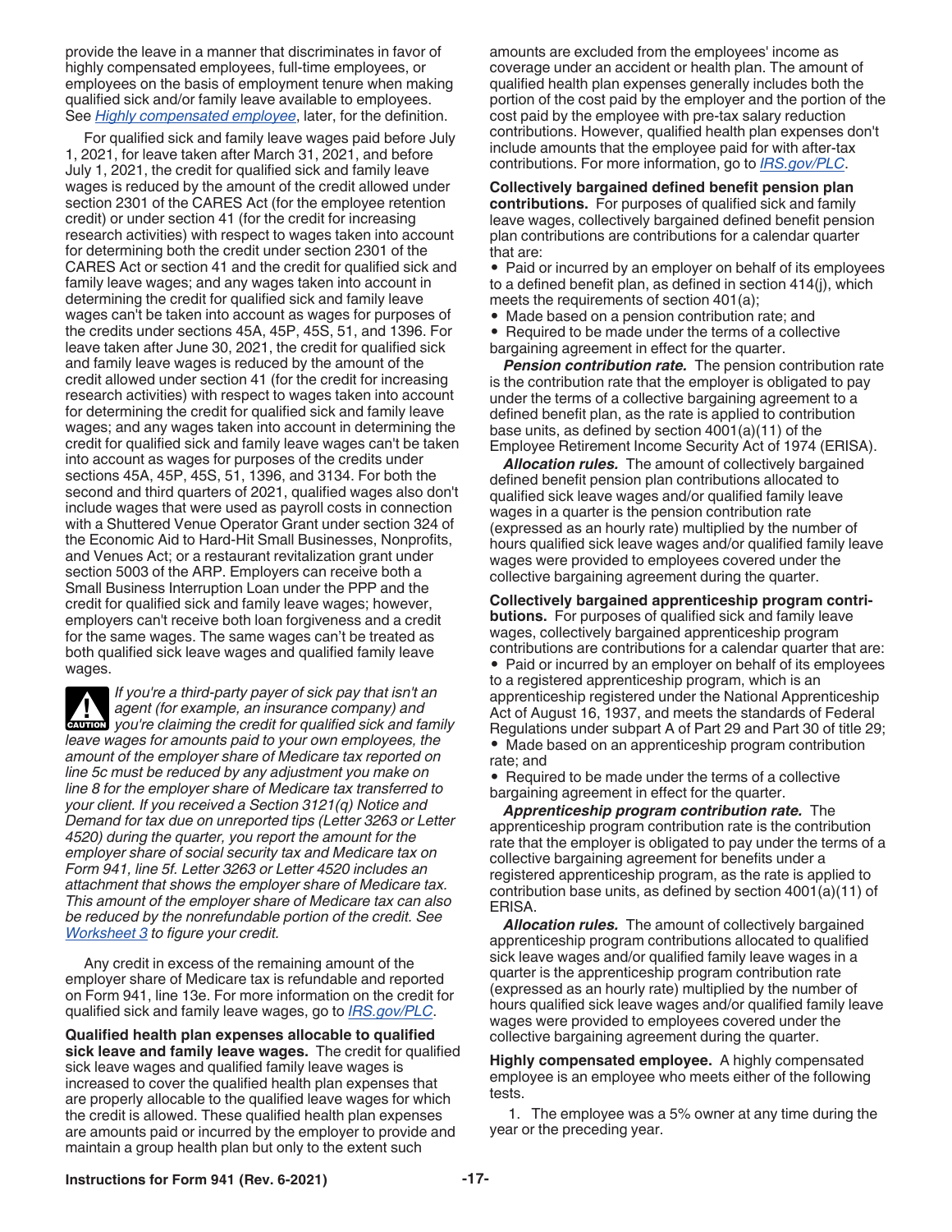provide the leave in a manner that discriminates in favor of highly compensated employees, full-time employees, or employees on the basis of employment tenure when making qualified sick and/or family leave available to employees. See *Highly compensated employee*, later, for the definition.

For qualified sick and family leave wages paid before July 1, 2021, for leave taken after March 31, 2021, and before July 1, 2021, the credit for qualified sick and family leave wages is reduced by the amount of the credit allowed under section 2301 of the CARES Act (for the employee retention credit) or under section 41 (for the credit for increasing research activities) with respect to wages taken into account for determining both the credit under section 2301 of the CARES Act or section 41 and the credit for qualified sick and family leave wages; and any wages taken into account in determining the credit for qualified sick and family leave wages can't be taken into account as wages for purposes of the credits under sections 45A, 45P, 45S, 51, and 1396. For leave taken after June 30, 2021, the credit for qualified sick and family leave wages is reduced by the amount of the credit allowed under section 41 (for the credit for increasing research activities) with respect to wages taken into account for determining the credit for qualified sick and family leave wages; and any wages taken into account in determining the credit for qualified sick and family leave wages can't be taken into account as wages for purposes of the credits under sections 45A, 45P, 45S, 51, 1396, and 3134. For both the second and third quarters of 2021, qualified wages also don't include wages that were used as payroll costs in connection with a Shuttered Venue Operator Grant under section 324 of the Economic Aid to Hard-Hit Small Businesses, Nonprofits, and Venues Act; or a restaurant revitalization grant under section 5003 of the ARP. Employers can receive both a Small Business Interruption Loan under the PPP and the credit for qualified sick and family leave wages; however, employers can't receive both loan forgiveness and a credit for the same wages. The same wages can't be treated as both qualified sick leave wages and qualified family leave wages.

**CAUTION** *If you're a third-party payer of sick pay that isn't an agent (for example, an insurance company) and you're claiming the credit for qualified sick and family leave wages for amounts paid to your own employees, the amount of the employer share of Medicare tax reported on line 5c must be reduced by any adjustment you make on line 8 for the employer share of Medicare tax transferred to your client. If you received a Section 3121(q) Notice and Demand for tax due on unreported tips (Letter 3263 or Letter 4520) during the quarter, you report the amount for the employer share of social security tax and Medicare tax on Form 941, line 5f. Letter 3263 or Letter 4520 includes an attachment that shows the employer share of Medicare tax. This amount of the employer share of Medicare tax can also be reduced by the nonrefundable portion of the credit. See Worksheet 3 to figure your credit.*

Any credit in excess of the remaining amount of the employer share of Medicare tax is refundable and reported on Form 941, line 13e. For more information on the credit for qualified sick and family leave wages, go to *IRS.gov/PLC*.

**Qualified health plan expenses allocable to qualified sick leave and family leave wages.** The credit for qualified sick leave wages and qualified family leave wages is increased to cover the qualified health plan expenses that are properly allocable to the qualified leave wages for which the credit is allowed. These qualified health plan expenses are amounts paid or incurred by the employer to provide and maintain a group health plan but only to the extent such amounts are excluded from the employees' income as coverage under an accident or health plan. The amount of qualified health plan expenses generally includes both the portion of the cost paid by the employer and the portion of the cost paid by the employee with pre-tax salary reduction contributions. However, qualified health plan expenses don't include amounts that the employee paid for with after-tax contributions. For more information, go to *IRS.gov/PLC*.

**Collectively bargained defined benefit pension plan contributions.** For purposes of qualified sick and family leave wages, collectively bargained defined benefit pension plan contributions are contributions for a calendar quarter that are:

- Paid or incurred by an employer on behalf of its employees to a defined benefit plan, as defined in section 414(j), which meets the requirements of section 401(a);
- Made based on a pension contribution rate; and
- Required to be made under the terms of a collective bargaining agreement in effect for the quarter.

***Pension contribution rate.*** The pension contribution rate is the contribution rate that the employer is obligated to pay under the terms of a collective bargaining agreement to a defined benefit plan, as the rate is applied to contribution base units, as defined by section 4001(a)(11) of the Employee Retirement Income Security Act of 1974 (ERISA).

***Allocation rules.*** The amount of collectively bargained defined benefit pension plan contributions allocated to qualified sick leave wages and/or qualified family leave wages in a quarter is the pension contribution rate (expressed as an hourly rate) multiplied by the number of hours qualified sick leave wages and/or qualified family leave wages were provided to employees covered under the collective bargaining agreement during the quarter.

**Collectively bargained apprenticeship program contributions.** For purposes of qualified sick and family leave wages, collectively bargained apprenticeship program contributions are contributions for a calendar quarter that are:

- Paid or incurred by an employer on behalf of its employees to a registered apprenticeship program, which is an apprenticeship registered under the National Apprenticeship Act of August 16, 1937, and meets the standards of Federal Regulations under subpart A of Part 29 and Part 30 of title 29;
- Made based on an apprenticeship program contribution rate; and
- Required to be made under the terms of a collective bargaining agreement in effect for the quarter.

***Apprenticeship program contribution rate.*** The apprenticeship program contribution rate is the contribution rate that the employer is obligated to pay under the terms of a collective bargaining agreement for benefits under a registered apprenticeship program, as the rate is applied to contribution base units, as defined by section 4001(a)(11) of ERISA.

***Allocation rules.*** The amount of collectively bargained apprenticeship program contributions allocated to qualified sick leave wages and/or qualified family leave wages in a quarter is the apprenticeship program contribution rate (expressed as an hourly rate) multiplied by the number of hours qualified sick leave wages and/or qualified family leave wages were provided to employees covered under the collective bargaining agreement during the quarter.

**Highly compensated employee.** A highly compensated employee is an employee who meets either of the following tests.

1. The employee was a 5% owner at any time during the year or the preceding year.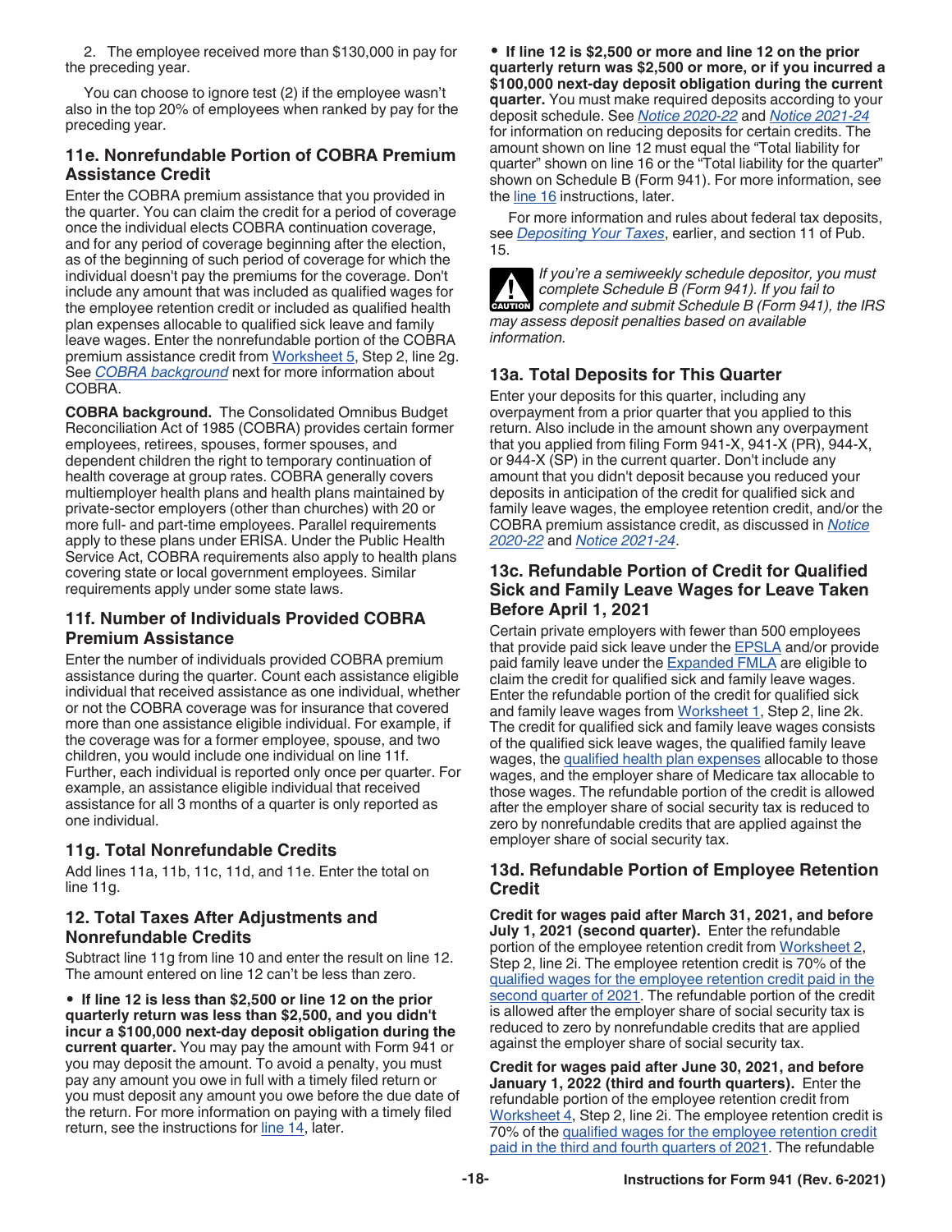2. The employee received more than $130,000 in pay for the preceding year.

You can choose to ignore test (2) if the employee wasn't also in the top 20% of employees when ranked by pay for the preceding year.

## 11e. Nonrefundable Portion of COBRA Premium Assistance Credit

Enter the COBRA premium assistance that you provided in the quarter. You can claim the credit for a period of coverage once the individual elects COBRA continuation coverage, and for any period of coverage beginning after the election, as of the beginning of such period of coverage for which the individual doesn't pay the premiums for the coverage. Don't include any amount that was included as qualified wages for the employee retention credit or included as qualified health plan expenses allocable to qualified sick leave and family leave wages. Enter the nonrefundable portion of the COBRA premium assistance credit from Worksheet 5, Step 2, line 2g. See *COBRA background* next for more information about COBRA.

**COBRA background.** The Consolidated Omnibus Budget Reconciliation Act of 1985 (COBRA) provides certain former employees, retirees, spouses, former spouses, and dependent children the right to temporary continuation of health coverage at group rates. COBRA generally covers multiemployer health plans and health plans maintained by private-sector employers (other than churches) with 20 or more full- and part-time employees. Parallel requirements apply to these plans under ERISA. Under the Public Health Service Act, COBRA requirements also apply to health plans covering state or local government employees. Similar requirements apply under some state laws.

## 11f. Number of Individuals Provided COBRA Premium Assistance

Enter the number of individuals provided COBRA premium assistance during the quarter. Count each assistance eligible individual that received assistance as one individual, whether or not the COBRA coverage was for insurance that covered more than one assistance eligible individual. For example, if the coverage was for a former employee, spouse, and two children, you would include one individual on line 11f. Further, each individual is reported only once per quarter. For example, an assistance eligible individual that received assistance for all 3 months of a quarter is only reported as one individual.

## 11g. Total Nonrefundable Credits

Add lines 11a, 11b, 11c, 11d, and 11e. Enter the total on line 11g.

## 12. Total Taxes After Adjustments and Nonrefundable Credits

Subtract line 11g from line 10 and enter the result on line 12. The amount entered on line 12 can't be less than zero.

- **If line 12 is less than $2,500 or line 12 on the prior quarterly return was less than $2,500, and you didn't incur a $100,000 next-day deposit obligation during the current quarter.** You may pay the amount with Form 941 or you may deposit the amount. To avoid a penalty, you must pay any amount you owe in full with a timely filed return or you must deposit any amount you owe before the due date of the return. For more information on paying with a timely filed return, see the instructions for line 14, later.
- **If line 12 is $2,500 or more and line 12 on the prior quarterly return was $2,500 or more, or if you incurred a $100,000 next-day deposit obligation during the current quarter.** You must make required deposits according to your deposit schedule. See *Notice 2020-22* and *Notice 2021-24* for information on reducing deposits for certain credits. The amount shown on line 12 must equal the "Total liability for quarter" shown on line 16 or the "Total liability for the quarter" shown on Schedule B (Form 941). For more information, see the line 16 instructions, later.

For more information and rules about federal tax deposits, see *Depositing Your Taxes*, earlier, and section 11 of Pub. 15.

**CAUTION:** *If you're a semiweekly schedule depositor, you must complete Schedule B (Form 941). If you fail to complete and submit Schedule B (Form 941), the IRS may assess deposit penalties based on available information.*

## 13a. Total Deposits for This Quarter

Enter your deposits for this quarter, including any overpayment from a prior quarter that you applied to this return. Also include in the amount shown any overpayment that you applied from filing Form 941-X, 941-X (PR), 944-X, or 944-X (SP) in the current quarter. Don't include any amount that you didn't deposit because you reduced your deposits in anticipation of the credit for qualified sick and family leave wages, the employee retention credit, and/or the COBRA premium assistance credit, as discussed in *Notice 2020-22* and *Notice 2021-24*.

## 13c. Refundable Portion of Credit for Qualified Sick and Family Leave Wages for Leave Taken Before April 1, 2021

Certain private employers with fewer than 500 employees that provide paid sick leave under the EPSLA and/or provide paid family leave under the Expanded FMLA are eligible to claim the credit for qualified sick and family leave wages. Enter the refundable portion of the credit for qualified sick and family leave wages from Worksheet 1, Step 2, line 2k. The credit for qualified sick and family leave wages consists of the qualified sick leave wages, the qualified family leave wages, the qualified health plan expenses allocable to those wages, and the employer share of Medicare tax allocable to those wages. The refundable portion of the credit is allowed after the employer share of social security tax is reduced to zero by nonrefundable credits that are applied against the employer share of social security tax.

## 13d. Refundable Portion of Employee Retention Credit

**Credit for wages paid after March 31, 2021, and before July 1, 2021 (second quarter).** Enter the refundable portion of the employee retention credit from Worksheet 2, Step 2, line 2i. The employee retention credit is 70% of the qualified wages for the employee retention credit paid in the second quarter of 2021. The refundable portion of the credit is allowed after the employer share of social security tax is reduced to zero by nonrefundable credits that are applied against the employer share of social security tax.

**Credit for wages paid after June 30, 2021, and before January 1, 2022 (third and fourth quarters).** Enter the refundable portion of the employee retention credit from Worksheet 4, Step 2, line 2i. The employee retention credit is 70% of the qualified wages for the employee retention credit paid in the third and fourth quarters of 2021. The refundable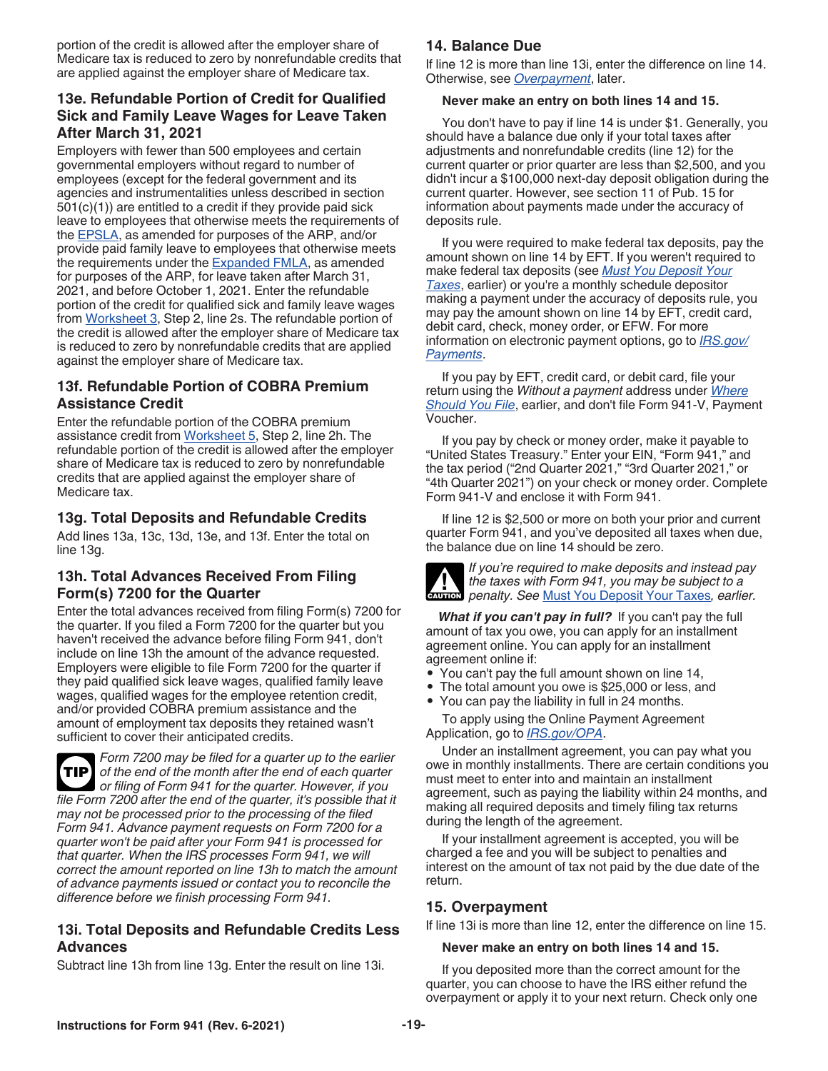portion of the credit is allowed after the employer share of Medicare tax is reduced to zero by nonrefundable credits that are applied against the employer share of Medicare tax.

### 13e. Refundable Portion of Credit for Qualified Sick and Family Leave Wages for Leave Taken After March 31, 2021

Employers with fewer than 500 employees and certain governmental employers without regard to number of employees (except for the federal government and its agencies and instrumentalities unless described in section 501(c)(1)) are entitled to a credit if they provide paid sick leave to employees that otherwise meets the requirements of the EPSLA, as amended for purposes of the ARP, and/or provide paid family leave to employees that otherwise meets the requirements under the Expanded FMLA, as amended for purposes of the ARP, for leave taken after March 31, 2021, and before October 1, 2021. Enter the refundable portion of the credit for qualified sick and family leave wages from Worksheet 3, Step 2, line 2s. The refundable portion of the credit is allowed after the employer share of Medicare tax is reduced to zero by nonrefundable credits that are applied against the employer share of Medicare tax.

### 13f. Refundable Portion of COBRA Premium Assistance Credit

Enter the refundable portion of the COBRA premium assistance credit from Worksheet 5, Step 2, line 2h. The refundable portion of the credit is allowed after the employer share of Medicare tax is reduced to zero by nonrefundable credits that are applied against the employer share of Medicare tax.

### 13g. Total Deposits and Refundable Credits

Add lines 13a, 13c, 13d, 13e, and 13f. Enter the total on line 13g.

### 13h. Total Advances Received From Filing Form(s) 7200 for the Quarter

Enter the total advances received from filing Form(s) 7200 for the quarter. If you filed a Form 7200 for the quarter but you haven't received the advance before filing Form 941, don't include on line 13h the amount of the advance requested. Employers were eligible to file Form 7200 for the quarter if they paid qualified sick leave wages, qualified family leave wages, qualified wages for the employee retention credit, and/or provided COBRA premium assistance and the amount of employment tax deposits they retained wasn't sufficient to cover their anticipated credits.

**TIP** *Form 7200 may be filed for a quarter up to the earlier of the end of the month after the end of each quarter or filing of Form 941 for the quarter. However, if you file Form 7200 after the end of the quarter, it's possible that it may not be processed prior to the processing of the filed Form 941. Advance payment requests on Form 7200 for a quarter won't be paid after your Form 941 is processed for that quarter. When the IRS processes Form 941, we will correct the amount reported on line 13h to match the amount of advance payments issued or contact you to reconcile the difference before we finish processing Form 941.*

### 13i. Total Deposits and Refundable Credits Less Advances

Subtract line 13h from line 13g. Enter the result on line 13i.

### 14. Balance Due

If line 12 is more than line 13i, enter the difference on line 14. Otherwise, see *Overpayment*, later.

**Never make an entry on both lines 14 and 15.**

You don't have to pay if line 14 is under $1. Generally, you should have a balance due only if your total taxes after adjustments and nonrefundable credits (line 12) for the current quarter or prior quarter are less than $2,500, and you didn't incur a $100,000 next-day deposit obligation during the current quarter. However, see section 11 of Pub. 15 for information about payments made under the accuracy of deposits rule.

If you were required to make federal tax deposits, pay the amount shown on line 14 by EFT. If you weren't required to make federal tax deposits (see *Must You Deposit Your Taxes*, earlier) or you're a monthly schedule depositor making a payment under the accuracy of deposits rule, you may pay the amount shown on line 14 by EFT, credit card, debit card, check, money order, or EFW. For more information on electronic payment options, go to *IRS.gov/Payments*.

If you pay by EFT, credit card, or debit card, file your return using the *Without a payment* address under *Where Should You File*, earlier, and don't file Form 941-V, Payment Voucher.

If you pay by check or money order, make it payable to "United States Treasury." Enter your EIN, "Form 941," and the tax period ("2nd Quarter 2021," "3rd Quarter 2021," or "4th Quarter 2021") on your check or money order. Complete Form 941-V and enclose it with Form 941.

If line 12 is $2,500 or more on both your prior and current quarter Form 941, and you've deposited all taxes when due, the balance due on line 14 should be zero.

**CAUTION** *If you're required to make deposits and instead pay the taxes with Form 941, you may be subject to a penalty. See* Must You Deposit Your Taxes*, earlier.*

***What if you can't pay in full?*** If you can't pay the full amount of tax you owe, you can apply for an installment agreement online. You can apply for an installment agreement online if:

- You can't pay the full amount shown on line 14,
- The total amount you owe is $25,000 or less, and
- You can pay the liability in full in 24 months.

To apply using the Online Payment Agreement Application, go to *IRS.gov/OPA*.

Under an installment agreement, you can pay what you owe in monthly installments. There are certain conditions you must meet to enter into and maintain an installment agreement, such as paying the liability within 24 months, and making all required deposits and timely filing tax returns during the length of the agreement.

If your installment agreement is accepted, you will be charged a fee and you will be subject to penalties and interest on the amount of tax not paid by the due date of the return.

### 15. Overpayment

If line 13i is more than line 12, enter the difference on line 15.

**Never make an entry on both lines 14 and 15.**

If you deposited more than the correct amount for the quarter, you can choose to have the IRS either refund the overpayment or apply it to your next return. Check only one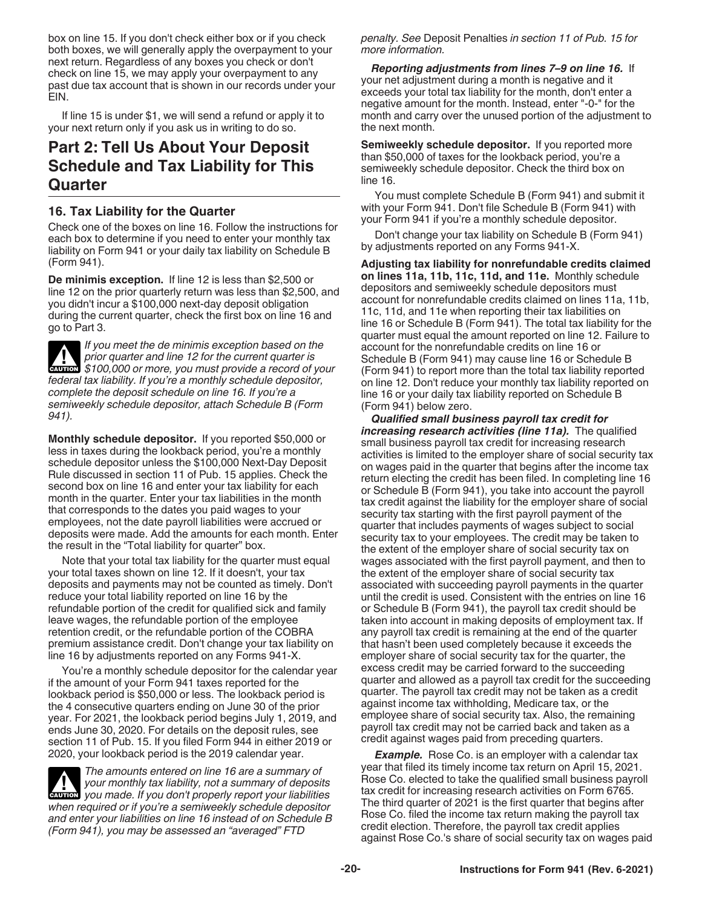box on line 15. If you don't check either box or if you check both boxes, we will generally apply the overpayment to your next return. Regardless of any boxes you check or don't check on line 15, we may apply your overpayment to any past due tax account that is shown in our records under your EIN.

If line 15 is under $1, we will send a refund or apply it to your next return only if you ask us in writing to do so.

## Part 2: Tell Us About Your Deposit Schedule and Tax Liability for This Quarter

### 16. Tax Liability for the Quarter

Check one of the boxes on line 16. Follow the instructions for each box to determine if you need to enter your monthly tax liability on Form 941 or your daily tax liability on Schedule B (Form 941).

**De minimis exception.** If line 12 is less than $2,500 or line 12 on the prior quarterly return was less than $2,500, and you didn't incur a $100,000 next-day deposit obligation during the current quarter, check the first box on line 16 and go to Part 3.

**CAUTION** *If you meet the de minimis exception based on the prior quarter and line 12 for the current quarter is $100,000 or more, you must provide a record of your federal tax liability. If you're a monthly schedule depositor, complete the deposit schedule on line 16. If you're a semiweekly schedule depositor, attach Schedule B (Form 941).*

**Monthly schedule depositor.** If you reported $50,000 or less in taxes during the lookback period, you're a monthly schedule depositor unless the $100,000 Next-Day Deposit Rule discussed in section 11 of Pub. 15 applies. Check the second box on line 16 and enter your tax liability for each month in the quarter. Enter your tax liabilities in the month that corresponds to the dates you paid wages to your employees, not the date payroll liabilities were accrued or deposits were made. Add the amounts for each month. Enter the result in the "Total liability for quarter" box.

Note that your total tax liability for the quarter must equal your total taxes shown on line 12. If it doesn't, your tax deposits and payments may not be counted as timely. Don't reduce your total liability reported on line 16 by the refundable portion of the credit for qualified sick and family leave wages, the refundable portion of the employee retention credit, or the refundable portion of the COBRA premium assistance credit. Don't change your tax liability on line 16 by adjustments reported on any Forms 941-X.

You're a monthly schedule depositor for the calendar year if the amount of your Form 941 taxes reported for the lookback period is $50,000 or less. The lookback period is the 4 consecutive quarters ending on June 30 of the prior year. For 2021, the lookback period begins July 1, 2019, and ends June 30, 2020. For details on the deposit rules, see section 11 of Pub. 15. If you filed Form 944 in either 2019 or 2020, your lookback period is the 2019 calendar year.

**CAUTION** *The amounts entered on line 16 are a summary of your monthly tax liability, not a summary of deposits you made. If you don't properly report your liabilities when required or if you're a semiweekly schedule depositor and enter your liabilities on line 16 instead of on Schedule B (Form 941), you may be assessed an "averaged" FTD penalty. See* Deposit Penalties *in section 11 of Pub. 15 for more information.*

***Reporting adjustments from lines 7–9 on line 16.*** If your net adjustment during a month is negative and it exceeds your total tax liability for the month, don't enter a negative amount for the month. Instead, enter "-0-" for the month and carry over the unused portion of the adjustment to the next month.

**Semiweekly schedule depositor.** If you reported more than $50,000 of taxes for the lookback period, you're a semiweekly schedule depositor. Check the third box on line 16.

You must complete Schedule B (Form 941) and submit it with your Form 941. Don't file Schedule B (Form 941) with your Form 941 if you're a monthly schedule depositor.

Don't change your tax liability on Schedule B (Form 941) by adjustments reported on any Forms 941-X.

**Adjusting tax liability for nonrefundable credits claimed on lines 11a, 11b, 11c, 11d, and 11e.** Monthly schedule depositors and semiweekly schedule depositors must account for nonrefundable credits claimed on lines 11a, 11b, 11c, 11d, and 11e when reporting their tax liabilities on line 16 or Schedule B (Form 941). The total tax liability for the quarter must equal the amount reported on line 12. Failure to account for the nonrefundable credits on line 16 or Schedule B (Form 941) may cause line 16 or Schedule B (Form 941) to report more than the total tax liability reported on line 12. Don't reduce your monthly tax liability reported on line 16 or your daily tax liability reported on Schedule B (Form 941) below zero.

***Qualified small business payroll tax credit for increasing research activities (line 11a).*** The qualified small business payroll tax credit for increasing research activities is limited to the employer share of social security tax on wages paid in the quarter that begins after the income tax return electing the credit has been filed. In completing line 16 or Schedule B (Form 941), you take into account the payroll tax credit against the liability for the employer share of social security tax starting with the first payroll payment of the quarter that includes payments of wages subject to social security tax to your employees. The credit may be taken to the extent of the employer share of social security tax on wages associated with the first payroll payment, and then to the extent of the employer share of social security tax associated with succeeding payroll payments in the quarter until the credit is used. Consistent with the entries on line 16 or Schedule B (Form 941), the payroll tax credit should be taken into account in making deposits of employment tax. If any payroll tax credit is remaining at the end of the quarter that hasn't been used completely because it exceeds the employer share of social security tax for the quarter, the excess credit may be carried forward to the succeeding quarter and allowed as a payroll tax credit for the succeeding quarter. The payroll tax credit may not be taken as a credit against income tax withholding, Medicare tax, or the employee share of social security tax. Also, the remaining payroll tax credit may not be carried back and taken as a credit against wages paid from preceding quarters.

***Example.*** Rose Co. is an employer with a calendar tax year that filed its timely income tax return on April 15, 2021. Rose Co. elected to take the qualified small business payroll tax credit for increasing research activities on Form 6765. The third quarter of 2021 is the first quarter that begins after Rose Co. filed the income tax return making the payroll tax credit election. Therefore, the payroll tax credit applies against Rose Co.'s share of social security tax on wages paid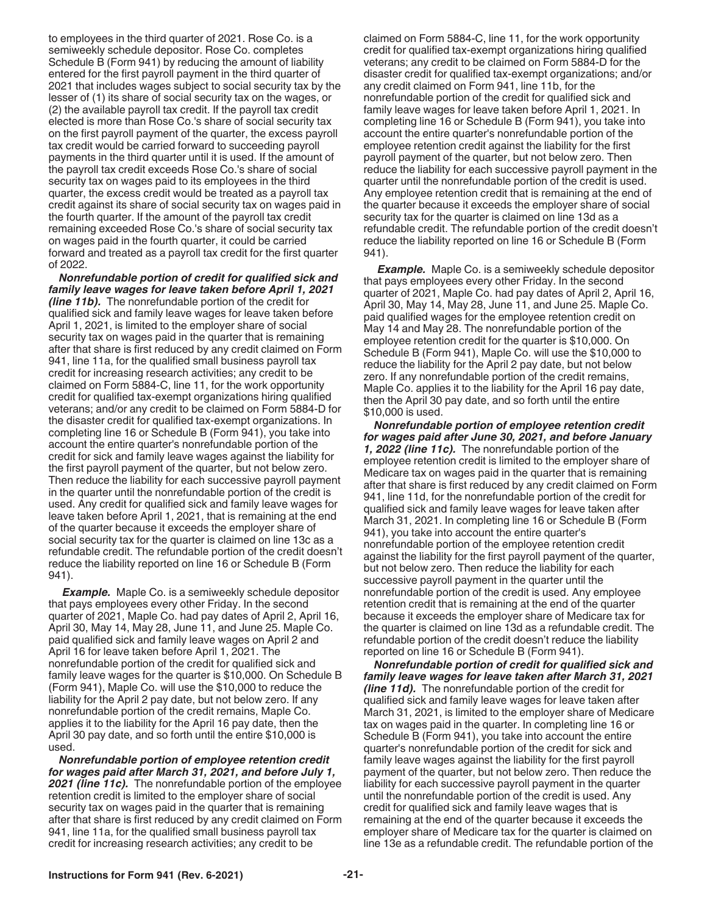to employees in the third quarter of 2021. Rose Co. is a semiweekly schedule depositor. Rose Co. completes Schedule B (Form 941) by reducing the amount of liability entered for the first payroll payment in the third quarter of 2021 that includes wages subject to social security tax by the lesser of (1) its share of social security tax on the wages, or (2) the available payroll tax credit. If the payroll tax credit elected is more than Rose Co.'s share of social security tax on the first payroll payment of the quarter, the excess payroll tax credit would be carried forward to succeeding payroll payments in the third quarter until it is used. If the amount of the payroll tax credit exceeds Rose Co.'s share of social security tax on wages paid to its employees in the third quarter, the excess credit would be treated as a payroll tax credit against its share of social security tax on wages paid in the fourth quarter. If the amount of the payroll tax credit remaining exceeded Rose Co.'s share of social security tax on wages paid in the fourth quarter, it could be carried forward and treated as a payroll tax credit for the first quarter of 2022.

***Nonrefundable portion of credit for qualified sick and family leave wages for leave taken before April 1, 2021 (line 11b).*** The nonrefundable portion of the credit for qualified sick and family leave wages for leave taken before April 1, 2021, is limited to the employer share of social security tax on wages paid in the quarter that is remaining after that share is first reduced by any credit claimed on Form 941, line 11a, for the qualified small business payroll tax credit for increasing research activities; any credit to be claimed on Form 5884-C, line 11, for the work opportunity credit for qualified tax-exempt organizations hiring qualified veterans; and/or any credit to be claimed on Form 5884-D for the disaster credit for qualified tax-exempt organizations. In completing line 16 or Schedule B (Form 941), you take into account the entire quarter's nonrefundable portion of the credit for sick and family leave wages against the liability for the first payroll payment of the quarter, but not below zero. Then reduce the liability for each successive payroll payment in the quarter until the nonrefundable portion of the credit is used. Any credit for qualified sick and family leave wages for leave taken before April 1, 2021, that is remaining at the end of the quarter because it exceeds the employer share of social security tax for the quarter is claimed on line 13c as a refundable credit. The refundable portion of the credit doesn't reduce the liability reported on line 16 or Schedule B (Form 941).

***Example.*** Maple Co. is a semiweekly schedule depositor that pays employees every other Friday. In the second quarter of 2021, Maple Co. had pay dates of April 2, April 16, April 30, May 14, May 28, June 11, and June 25. Maple Co. paid qualified sick and family leave wages on April 2 and April 16 for leave taken before April 1, 2021. The nonrefundable portion of the credit for qualified sick and family leave wages for the quarter is $10,000. On Schedule B (Form 941), Maple Co. will use the $10,000 to reduce the liability for the April 2 pay date, but not below zero. If any nonrefundable portion of the credit remains, Maple Co. applies it to the liability for the April 16 pay date, then the April 30 pay date, and so forth until the entire $10,000 is used.

***Nonrefundable portion of employee retention credit for wages paid after March 31, 2021, and before July 1, 2021 (line 11c).*** The nonrefundable portion of the employee retention credit is limited to the employer share of social security tax on wages paid in the quarter that is remaining after that share is first reduced by any credit claimed on Form 941, line 11a, for the qualified small business payroll tax credit for increasing research activities; any credit to be claimed on Form 5884-C, line 11, for the work opportunity credit for qualified tax-exempt organizations hiring qualified veterans; any credit to be claimed on Form 5884-D for the disaster credit for qualified tax-exempt organizations; and/or any credit claimed on Form 941, line 11b, for the nonrefundable portion of the credit for qualified sick and family leave wages for leave taken before April 1, 2021. In completing line 16 or Schedule B (Form 941), you take into account the entire quarter's nonrefundable portion of the employee retention credit against the liability for the first payroll payment of the quarter, but not below zero. Then reduce the liability for each successive payroll payment in the quarter until the nonrefundable portion of the credit is used. Any employee retention credit that is remaining at the end of the quarter because it exceeds the employer share of social security tax for the quarter is claimed on line 13d as a refundable credit. The refundable portion of the credit doesn't reduce the liability reported on line 16 or Schedule B (Form 941).

***Example.*** Maple Co. is a semiweekly schedule depositor that pays employees every other Friday. In the second quarter of 2021, Maple Co. had pay dates of April 2, April 16, April 30, May 14, May 28, June 11, and June 25. Maple Co. paid qualified wages for the employee retention credit on May 14 and May 28. The nonrefundable portion of the employee retention credit for the quarter is $10,000. On Schedule B (Form 941), Maple Co. will use the $10,000 to reduce the liability for the April 2 pay date, but not below zero. If any nonrefundable portion of the credit remains, Maple Co. applies it to the liability for the April 16 pay date, then the April 30 pay date, and so forth until the entire $10,000 is used.

***Nonrefundable portion of employee retention credit for wages paid after June 30, 2021, and before January 1, 2022 (line 11c).*** The nonrefundable portion of the employee retention credit is limited to the employer share of Medicare tax on wages paid in the quarter that is remaining after that share is first reduced by any credit claimed on Form 941, line 11d, for the nonrefundable portion of the credit for qualified sick and family leave wages for leave taken after March 31, 2021. In completing line 16 or Schedule B (Form 941), you take into account the entire quarter's nonrefundable portion of the employee retention credit against the liability for the first payroll payment of the quarter, but not below zero. Then reduce the liability for each successive payroll payment in the quarter until the nonrefundable portion of the credit is used. Any employee retention credit that is remaining at the end of the quarter because it exceeds the employer share of Medicare tax for the quarter is claimed on line 13d as a refundable credit. The refundable portion of the credit doesn't reduce the liability reported on line 16 or Schedule B (Form 941).

***Nonrefundable portion of credit for qualified sick and family leave wages for leave taken after March 31, 2021 (line 11d).*** The nonrefundable portion of the credit for qualified sick and family leave wages for leave taken after March 31, 2021, is limited to the employer share of Medicare tax on wages paid in the quarter. In completing line 16 or Schedule B (Form 941), you take into account the entire quarter's nonrefundable portion of the credit for sick and family leave wages against the liability for the first payroll payment of the quarter, but not below zero. Then reduce the liability for each successive payroll payment in the quarter until the nonrefundable portion of the credit is used. Any credit for qualified sick and family leave wages that is remaining at the end of the quarter because it exceeds the employer share of Medicare tax for the quarter is claimed on line 13e as a refundable credit. The refundable portion of the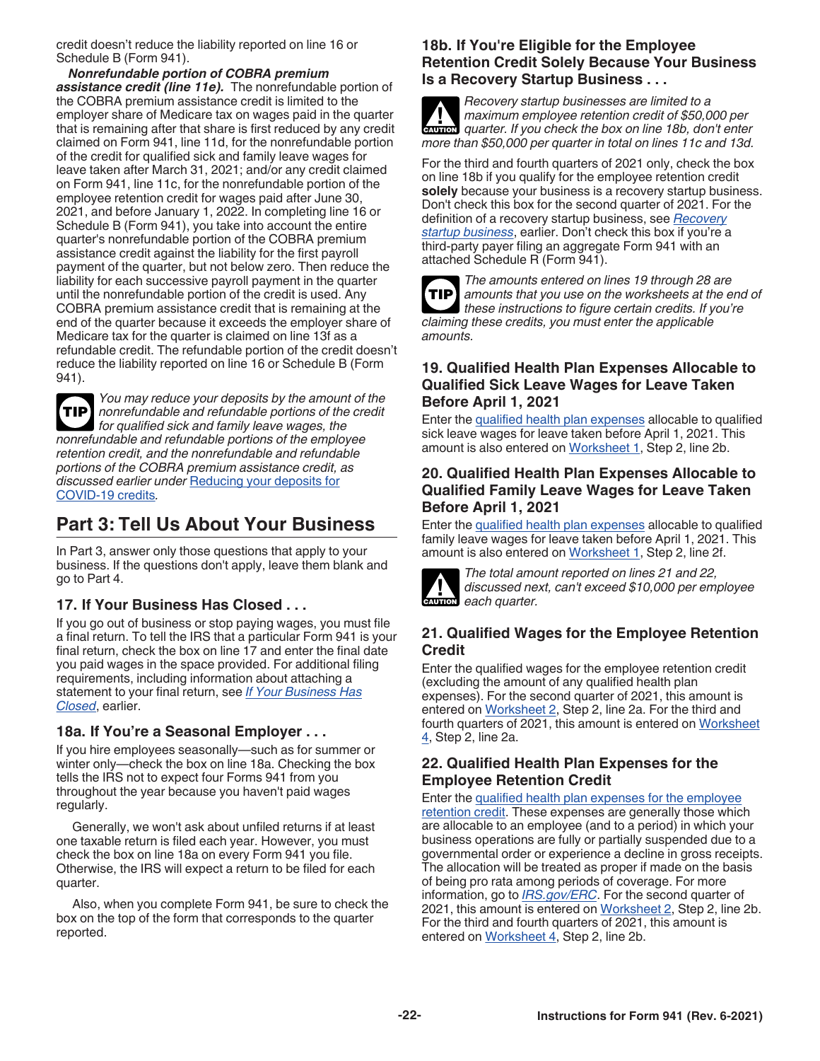credit doesn't reduce the liability reported on line 16 or Schedule B (Form 941).

***Nonrefundable portion of COBRA premium assistance credit (line 11e).*** The nonrefundable portion of the COBRA premium assistance credit is limited to the employer share of Medicare tax on wages paid in the quarter that is remaining after that share is first reduced by any credit claimed on Form 941, line 11d, for the nonrefundable portion of the credit for qualified sick and family leave wages for leave taken after March 31, 2021; and/or any credit claimed on Form 941, line 11c, for the nonrefundable portion of the employee retention credit for wages paid after June 30, 2021, and before January 1, 2022. In completing line 16 or Schedule B (Form 941), you take into account the entire quarter's nonrefundable portion of the COBRA premium assistance credit against the liability for the first payroll payment of the quarter, but not below zero. Then reduce the liability for each successive payroll payment in the quarter until the nonrefundable portion of the credit is used. Any COBRA premium assistance credit that is remaining at the end of the quarter because it exceeds the employer share of Medicare tax for the quarter is claimed on line 13f as a refundable credit. The refundable portion of the credit doesn't reduce the liability reported on line 16 or Schedule B (Form 941).

**TIP** *You may reduce your deposits by the amount of the nonrefundable and refundable portions of the credit for qualified sick and family leave wages, the nonrefundable and refundable portions of the employee retention credit, and the nonrefundable and refundable portions of the COBRA premium assistance credit, as discussed earlier under* Reducing your deposits for COVID-19 credits*.*

## Part 3: Tell Us About Your Business

In Part 3, answer only those questions that apply to your business. If the questions don't apply, leave them blank and go to Part 4.

### 17. If Your Business Has Closed . . .

If you go out of business or stop paying wages, you must file a final return. To tell the IRS that a particular Form 941 is your final return, check the box on line 17 and enter the final date you paid wages in the space provided. For additional filing requirements, including information about attaching a statement to your final return, see *If Your Business Has Closed*, earlier.

### 18a. If You're a Seasonal Employer . . .

If you hire employees seasonally—such as for summer or winter only—check the box on line 18a. Checking the box tells the IRS not to expect four Forms 941 from you throughout the year because you haven't paid wages regularly.

Generally, we won't ask about unfiled returns if at least one taxable return is filed each year. However, you must check the box on line 18a on every Form 941 you file. Otherwise, the IRS will expect a return to be filed for each quarter.

Also, when you complete Form 941, be sure to check the box on the top of the form that corresponds to the quarter reported.

### 18b. If You're Eligible for the Employee Retention Credit Solely Because Your Business Is a Recovery Startup Business . . .

**CAUTION** *Recovery startup businesses are limited to a maximum employee retention credit of $50,000 per quarter. If you check the box on line 18b, don't enter more than $50,000 per quarter in total on lines 11c and 13d.*

For the third and fourth quarters of 2021 only, check the box on line 18b if you qualify for the employee retention credit **solely** because your business is a recovery startup business. Don't check this box for the second quarter of 2021. For the definition of a recovery startup business, see *Recovery startup business*, earlier. Don't check this box if you're a third-party payer filing an aggregate Form 941 with an attached Schedule R (Form 941).

**TIP** *The amounts entered on lines 19 through 28 are amounts that you use on the worksheets at the end of these instructions to figure certain credits. If you're claiming these credits, you must enter the applicable amounts.*

### 19. Qualified Health Plan Expenses Allocable to Qualified Sick Leave Wages for Leave Taken Before April 1, 2021

Enter the qualified health plan expenses allocable to qualified sick leave wages for leave taken before April 1, 2021. This amount is also entered on Worksheet 1, Step 2, line 2b.

### 20. Qualified Health Plan Expenses Allocable to Qualified Family Leave Wages for Leave Taken Before April 1, 2021

Enter the qualified health plan expenses allocable to qualified family leave wages for leave taken before April 1, 2021. This amount is also entered on Worksheet 1, Step 2, line 2f.

**CAUTION** *The total amount reported on lines 21 and 22, discussed next, can't exceed $10,000 per employee each quarter.*

### 21. Qualified Wages for the Employee Retention Credit

Enter the qualified wages for the employee retention credit (excluding the amount of any qualified health plan expenses). For the second quarter of 2021, this amount is entered on Worksheet 2, Step 2, line 2a. For the third and fourth quarters of 2021, this amount is entered on Worksheet 4, Step 2, line 2a.

### 22. Qualified Health Plan Expenses for the Employee Retention Credit

Enter the qualified health plan expenses for the employee retention credit. These expenses are generally those which are allocable to an employee (and to a period) in which your business operations are fully or partially suspended due to a governmental order or experience a decline in gross receipts. The allocation will be treated as proper if made on the basis of being pro rata among periods of coverage. For more information, go to *IRS.gov/ERC*. For the second quarter of 2021, this amount is entered on Worksheet 2, Step 2, line 2b. For the third and fourth quarters of 2021, this amount is entered on Worksheet 4, Step 2, line 2b.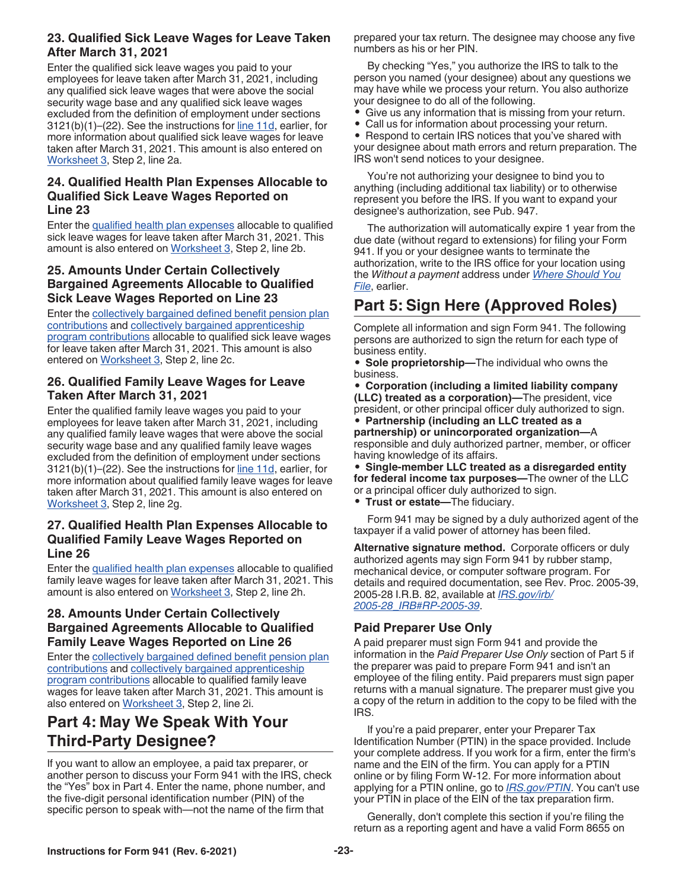### 23. Qualified Sick Leave Wages for Leave Taken After March 31, 2021

Enter the qualified sick leave wages you paid to your employees for leave taken after March 31, 2021, including any qualified sick leave wages that were above the social security wage base and any qualified sick leave wages excluded from the definition of employment under sections 3121(b)(1)–(22). See the instructions for line 11d, earlier, for more information about qualified sick leave wages for leave taken after March 31, 2021. This amount is also entered on Worksheet 3, Step 2, line 2a.

### 24. Qualified Health Plan Expenses Allocable to Qualified Sick Leave Wages Reported on Line 23

Enter the qualified health plan expenses allocable to qualified sick leave wages for leave taken after March 31, 2021. This amount is also entered on Worksheet 3, Step 2, line 2b.

### 25. Amounts Under Certain Collectively Bargained Agreements Allocable to Qualified Sick Leave Wages Reported on Line 23

Enter the collectively bargained defined benefit pension plan contributions and collectively bargained apprenticeship program contributions allocable to qualified sick leave wages for leave taken after March 31, 2021. This amount is also entered on Worksheet 3, Step 2, line 2c.

### 26. Qualified Family Leave Wages for Leave Taken After March 31, 2021

Enter the qualified family leave wages you paid to your employees for leave taken after March 31, 2021, including any qualified family leave wages that were above the social security wage base and any qualified family leave wages excluded from the definition of employment under sections 3121(b)(1)–(22). See the instructions for line 11d, earlier, for more information about qualified family leave wages for leave taken after March 31, 2021. This amount is also entered on Worksheet 3, Step 2, line 2g.

### 27. Qualified Health Plan Expenses Allocable to Qualified Family Leave Wages Reported on Line 26

Enter the qualified health plan expenses allocable to qualified family leave wages for leave taken after March 31, 2021. This amount is also entered on Worksheet 3, Step 2, line 2h.

### 28. Amounts Under Certain Collectively Bargained Agreements Allocable to Qualified Family Leave Wages Reported on Line 26

Enter the collectively bargained defined benefit pension plan contributions and collectively bargained apprenticeship program contributions allocable to qualified family leave wages for leave taken after March 31, 2021. This amount is also entered on Worksheet 3, Step 2, line 2i.

## Part 4: May We Speak With Your Third-Party Designee?

If you want to allow an employee, a paid tax preparer, or another person to discuss your Form 941 with the IRS, check the "Yes" box in Part 4. Enter the name, phone number, and the five-digit personal identification number (PIN) of the specific person to speak with—not the name of the firm that prepared your tax return. The designee may choose any five numbers as his or her PIN.

By checking "Yes," you authorize the IRS to talk to the person you named (your designee) about any questions we may have while we process your return. You also authorize your designee to do all of the following.

- Give us any information that is missing from your return.
- Call us for information about processing your return.
- Respond to certain IRS notices that you've shared with your designee about math errors and return preparation. The IRS won't send notices to your designee.

You're not authorizing your designee to bind you to anything (including additional tax liability) or to otherwise represent you before the IRS. If you want to expand your designee's authorization, see Pub. 947.

The authorization will automatically expire 1 year from the due date (without regard to extensions) for filing your Form 941. If you or your designee wants to terminate the authorization, write to the IRS office for your location using the *Without a payment* address under *Where Should You File*, earlier.

## Part 5: Sign Here (Approved Roles)

Complete all information and sign Form 941. The following persons are authorized to sign the return for each type of business entity.

- **Sole proprietorship—**The individual who owns the business.
- **Corporation (including a limited liability company (LLC) treated as a corporation)—**The president, vice president, or other principal officer duly authorized to sign.
- **Partnership (including an LLC treated as a partnership) or unincorporated organization—**A responsible and duly authorized partner, member, or officer having knowledge of its affairs.
- **Single-member LLC treated as a disregarded entity for federal income tax purposes—**The owner of the LLC or a principal officer duly authorized to sign.
- **Trust or estate—**The fiduciary.

Form 941 may be signed by a duly authorized agent of the taxpayer if a valid power of attorney has been filed.

**Alternative signature method.** Corporate officers or duly authorized agents may sign Form 941 by rubber stamp, mechanical device, or computer software program. For details and required documentation, see Rev. Proc. 2005-39, 2005-28 I.R.B. 82, available at *IRS.gov/irb/2005-28_IRB#RP-2005-39*.

### Paid Preparer Use Only

A paid preparer must sign Form 941 and provide the information in the *Paid Preparer Use Only* section of Part 5 if the preparer was paid to prepare Form 941 and isn't an employee of the filing entity. Paid preparers must sign paper returns with a manual signature. The preparer must give you a copy of the return in addition to the copy to be filed with the IRS.

If you're a paid preparer, enter your Preparer Tax Identification Number (PTIN) in the space provided. Include your complete address. If you work for a firm, enter the firm's name and the EIN of the firm. You can apply for a PTIN online or by filing Form W-12. For more information about applying for a PTIN online, go to *IRS.gov/PTIN*. You can't use your PTIN in place of the EIN of the tax preparation firm.

Generally, don't complete this section if you're filing the return as a reporting agent and have a valid Form 8655 on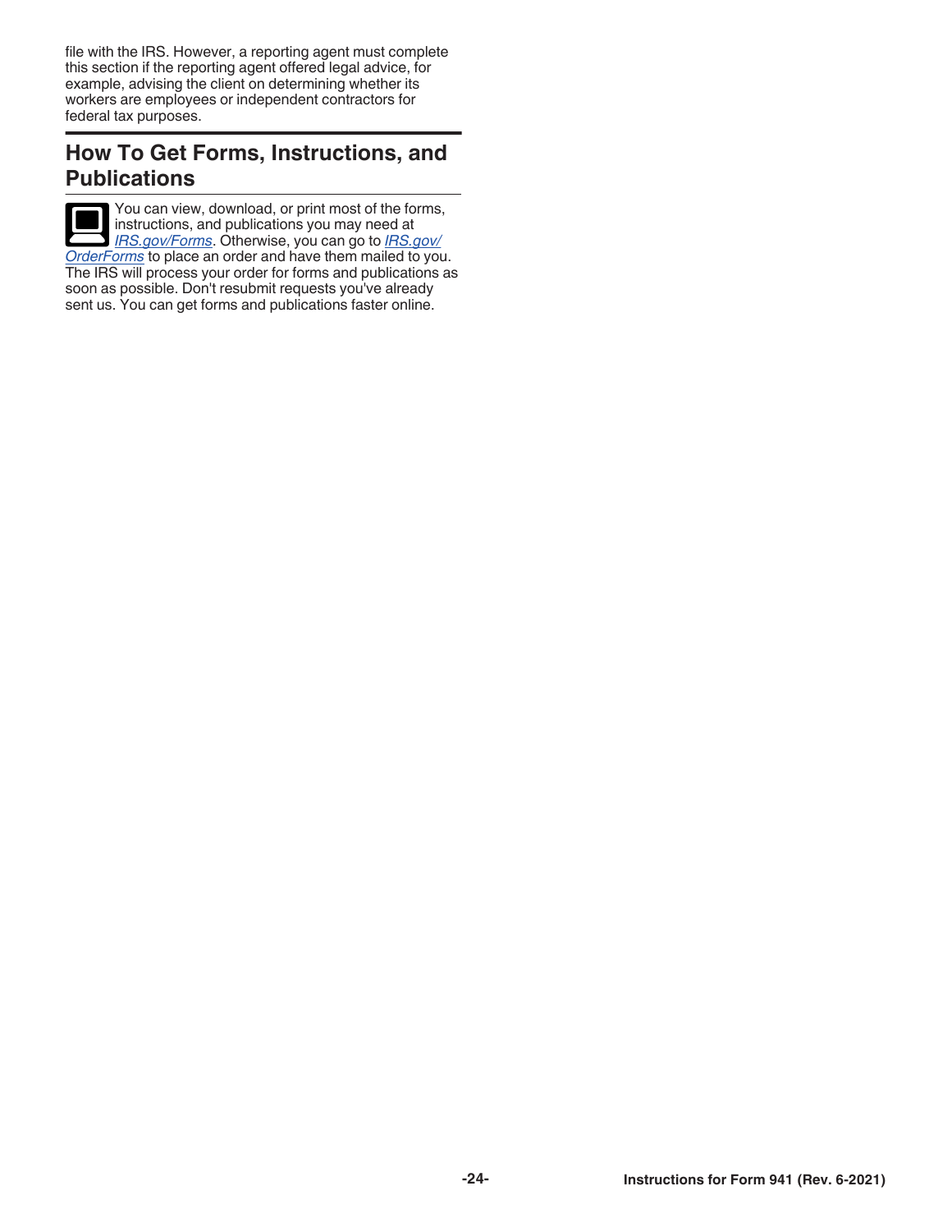file with the IRS. However, a reporting agent must complete this section if the reporting agent offered legal advice, for example, advising the client on determining whether its workers are employees or independent contractors for federal tax purposes.

## How To Get Forms, Instructions, and Publications

You can view, download, or print most of the forms, instructions, and publications you may need at *IRS.gov/Forms*. Otherwise, you can go to *IRS.gov/OrderForms* to place an order and have them mailed to you. The IRS will process your order for forms and publications as soon as possible. Don't resubmit requests you've already sent us. You can get forms and publications faster online.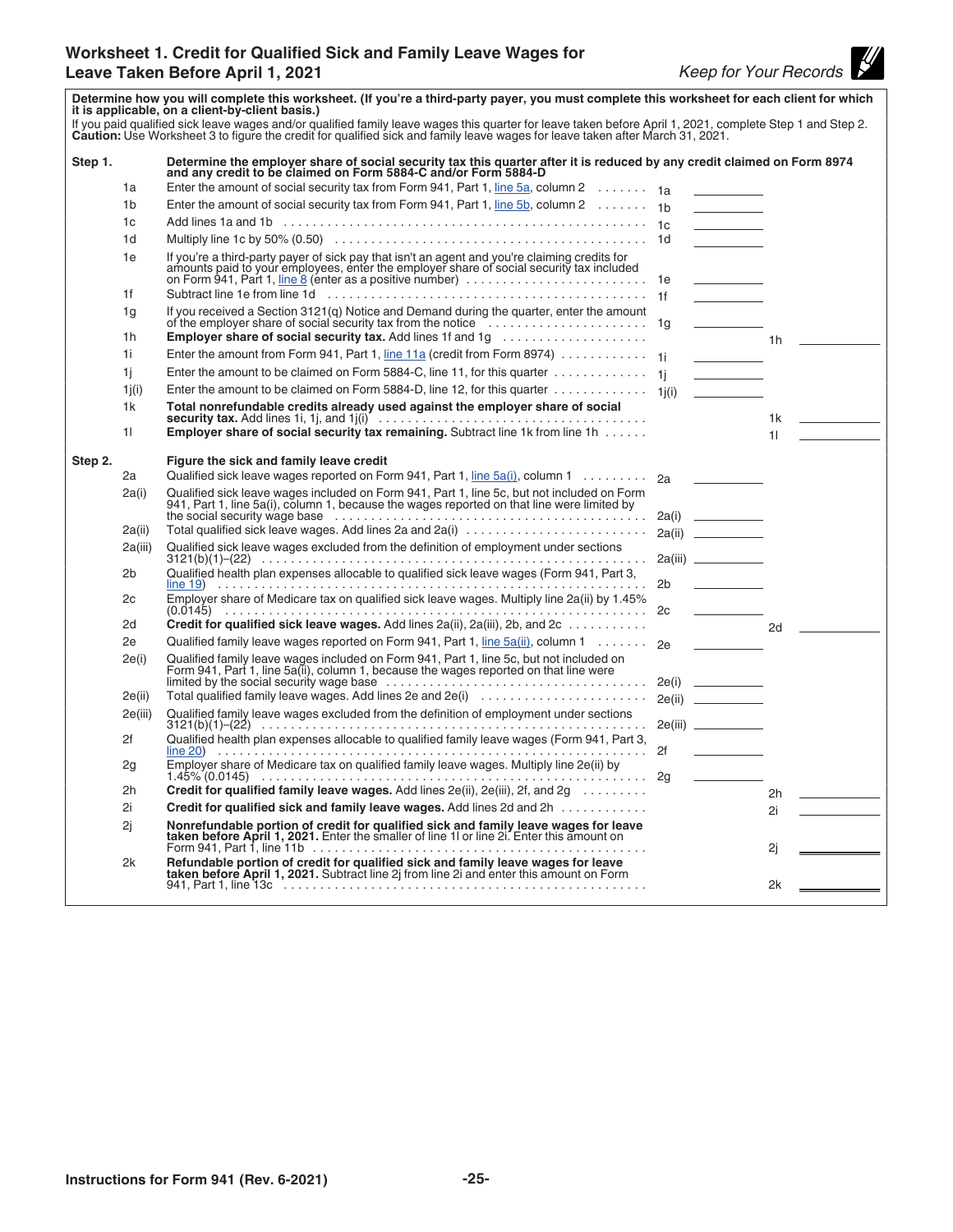## Worksheet 1. Credit for Qualified Sick and Family Leave Wages for Leave Taken Before April 1, 2021

*Keep for Your Records*

**Determine how you will complete this worksheet. (If you're a third-party payer, you must complete this worksheet for each client for which it is applicable, on a client-by-client basis.)**

If you paid qualified sick leave wages and/or qualified family leave wages this quarter for leave taken before April 1, 2021, complete Step 1 and Step 2.
**Caution:** Use Worksheet 3 to figure the credit for qualified sick and family leave wages for leave taken after March 31, 2021.

**Step 1.** **Determine the employer share of social security tax this quarter after it is reduced by any credit claimed on Form 8974 and any credit to be claimed on Form 5884-C and/or Form 5884-D**

| Line | Description | | | | |
|---|---|---|---|---|---|
| 1a | Enter the amount of social security tax from Form 941, Part 1, line 5a, column 2 | 1a | | | |
| 1b | Enter the amount of social security tax from Form 941, Part 1, line 5b, column 2 | 1b | | | |
| 1c | Add lines 1a and 1b | 1c | | | |
| 1d | Multiply line 1c by 50% (0.50) | 1d | | | |
| 1e | If you're a third-party payer of sick pay that isn't an agent and you're claiming credits for amounts paid to your employees, enter the employer share of social security tax included on Form 941, Part 1, line 8 (enter as a positive number) | 1e | | | |
| 1f | Subtract line 1e from line 1d | 1f | | | |
| 1g | If you received a Section 3121(q) Notice and Demand during the quarter, enter the amount of the employer share of social security tax from the notice | 1g | | | |
| 1h | **Employer share of social security tax.** Add lines 1f and 1g | | | 1h | |
| 1i | Enter the amount from Form 941, Part 1, line 11a (credit from Form 8974) | 1i | | | |
| 1j | Enter the amount to be claimed on Form 5884-C, line 11, for this quarter | 1j | | | |
| 1j(i) | Enter the amount to be claimed on Form 5884-D, line 12, for this quarter | 1j(i) | | | |
| 1k | **Total nonrefundable credits already used against the employer share of social security tax.** Add lines 1i, 1j, and 1j(i) | | | 1k | |
| 1l | **Employer share of social security tax remaining.** Subtract line 1k from line 1h | | | 1l | |

**Step 2.** **Figure the sick and family leave credit**

| Line | Description | | | | |
|---|---|---|---|---|---|
| 2a | Qualified sick leave wages reported on Form 941, Part 1, line 5a(i), column 1 | 2a | | | |
| 2a(i) | Qualified sick leave wages included on Form 941, Part 1, line 5c, but not included on Form 941, Part 1, line 5a(i), column 1, because the wages reported on that line were limited by the social security wage base | 2a(i) | | | |
| 2a(ii) | Total qualified sick leave wages. Add lines 2a and 2a(i) | 2a(ii) | | | |
| 2a(iii) | Qualified sick leave wages excluded from the definition of employment under sections 3121(b)(1)–(22) | 2a(iii) | | | |
| 2b | Qualified health plan expenses allocable to qualified sick leave wages (Form 941, Part 3, line 19) | 2b | | | |
| 2c | Employer share of Medicare tax on qualified sick leave wages. Multiply line 2a(ii) by 1.45% (0.0145) | 2c | | | |
| 2d | **Credit for qualified sick leave wages.** Add lines 2a(ii), 2a(iii), 2b, and 2c | | | 2d | |
| 2e | Qualified family leave wages reported on Form 941, Part 1, line 5a(ii), column 1 | 2e | | | |
| 2e(i) | Qualified family leave wages included on Form 941, Part 1, line 5c, but not included on Form 941, Part 1, line 5a(ii), column 1, because the wages reported on that line were limited by the social security wage base | 2e(i) | | | |
| 2e(ii) | Total qualified family leave wages. Add lines 2e and 2e(i) | 2e(ii) | | | |
| 2e(iii) | Qualified family leave wages excluded from the definition of employment under sections 3121(b)(1)–(22) | 2e(iii) | | | |
| 2f | Qualified health plan expenses allocable to qualified family leave wages (Form 941, Part 3, line 20) | 2f | | | |
| 2g | Employer share of Medicare tax on qualified family leave wages. Multiply line 2e(ii) by 1.45% (0.0145) | 2g | | | |
| 2h | **Credit for qualified family leave wages.** Add lines 2e(ii), 2e(iii), 2f, and 2g | | | 2h | |
| 2i | **Credit for qualified sick and family leave wages.** Add lines 2d and 2h | | | 2i | |
| 2j | **Nonrefundable portion of credit for qualified sick and family leave wages for leave taken before April 1, 2021.** Enter the smaller of line 1l or line 2i. Enter this amount on Form 941, Part 1, line 11b | | | 2j | |
| 2k | **Refundable portion of credit for qualified sick and family leave wages for leave taken before April 1, 2021.** Subtract line 2j from line 2i and enter this amount on Form 941, Part 1, line 13c | | | 2k | |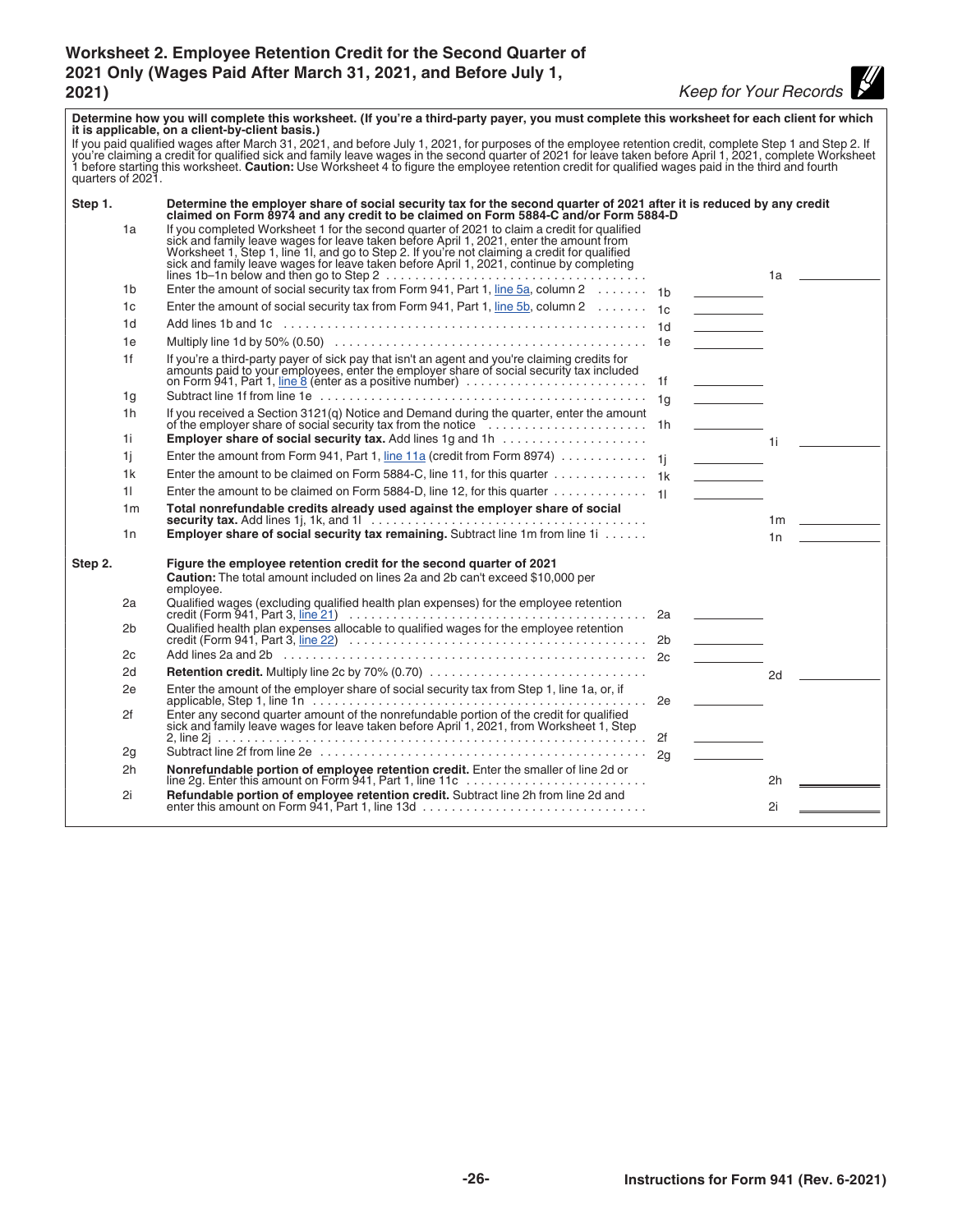## Worksheet 2. Employee Retention Credit for the Second Quarter of 2021 Only (Wages Paid After March 31, 2021, and Before July 1, 2021)

*Keep for Your Records*

**Determine how you will complete this worksheet. (If you're a third-party payer, you must complete this worksheet for each client for which it is applicable, on a client-by-client basis.)**

If you paid qualified wages after March 31, 2021, and before July 1, 2021, for purposes of the employee retention credit, complete Step 1 and Step 2. If you're claiming a credit for qualified sick and family leave wages in the second quarter of 2021 for leave taken before April 1, 2021, complete Worksheet 1 before starting this worksheet. **Caution:** Use Worksheet 4 to figure the employee retention credit for qualified wages paid in the third and fourth quarters of 2021.

**Step 1. Determine the employer share of social security tax for the second quarter of 2021 after it is reduced by any credit claimed on Form 8974 and any credit to be claimed on Form 5884-C and/or Form 5884-D**

| Line | Description | | | | |
|---|---|---|---|---|---|
| 1a | If you completed Worksheet 1 for the second quarter of 2021 to claim a credit for qualified sick and family leave wages for leave taken before April 1, 2021, enter the amount from Worksheet 1, Step 1, line 1l, and go to Step 2. If you're not claiming a credit for qualified sick and family leave wages for leave taken before April 1, 2021, continue by completing lines 1b–1n below and then go to Step 2 | | | 1a | |
| 1b | Enter the amount of social security tax from Form 941, Part 1, line 5a, column 2 | 1b | | | |
| 1c | Enter the amount of social security tax from Form 941, Part 1, line 5b, column 2 | 1c | | | |
| 1d | Add lines 1b and 1c | 1d | | | |
| 1e | Multiply line 1d by 50% (0.50) | 1e | | | |
| 1f | If you're a third-party payer of sick pay that isn't an agent and you're claiming credits for amounts paid to your employees, enter the employer share of social security tax included on Form 941, Part 1, line 8 (enter as a positive number) | 1f | | | |
| 1g | Subtract line 1f from line 1e | 1g | | | |
| 1h | If you received a Section 3121(q) Notice and Demand during the quarter, enter the amount of the employer share of social security tax from the notice | 1h | | | |
| 1i | **Employer share of social security tax.** Add lines 1g and 1h | | | 1i | |
| 1j | Enter the amount from Form 941, Part 1, line 11a (credit from Form 8974) | 1j | | | |
| 1k | Enter the amount to be claimed on Form 5884-C, line 11, for this quarter | 1k | | | |
| 1l | Enter the amount to be claimed on Form 5884-D, line 12, for this quarter | 1l | | | |
| 1m | **Total nonrefundable credits already used against the employer share of social security tax.** Add lines 1j, 1k, and 1l | | | 1m | |
| 1n | **Employer share of social security tax remaining.** Subtract line 1m from line 1i | | | 1n | |

**Step 2. Figure the employee retention credit for the second quarter of 2021**

**Caution:** The total amount included on lines 2a and 2b can't exceed $10,000 per employee.

| Line | Description | | | | |
|---|---|---|---|---|---|
| 2a | Qualified wages (excluding qualified health plan expenses) for the employee retention credit (Form 941, Part 3, line 21) | 2a | | | |
| 2b | Qualified health plan expenses allocable to qualified wages for the employee retention credit (Form 941, Part 3, line 22) | 2b | | | |
| 2c | Add lines 2a and 2b | 2c | | | |
| 2d | **Retention credit.** Multiply line 2c by 70% (0.70) | | | 2d | |
| 2e | Enter the amount of the employer share of social security tax from Step 1, line 1a, or, if applicable, Step 1, line 1n | 2e | | | |
| 2f | Enter any second quarter amount of the nonrefundable portion of the credit for qualified sick and family leave wages for leave taken before April 1, 2021, from Worksheet 1, Step 2, line 2j | 2f | | | |
| 2g | Subtract line 2f from line 2e | 2g | | | |
| 2h | **Nonrefundable portion of employee retention credit.** Enter the smaller of line 2d or line 2g. Enter this amount on Form 941, Part 1, line 11c | | | 2h | |
| 2i | **Refundable portion of employee retention credit.** Subtract line 2h from line 2d and enter this amount on Form 941, Part 1, line 13d | | | 2i | |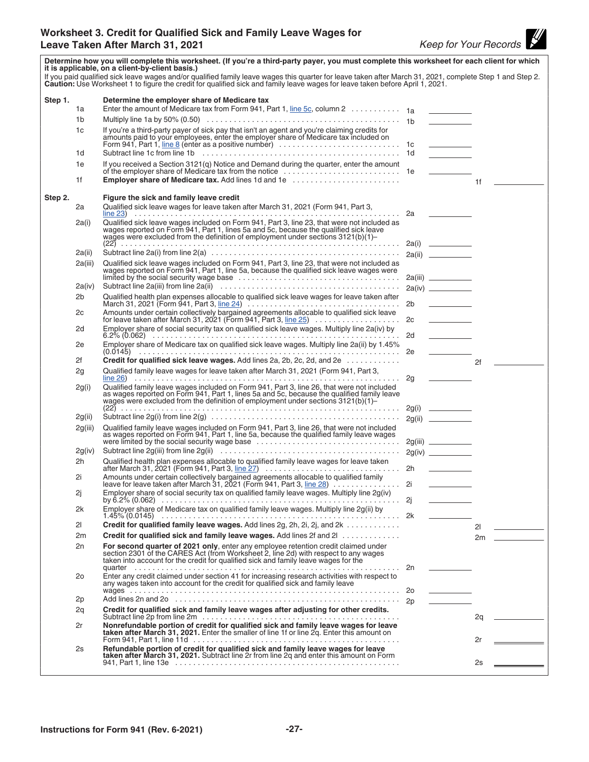# Worksheet 3. Credit for Qualified Sick and Family Leave Wages for Leave Taken After March 31, 2021

*Keep for Your Records*

**Determine how you will complete this worksheet. (If you're a third-party payer, you must complete this worksheet for each client for which it is applicable, on a client-by-client basis.)**

If you paid qualified sick leave wages and/or qualified family leave wages this quarter for leave taken after March 31, 2021, complete Step 1 and Step 2.

**Caution:** Use Worksheet 1 to figure the credit for qualified sick and family leave wages for leave taken before April 1, 2021.

## Step 1. Determine the employer share of Medicare tax

| Line | Description | | | | |
|---|---|---|---|---|---|
| 1a | Enter the amount of Medicare tax from Form 941, Part 1, line 5c, column 2 | 1a | ______ | | |
| 1b | Multiply line 1a by 50% (0.50) | 1b | ______ | | |
| 1c | If you're a third-party payer of sick pay that isn't an agent and you're claiming credits for amounts paid to your employees, enter the employer share of Medicare tax included on Form 941, Part 1, line 8 (enter as a positive number) | 1c | ______ | | |
| 1d | Subtract line 1c from line 1b | 1d | ______ | | |
| 1e | If you received a Section 3121(q) Notice and Demand during the quarter, enter the amount of the employer share of Medicare tax from the notice | 1e | ______ | | |
| 1f | **Employer share of Medicare tax.** Add lines 1d and 1e | | | 1f | ______ |

## Step 2. Figure the sick and family leave credit

| Line | Description | | | | |
|---|---|---|---|---|---|
| 2a | Qualified sick leave wages for leave taken after March 31, 2021 (Form 941, Part 3, line 23) | 2a | ______ | | |
| 2a(i) | Qualified sick leave wages included on Form 941, Part 3, line 23, that were not included as wages reported on Form 941, Part 1, lines 5a and 5c, because the qualified sick leave wages were excluded from the definition of employment under sections 3121(b)(1)–(22) | 2a(i) | ______ | | |
| 2a(ii) | Subtract line 2a(i) from line 2(a) | 2a(ii) | ______ | | |
| 2a(iii) | Qualified sick leave wages included on Form 941, Part 3, line 23, that were not included as wages reported on Form 941, Part 1, line 5a, because the qualified sick leave wages were limited by the social security wage base | 2a(iii) | ______ | | |
| 2a(iv) | Subtract line 2a(iii) from line 2a(ii) | 2a(iv) | ______ | | |
| 2b | Qualified health plan expenses allocable to qualified sick leave wages for leave taken after March 31, 2021 (Form 941, Part 3, line 24) | 2b | ______ | | |
| 2c | Amounts under certain collectively bargained agreements allocable to qualified sick leave for leave taken after March 31, 2021 (Form 941, Part 3, line 25) | 2c | ______ | | |
| 2d | Employer share of social security tax on qualified sick leave wages. Multiply line 2a(iv) by 6.2% (0.062) | 2d | ______ | | |
| 2e | Employer share of Medicare tax on qualified sick leave wages. Multiply line 2a(ii) by 1.45% (0.0145) | 2e | ______ | | |
| 2f | **Credit for qualified sick leave wages.** Add lines 2a, 2b, 2c, 2d, and 2e | | | 2f | ______ |
| 2g | Qualified family leave wages for leave taken after March 31, 2021 (Form 941, Part 3, line 26) | 2g | ______ | | |
| 2g(i) | Qualified family leave wages included on Form 941, Part 3, line 26, that were not included as wages reported on Form 941, Part 1, lines 5a and 5c, because the qualified family leave wages were excluded from the definition of employment under sections 3121(b)(1)–(22) | 2g(i) | ______ | | |
| 2g(ii) | Subtract line 2g(i) from line 2(g) | 2g(ii) | ______ | | |
| 2g(iii) | Qualified family leave wages included on Form 941, Part 3, line 26, that were not included as wages reported on Form 941, Part 1, line 5a, because the qualified family leave wages were limited by the social security wage base | 2g(iii) | ______ | | |
| 2g(iv) | Subtract line 2g(iii) from line 2g(ii) | 2g(iv) | ______ | | |
| 2h | Qualified health plan expenses allocable to qualified family leave wages for leave taken after March 31, 2021 (Form 941, Part 3, line 27) | 2h | ______ | | |
| 2i | Amounts under certain collectively bargained agreements allocable to qualified family leave for leave taken after March 31, 2021 (Form 941, Part 3, line 28) | 2i | ______ | | |
| 2j | Employer share of social security tax on qualified family leave wages. Multiply line 2g(iv) by 6.2% (0.062) | 2j | ______ | | |
| 2k | Employer share of Medicare tax on qualified family leave wages. Multiply line 2g(ii) by 1.45% (0.0145) | 2k | ______ | | |
| 2l | **Credit for qualified family leave wages.** Add lines 2g, 2h, 2i, 2j, and 2k | | | 2l | ______ |
| 2m | **Credit for qualified sick and family leave wages.** Add lines 2f and 2l | | | 2m | ______ |
| 2n | **For second quarter of 2021 only**, enter any employee retention credit claimed under section 2301 of the CARES Act (from Worksheet 2, line 2d) with respect to any wages taken into account for the credit for qualified sick and family leave wages for the quarter | 2n | ______ | | |
| 2o | Enter any credit claimed under section 41 for increasing research activities with respect to any wages taken into account for the credit for qualified sick and family leave wages | 2o | ______ | | |
| 2p | Add lines 2n and 2o | 2p | ______ | | |
| 2q | **Credit for qualified sick and family leave wages after adjusting for other credits.** Subtract line 2p from line 2m | | | 2q | ______ |
| 2r | **Nonrefundable portion of credit for qualified sick and family leave wages for leave taken after March 31, 2021.** Enter the smaller of line 1f or line 2q. Enter this amount on Form 941, Part 1, line 11d | | | 2r | ______ |
| 2s | **Refundable portion of credit for qualified sick and family leave wages for leave taken after March 31, 2021.** Subtract line 2r from line 2q and enter this amount on Form 941, Part 1, line 13e | | | 2s | ______ |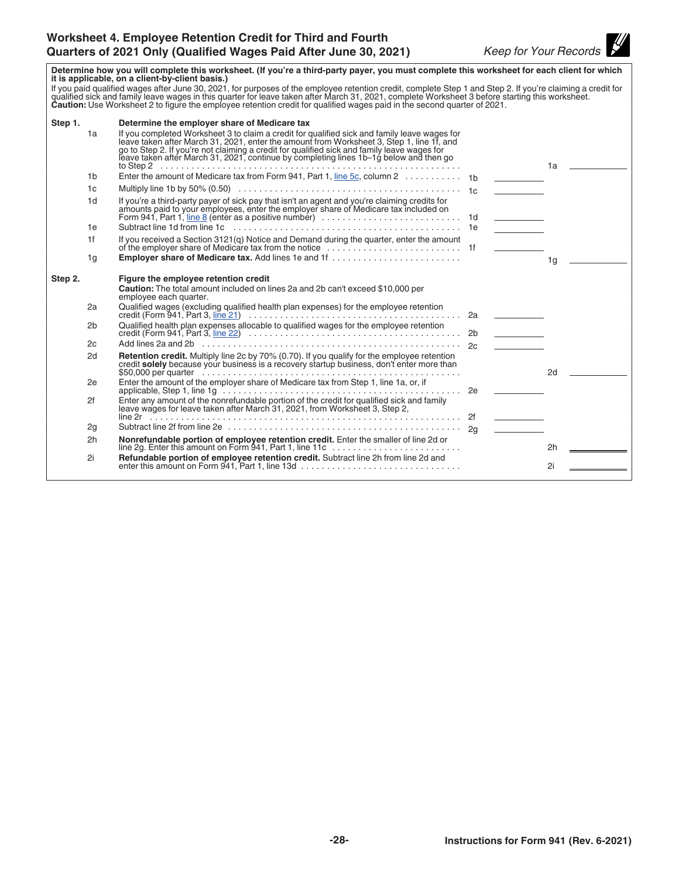## Worksheet 4. Employee Retention Credit for Third and Fourth Quarters of 2021 Only (Qualified Wages Paid After June 30, 2021)

*Keep for Your Records*

**Determine how you will complete this worksheet. (If you're a third-party payer, you must complete this worksheet for each client for which it is applicable, on a client-by-client basis.)**

If you paid qualified wages after June 30, 2021, for purposes of the employee retention credit, complete Step 1 and Step 2. If you're claiming a credit for qualified sick and family leave wages in this quarter for leave taken after March 31, 2021, complete Worksheet 3 before starting this worksheet.
**Caution:** Use Worksheet 2 to figure the employee retention credit for qualified wages paid in the second quarter of 2021.

**Step 1.** **Determine the employer share of Medicare tax**

| Line | Description | Line | Amount | Line | Amount |
|---|---|---|---|---|---|
| 1a | If you completed Worksheet 3 to claim a credit for qualified sick and family leave wages for leave taken after March 31, 2021, enter the amount from Worksheet 3, Step 1, line 1f, and go to Step 2. If you're not claiming a credit for qualified sick and family leave wages for leave taken after March 31, 2021, continue by completing lines 1b–1g below and then go to Step 2 | | | 1a | |
| 1b | Enter the amount of Medicare tax from Form 941, Part 1, line 5c, column 2 | 1b | | | |
| 1c | Multiply line 1b by 50% (0.50) | 1c | | | |
| 1d | If you're a third-party payer of sick pay that isn't an agent and you're claiming credits for amounts paid to your employees, enter the employer share of Medicare tax included on Form 941, Part 1, line 8 (enter as a positive number) | 1d | | | |
| 1e | Subtract line 1d from line 1c | 1e | | | |
| 1f | If you received a Section 3121(q) Notice and Demand during the quarter, enter the amount of the employer share of Medicare tax from the notice | 1f | | | |
| 1g | **Employer share of Medicare tax.** Add lines 1e and 1f | | | 1g | |

**Step 2.** **Figure the employee retention credit**

**Caution:** The total amount included on lines 2a and 2b can't exceed $10,000 per employee each quarter.

| Line | Description | Line | Amount | Line | Amount |
|---|---|---|---|---|---|
| 2a | Qualified wages (excluding qualified health plan expenses) for the employee retention credit (Form 941, Part 3, line 21) | 2a | | | |
| 2b | Qualified health plan expenses allocable to qualified wages for the employee retention credit (Form 941, Part 3, line 22) | 2b | | | |
| 2c | Add lines 2a and 2b | 2c | | | |
| 2d | **Retention credit.** Multiply line 2c by 70% (0.70). If you qualify for the employee retention credit **solely** because your business is a recovery startup business, don't enter more than $50,000 per quarter | | | 2d | |
| 2e | Enter the amount of the employer share of Medicare tax from Step 1, line 1a, or, if applicable, Step 1, line 1g | 2e | | | |
| 2f | Enter any amount of the nonrefundable portion of the credit for qualified sick and family leave wages for leave taken after March 31, 2021, from Worksheet 3, Step 2, line 2r | 2f | | | |
| 2g | Subtract line 2f from line 2e | 2g | | | |
| 2h | **Nonrefundable portion of employee retention credit.** Enter the smaller of line 2d or line 2g. Enter this amount on Form 941, Part 1, line 11c | | | 2h | |
| 2i | **Refundable portion of employee retention credit.** Subtract line 2h from line 2d and enter this amount on Form 941, Part 1, line 13d | | | 2i | |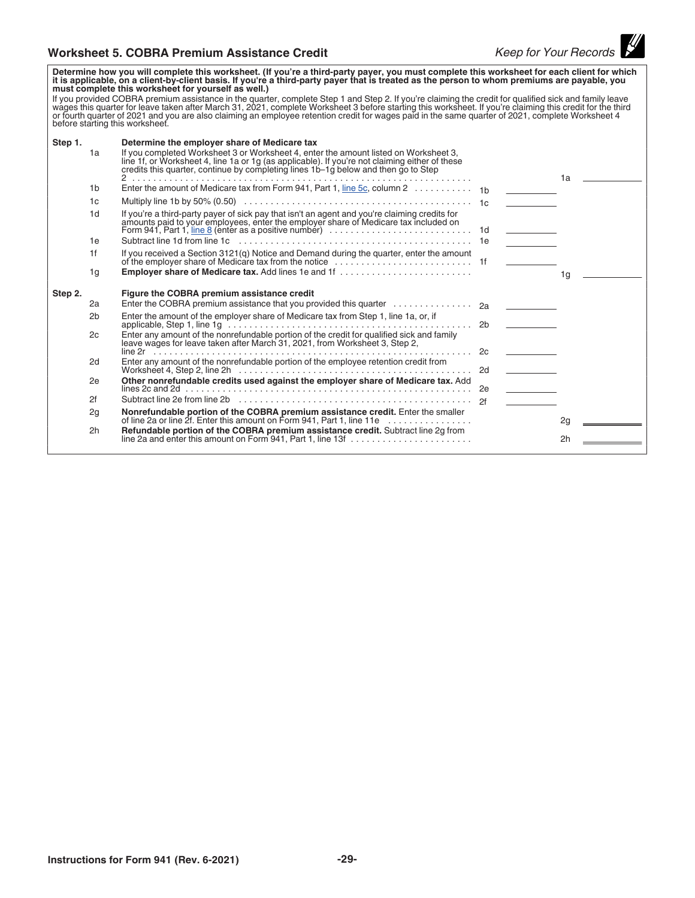## Worksheet 5. COBRA Premium Assistance Credit

*Keep for Your Records*

**Determine how you will complete this worksheet. (If you're a third-party payer, you must complete this worksheet for each client for which it is applicable, on a client-by-client basis. If you're a third-party payer that is treated as the person to whom premiums are payable, you must complete this worksheet for yourself as well.)**

If you provided COBRA premium assistance in the quarter, complete Step 1 and Step 2. If you're claiming the credit for qualified sick and family leave wages this quarter for leave taken after March 31, 2021, complete Worksheet 3 before starting this worksheet. If you're claiming this credit for the third or fourth quarter of 2021 and you are also claiming an employee retention credit for wages paid in the same quarter of 2021, complete Worksheet 4 before starting this worksheet.

| | | | | | | |
|---|---|---|---|---|---|---|
| **Step 1.** | | **Determine the employer share of Medicare tax** | | | | |
| | 1a | If you completed Worksheet 3 or Worksheet 4, enter the amount listed on Worksheet 3, line 1f, or Worksheet 4, line 1a or 1g (as applicable). If you're not claiming either of these credits this quarter, continue by completing lines 1b–1g below and then go to Step 2 | | | 1a | |
| | 1b | Enter the amount of Medicare tax from Form 941, Part 1, line 5c, column 2 | 1b | | | |
| | 1c | Multiply line 1b by 50% (0.50) | 1c | | | |
| | 1d | If you're a third-party payer of sick pay that isn't an agent and you're claiming credits for amounts paid to your employees, enter the employer share of Medicare tax included on Form 941, Part 1, line 8 (enter as a positive number) | 1d | | | |
| | 1e | Subtract line 1d from line 1c | 1e | | | |
| | 1f | If you received a Section 3121(q) Notice and Demand during the quarter, enter the amount of the employer share of Medicare tax from the notice | 1f | | | |
| | 1g | **Employer share of Medicare tax.** Add lines 1e and 1f | | | 1g | |
| **Step 2.** | | **Figure the COBRA premium assistance credit** | | | | |
| | 2a | Enter the COBRA premium assistance that you provided this quarter | 2a | | | |
| | 2b | Enter the amount of the employer share of Medicare tax from Step 1, line 1a, or, if applicable, Step 1, line 1g | 2b | | | |
| | 2c | Enter any amount of the nonrefundable portion of the credit for qualified sick and family leave wages for leave taken after March 31, 2021, from Worksheet 3, Step 2, line 2r | 2c | | | |
| | 2d | Enter any amount of the nonrefundable portion of the employee retention credit from Worksheet 4, Step 2, line 2h | 2d | | | |
| | 2e | **Other nonrefundable credits used against the employer share of Medicare tax.** Add lines 2c and 2d | 2e | | | |
| | 2f | Subtract line 2e from line 2b | 2f | | | |
| | 2g | **Nonrefundable portion of the COBRA premium assistance credit.** Enter the smaller of line 2a or line 2f. Enter this amount on Form 941, Part 1, line 11e | | | 2g | |
| | 2h | **Refundable portion of the COBRA premium assistance credit.** Subtract line 2g from line 2a and enter this amount on Form 941, Part 1, line 13f | | | 2h | |